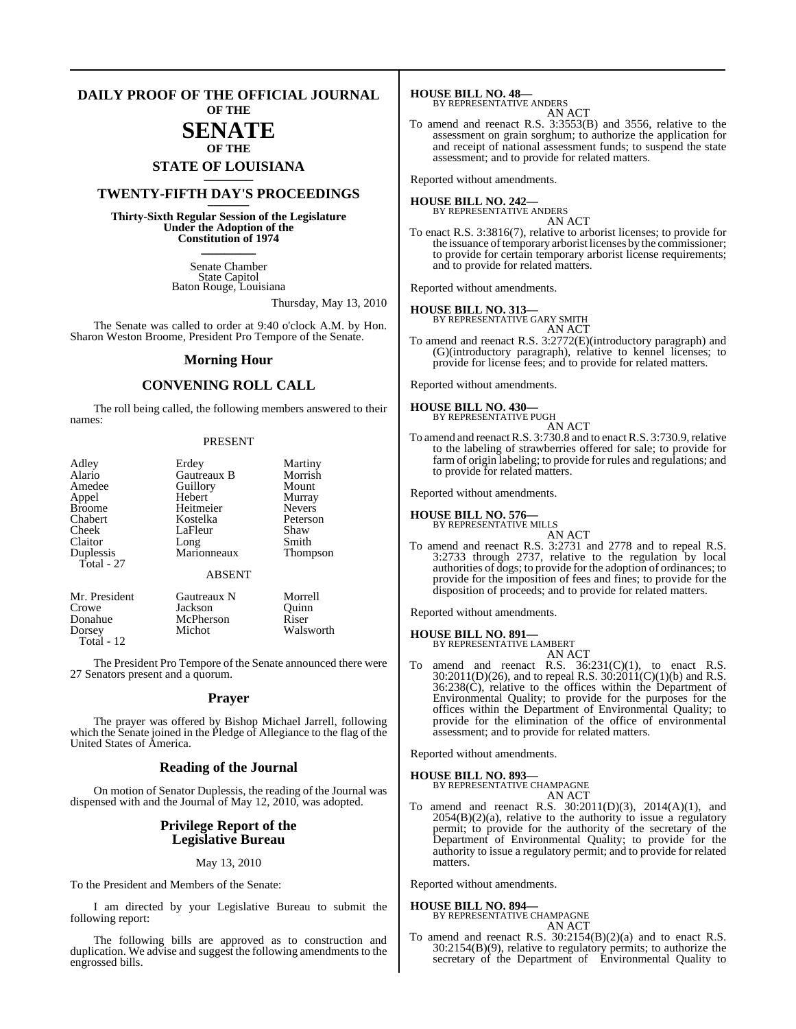# DAILY PROOF OF THE OFFICIAL JOURNAL OF THE SENATE OF THE STATE OF LOUISIANA

## TWENTY-FIFTH DAY'S PROCEEDINGS

**Thirty-Sixth Regular Session of the Legislature Under the Adoption of the Constitution of 1974**

Senate Chamber
State Capitol
Baton Rouge, Louisiana

Thursday, May 13, 2010

The Senate was called to order at 9:40 o'clock A.M. by Hon. Sharon Weston Broome, President Pro Tempore of the Senate.

## Morning Hour

## CONVENING ROLL CALL

The roll being called, the following members answered to their names:

PRESENT

| | | |
|---|---|---|
| Adley | Erdey | Martiny |
| Alario | Gautreaux B | Morrish |
| Amedee | Guillory | Mount |
| Appel | Hebert | Murray |
| Broome | Heitmeier | Nevers |
| Chabert | Kostelka | Peterson |
| Cheek | LaFleur | Shaw |
| Claitor | Long | Smith |
| Duplessis | Marionneaux | Thompson |

Total - 27

ABSENT

| | | |
|---|---|---|
| Mr. President | Gautreaux N | Morrell |
| Crowe | Jackson | Quinn |
| Donahue | McPherson | Riser |
| Dorsey | Michot | Walsworth |

Total - 12

The President Pro Tempore of the Senate announced there were 27 Senators present and a quorum.

## Prayer

The prayer was offered by Bishop Michael Jarrell, following which the Senate joined in the Pledge of Allegiance to the flag of the United States of America.

## Reading of the Journal

On motion of Senator Duplessis, the reading of the Journal was dispensed with and the Journal of May 12, 2010, was adopted.

## Privilege Report of the Legislative Bureau

May 13, 2010

To the President and Members of the Senate:

I am directed by your Legislative Bureau to submit the following report:

The following bills are approved as to construction and duplication. We advise and suggest the following amendments to the engrossed bills.

**HOUSE BILL NO. 48—**
BY REPRESENTATIVE ANDERS
AN ACT

To amend and reenact R.S. 3:3553(B) and 3556, relative to the assessment on grain sorghum; to authorize the application for and receipt of national assessment funds; to suspend the state assessment; and to provide for related matters.

Reported without amendments.

**HOUSE BILL NO. 242—**
BY REPRESENTATIVE ANDERS
AN ACT

To enact R.S. 3:3816(7), relative to arborist licenses; to provide for the issuance of temporary arborist licenses by the commissioner; to provide for certain temporary arborist license requirements; and to provide for related matters.

Reported without amendments.

**HOUSE BILL NO. 313—**
BY REPRESENTATIVE GARY SMITH
AN ACT

To amend and reenact R.S. 3:2772(E)(introductory paragraph) and (G)(introductory paragraph), relative to kennel licenses; to provide for license fees; and to provide for related matters.

Reported without amendments.

**HOUSE BILL NO. 430—**
BY REPRESENTATIVE PUGH
AN ACT

To amend and reenact R.S. 3:730.8 and to enact R.S. 3:730.9, relative to the labeling of strawberries offered for sale; to provide for farm of origin labeling; to provide for rules and regulations; and to provide for related matters.

Reported without amendments.

**HOUSE BILL NO. 576—**
BY REPRESENTATIVE MILLS
AN ACT

To amend and reenact R.S. 3:2731 and 2778 and to repeal R.S. 3:2733 through 2737, relative to the regulation by local authorities of dogs; to provide for the adoption of ordinances; to provide for the imposition of fees and fines; to provide for the disposition of proceeds; and to provide for related matters.

Reported without amendments.

**HOUSE BILL NO. 891—**
BY REPRESENTATIVE LAMBERT
AN ACT

To amend and reenact R.S. 36:231(C)(1), to enact R.S. 30:2011(D)(26), and to repeal R.S. 30:2011(C)(1)(b) and R.S. 36:238(C), relative to the offices within the Department of Environmental Quality; to provide for the purposes for the offices within the Department of Environmental Quality; to provide for the elimination of the office of environmental assessment; and to provide for related matters.

Reported without amendments.

**HOUSE BILL NO. 893—**
BY REPRESENTATIVE CHAMPAGNE
AN ACT

To amend and reenact R.S. 30:2011(D)(3), 2014(A)(1), and 2054(B)(2)(a), relative to the authority to issue a regulatory permit; to provide for the authority of the secretary of the Department of Environmental Quality; to provide for the authority to issue a regulatory permit; and to provide for related matters.

Reported without amendments.

**HOUSE BILL NO. 894—**
BY REPRESENTATIVE CHAMPAGNE
AN ACT

To amend and reenact R.S. 30:2154(B)(2)(a) and to enact R.S. 30:2154(B)(9), relative to regulatory permits; to authorize the secretary of the Department of Environmental Quality to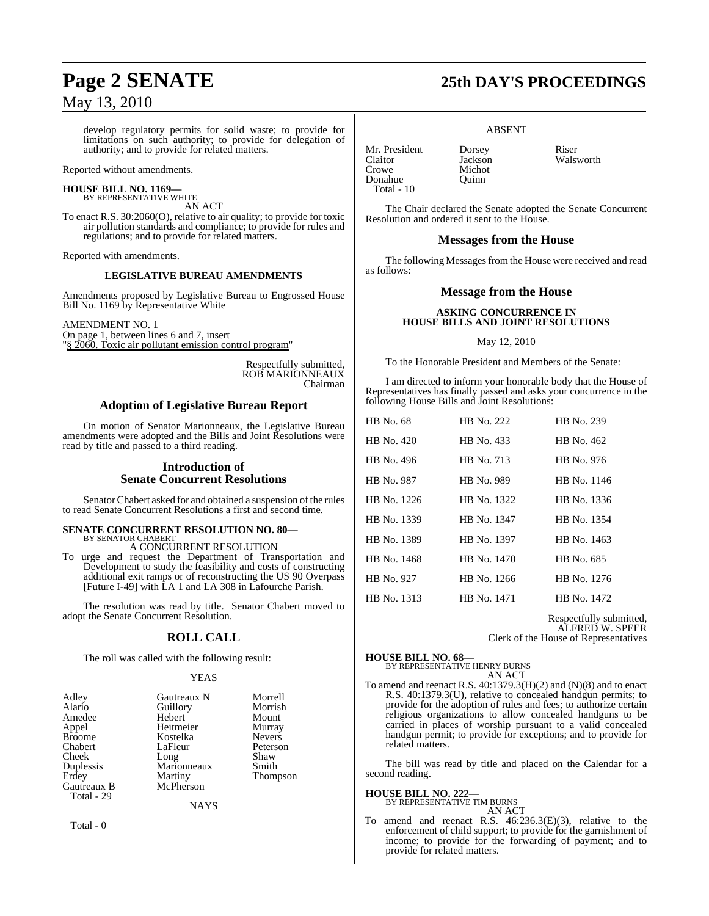develop regulatory permits for solid waste; to provide for limitations on such authority; to provide for delegation of authority; and to provide for related matters.

Reported without amendments.

**HOUSE BILL NO. 1169—**
BY REPRESENTATIVE WHITE
AN ACT

To enact R.S. 30:2060(O), relative to air quality; to provide for toxic air pollution standards and compliance; to provide for rules and regulations; and to provide for related matters.

Reported with amendments.

**LEGISLATIVE BUREAU AMENDMENTS**

Amendments proposed by Legislative Bureau to Engrossed House Bill No. 1169 by Representative White

AMENDMENT NO. 1
On page 1, between lines 6 and 7, insert
"§ 2060. Toxic air pollutant emission control program"

Respectfully submitted,
ROB MARIONNEAUX
Chairman

## Adoption of Legislative Bureau Report

On motion of Senator Marionneaux, the Legislative Bureau amendments were adopted and the Bills and Joint Resolutions were read by title and passed to a third reading.

## Introduction of Senate Concurrent Resolutions

Senator Chabert asked for and obtained a suspension of the rules to read Senate Concurrent Resolutions a first and second time.

**SENATE CONCURRENT RESOLUTION NO. 80—**
BY SENATOR CHABERT
A CONCURRENT RESOLUTION

To urge and request the Department of Transportation and Development to study the feasibility and costs of constructing additional exit ramps or of reconstructing the US 90 Overpass [Future I-49] with LA 1 and LA 308 in Lafourche Parish.

The resolution was read by title. Senator Chabert moved to adopt the Senate Concurrent Resolution.

## ROLL CALL

The roll was called with the following result:

YEAS

| | | |
|---|---|---|
| Adley | Gautreaux N | Morrell |
| Alario | Guillory | Morrish |
| Amedee | Hebert | Mount |
| Appel | Heitmeier | Murray |
| Broome | Kostelka | Nevers |
| Chabert | LaFleur | Peterson |
| Cheek | Long | Shaw |
| Duplessis | Marionneaux | Smith |
| Erdey | Martiny | Thompson |
| Gautreaux B | McPherson | |

Total - 29

NAYS

Total - 0

ABSENT

| | | |
|---|---|---|
| Mr. President | Dorsey | Riser |
| Claitor | Jackson | Walsworth |
| Crowe | Michot | |
| Donahue | Quinn | |

Total - 10

The Chair declared the Senate adopted the Senate Concurrent Resolution and ordered it sent to the House.

## Messages from the House

The following Messages from the House were received and read as follows:

## Message from the House

**ASKING CONCURRENCE IN HOUSE BILLS AND JOINT RESOLUTIONS**

May 12, 2010

To the Honorable President and Members of the Senate:

I am directed to inform your honorable body that the House of Representatives has finally passed and asks your concurrence in the following House Bills and Joint Resolutions:

| | | |
|---|---|---|
| HB No. 68 | HB No. 222 | HB No. 239 |
| HB No. 420 | HB No. 433 | HB No. 462 |
| HB No. 496 | HB No. 713 | HB No. 976 |
| HB No. 987 | HB No. 989 | HB No. 1146 |
| HB No. 1226 | HB No. 1322 | HB No. 1336 |
| HB No. 1339 | HB No. 1347 | HB No. 1354 |
| HB No. 1389 | HB No. 1397 | HB No. 1463 |
| HB No. 1468 | HB No. 1470 | HB No. 685 |
| HB No. 927 | HB No. 1266 | HB No. 1276 |
| HB No. 1313 | HB No. 1471 | HB No. 1472 |

Respectfully submitted,
ALFRED W. SPEER
Clerk of the House of Representatives

**HOUSE BILL NO. 68—**
BY REPRESENTATIVE HENRY BURNS
AN ACT

To amend and reenact R.S. 40:1379.3(H)(2) and (N)(8) and to enact R.S. 40:1379.3(U), relative to concealed handgun permits; to provide for the adoption of rules and fees; to authorize certain religious organizations to allow concealed handguns to be carried in places of worship pursuant to a valid concealed handgun permit; to provide for exceptions; and to provide for related matters.

The bill was read by title and placed on the Calendar for a second reading.

**HOUSE BILL NO. 222—**
BY REPRESENTATIVE TIM BURNS
AN ACT

To amend and reenact R.S. 46:236.3(E)(3), relative to the enforcement of child support; to provide for the garnishment of income; to provide for the forwarding of payment; and to provide for related matters.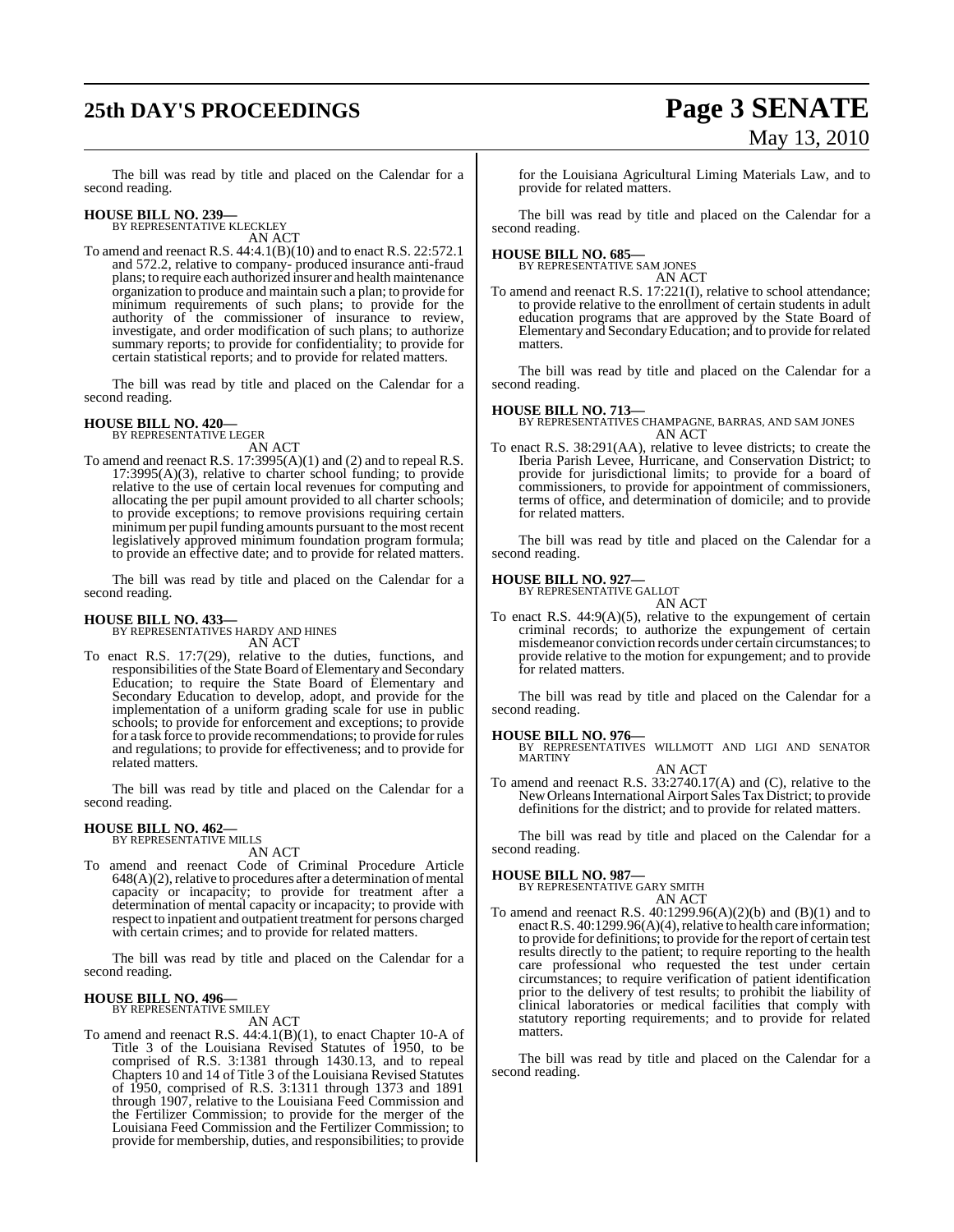The bill was read by title and placed on the Calendar for a second reading.

**HOUSE BILL NO. 239—**
BY REPRESENTATIVE KLECKLEY
AN ACT

To amend and reenact R.S. 44:4.1(B)(10) and to enact R.S. 22:572.1 and 572.2, relative to company- produced insurance anti-fraud plans; to require each authorized insurer and health maintenance organization to produce and maintain such a plan; to provide for minimum requirements of such plans; to provide for the authority of the commissioner of insurance to review, investigate, and order modification of such plans; to authorize summary reports; to provide for confidentiality; to provide for certain statistical reports; and to provide for related matters.

The bill was read by title and placed on the Calendar for a second reading.

**HOUSE BILL NO. 420—**
BY REPRESENTATIVE LEGER
AN ACT

To amend and reenact R.S. 17:3995(A)(1) and (2) and to repeal R.S. 17:3995(A)(3), relative to charter school funding; to provide relative to the use of certain local revenues for computing and allocating the per pupil amount provided to all charter schools; to provide exceptions; to remove provisions requiring certain minimum per pupil funding amounts pursuant to the most recent legislatively approved minimum foundation program formula; to provide an effective date; and to provide for related matters.

The bill was read by title and placed on the Calendar for a second reading.

**HOUSE BILL NO. 433—**
BY REPRESENTATIVES HARDY AND HINES
AN ACT

To enact R.S. 17:7(29), relative to the duties, functions, and responsibilities of the State Board of Elementary and Secondary Education; to require the State Board of Elementary and Secondary Education to develop, adopt, and provide for the implementation of a uniform grading scale for use in public schools; to provide for enforcement and exceptions; to provide for a task force to provide recommendations; to provide for rules and regulations; to provide for effectiveness; and to provide for related matters.

The bill was read by title and placed on the Calendar for a second reading.

**HOUSE BILL NO. 462—**
BY REPRESENTATIVE MILLS
AN ACT

To amend and reenact Code of Criminal Procedure Article 648(A)(2), relative to procedures after a determination of mental capacity or incapacity; to provide for treatment after a determination of mental capacity or incapacity; to provide with respect to inpatient and outpatient treatment for persons charged with certain crimes; and to provide for related matters.

The bill was read by title and placed on the Calendar for a second reading.

**HOUSE BILL NO. 496—**
BY REPRESENTATIVE SMILEY
AN ACT

To amend and reenact R.S. 44:4.1(B)(1), to enact Chapter 10-A of Title 3 of the Louisiana Revised Statutes of 1950, to be comprised of R.S. 3:1381 through 1430.13, and to repeal Chapters 10 and 14 of Title 3 of the Louisiana Revised Statutes of 1950, comprised of R.S. 3:1311 through 1373 and 1891 through 1907, relative to the Louisiana Feed Commission and the Fertilizer Commission; to provide for the merger of the Louisiana Feed Commission and the Fertilizer Commission; to provide for membership, duties, and responsibilities; to provide for the Louisiana Agricultural Liming Materials Law, and to provide for related matters.

The bill was read by title and placed on the Calendar for a second reading.

**HOUSE BILL NO. 685—**
BY REPRESENTATIVE SAM JONES
AN ACT

To amend and reenact R.S. 17:221(I), relative to school attendance; to provide relative to the enrollment of certain students in adult education programs that are approved by the State Board of Elementary and Secondary Education; and to provide for related matters.

The bill was read by title and placed on the Calendar for a second reading.

**HOUSE BILL NO. 713—**
BY REPRESENTATIVES CHAMPAGNE, BARRAS, AND SAM JONES
AN ACT

To enact R.S. 38:291(AA), relative to levee districts; to create the Iberia Parish Levee, Hurricane, and Conservation District; to provide for jurisdictional limits; to provide for a board of commissioners, to provide for appointment of commissioners, terms of office, and determination of domicile; and to provide for related matters.

The bill was read by title and placed on the Calendar for a second reading.

**HOUSE BILL NO. 927—**
BY REPRESENTATIVE GALLOT
AN ACT

To enact R.S. 44:9(A)(5), relative to the expungement of certain criminal records; to authorize the expungement of certain misdemeanor conviction records under certain circumstances; to provide relative to the motion for expungement; and to provide for related matters.

The bill was read by title and placed on the Calendar for a second reading.

**HOUSE BILL NO. 976—**
BY REPRESENTATIVES WILLMOTT AND LIGI AND SENATOR MARTINY
AN ACT

To amend and reenact R.S. 33:2740.17(A) and (C), relative to the New Orleans International Airport Sales Tax District; to provide definitions for the district; and to provide for related matters.

The bill was read by title and placed on the Calendar for a second reading.

**HOUSE BILL NO. 987—**
BY REPRESENTATIVE GARY SMITH
AN ACT

To amend and reenact R.S. 40:1299.96(A)(2)(b) and (B)(1) and to enact R.S. 40:1299.96(A)(4), relative to health care information; to provide for definitions; to provide for the report of certain test results directly to the patient; to require reporting to the health care professional who requested the test under certain circumstances; to require verification of patient identification prior to the delivery of test results; to prohibit the liability of clinical laboratories or medical facilities that comply with statutory reporting requirements; and to provide for related matters.

The bill was read by title and placed on the Calendar for a second reading.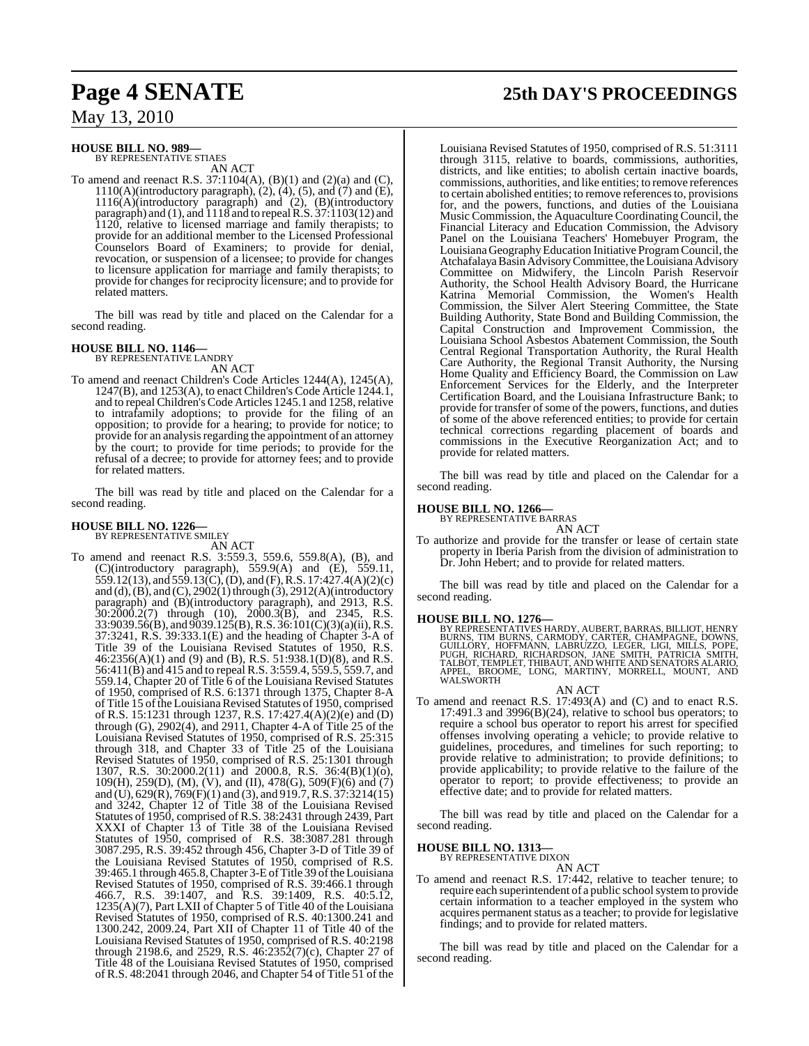**HOUSE BILL NO. 989—**
BY REPRESENTATIVE STIAES

AN ACT

To amend and reenact R.S. 37:1104(A), (B)(1) and (2)(a) and (C), 1110(A)(introductory paragraph), (2), (4), (5), and (7) and (E), 1116(A)(introductory paragraph) and (2), (B)(introductory paragraph) and (1), and 1118 and to repeal R.S. 37:1103(12) and 1120, relative to licensed marriage and family therapists; to provide for an additional member to the Licensed Professional Counselors Board of Examiners; to provide for denial, revocation, or suspension of a licensee; to provide for changes to licensure application for marriage and family therapists; to provide for changes for reciprocity licensure; and to provide for related matters.

The bill was read by title and placed on the Calendar for a second reading.

**HOUSE BILL NO. 1146—**
BY REPRESENTATIVE LANDRY

AN ACT

To amend and reenact Children's Code Articles 1244(A), 1245(A), 1247(B), and 1253(A), to enact Children's Code Article 1244.1, and to repeal Children's Code Articles 1245.1 and 1258, relative to intrafamily adoptions; to provide for the filing of an opposition; to provide for a hearing; to provide for notice; to provide for an analysis regarding the appointment of an attorney by the court; to provide for time periods; to provide for the refusal of a decree; to provide for attorney fees; and to provide for related matters.

The bill was read by title and placed on the Calendar for a second reading.

**HOUSE BILL NO. 1226—**
BY REPRESENTATIVE SMILEY

AN ACT

To amend and reenact R.S. 3:559.3, 559.6, 559.8(A), (B), and (C)(introductory paragraph), 559.9(A) and (E), 559.11, 559.12(13), and 559.13(C), (D), and (F), R.S. 17:427.4(A)(2)(c) and (d), (B), and (C), 2902(1) through (3), 2912(A)(introductory paragraph) and (B)(introductory paragraph), and 2913, R.S. 30:2000.2(7) through (10), 2000.3(B), and 2345, R.S. 33:9039.56(B), and 9039.125(B), R.S. 36:101(C)(3)(a)(ii), R.S. 37:3241, R.S. 39:333.1(E) and the heading of Chapter 3-A of Title 39 of the Louisiana Revised Statutes of 1950, R.S. 46:2356(A)(1) and (9) and (B), R.S. 51:938.1(D)(8), and R.S. 56:411(B) and 415 and to repeal R.S. 3:559.4, 559.5, 559.7, and 559.14, Chapter 20 of Title 6 of the Louisiana Revised Statutes of 1950, comprised of R.S. 6:1371 through 1375, Chapter 8-A of Title 15 of the Louisiana Revised Statutes of 1950, comprised of R.S. 15:1231 through 1237, R.S. 17:427.4(A)(2)(e) and (D) through (G), 2902(4), and 2911, Chapter 4-A of Title 25 of the Louisiana Revised Statutes of 1950, comprised of R.S. 25:315 through 318, and Chapter 33 of Title 25 of the Louisiana Revised Statutes of 1950, comprised of R.S. 25:1301 through 1307, R.S. 30:2000.2(11) and 2000.8, R.S. 36:4(B)(1)(o), 109(H), 259(D), (M), (V), and (II), 478(G), 509(F)(6) and (7) and (U), 629(R), 769(F)(1) and (3), and 919.7, R.S. 37:3214(15) and 3242, Chapter 12 of Title 38 of the Louisiana Revised Statutes of 1950, comprised of R.S. 38:2431 through 2439, Part XXXI of Chapter 13 of Title 38 of the Louisiana Revised Statutes of 1950, comprised of R.S. 38:3087.281 through 3087.295, R.S. 39:452 through 456, Chapter 3-D of Title 39 of the Louisiana Revised Statutes of 1950, comprised of R.S. 39:465.1 through 465.8, Chapter 3-E of Title 39 of the Louisiana Revised Statutes of 1950, comprised of R.S. 39:466.1 through 466.7, R.S. 39:1407, and R.S. 39:1409, R.S. 40:5.12, 1235(A)(7), Part LXII of Chapter 5 of Title 40 of the Louisiana Revised Statutes of 1950, comprised of R.S. 40:1300.241 and 1300.242, 2009.24, Part XII of Chapter 11 of Title 40 of the Louisiana Revised Statutes of 1950, comprised of R.S. 40:2198 through 2198.6, and 2529, R.S. 46:2352(7)(c), Chapter 27 of Title 48 of the Louisiana Revised Statutes of 1950, comprised of R.S. 48:2041 through 2046, and Chapter 54 of Title 51 of the Louisiana Revised Statutes of 1950, comprised of R.S. 51:3111 through 3115, relative to boards, commissions, authorities, districts, and like entities; to abolish certain inactive boards, commissions, authorities, and like entities; to remove references to certain abolished entities; to remove references to, provisions for, and the powers, functions, and duties of the Louisiana Music Commission, the Aquaculture Coordinating Council, the Financial Literacy and Education Commission, the Advisory Panel on the Louisiana Teachers' Homebuyer Program, the Louisiana Geography Education Initiative Program Council, the Atchafalaya Basin Advisory Committee, the Louisiana Advisory Committee on Midwifery, the Lincoln Parish Reservoir Authority, the School Health Advisory Board, the Hurricane Katrina Memorial Commission, the Women's Health Commission, the Silver Alert Steering Committee, the State Building Authority, State Bond and Building Commission, the Capital Construction and Improvement Commission, the Louisiana School Asbestos Abatement Commission, the South Central Regional Transportation Authority, the Rural Health Care Authority, the Regional Transit Authority, the Nursing Home Quality and Efficiency Board, the Commission on Law Enforcement Services for the Elderly, and the Interpreter Certification Board, and the Louisiana Infrastructure Bank; to provide for transfer of some of the powers, functions, and duties of some of the above referenced entities; to provide for certain technical corrections regarding placement of boards and commissions in the Executive Reorganization Act; and to provide for related matters.

The bill was read by title and placed on the Calendar for a second reading.

**HOUSE BILL NO. 1266—**
BY REPRESENTATIVE BARRAS

AN ACT

To authorize and provide for the transfer or lease of certain state property in Iberia Parish from the division of administration to Dr. John Hebert; and to provide for related matters.

The bill was read by title and placed on the Calendar for a second reading.

**HOUSE BILL NO. 1276—**
BY REPRESENTATIVES HARDY, AUBERT, BARRAS, BILLIOT, HENRY BURNS, TIM BURNS, CARMODY, CARTER, CHAMPAGNE, DOWNS, GUILLORY, HOFFMANN, LABRUZZO, LEGER, LIGI, MILLS, POPE, PUGH, RICHARD, RICHARDSON, JANE SMITH, PATRICIA SMITH, TALBOT, TEMPLET, THIBAUT, AND WHITE AND SENATORS ALARIO, APPEL, BROOME, LONG, MARTINY, MORRELL, MOUNT, AND WALSWORTH

AN ACT

To amend and reenact R.S. 17:493(A) and (C) and to enact R.S. 17:491.3 and 3996(B)(24), relative to school bus operators; to require a school bus operator to report his arrest for specified offenses involving operating a vehicle; to provide relative to guidelines, procedures, and timelines for such reporting; to provide relative to administration; to provide definitions; to provide applicability; to provide relative to the failure of the operator to report; to provide effectiveness; to provide an effective date; and to provide for related matters.

The bill was read by title and placed on the Calendar for a second reading.

**HOUSE BILL NO. 1313—**
BY REPRESENTATIVE DIXON

AN ACT

To amend and reenact R.S. 17:442, relative to teacher tenure; to require each superintendent of a public school system to provide certain information to a teacher employed in the system who acquires permanent status as a teacher; to provide for legislative findings; and to provide for related matters.

The bill was read by title and placed on the Calendar for a second reading.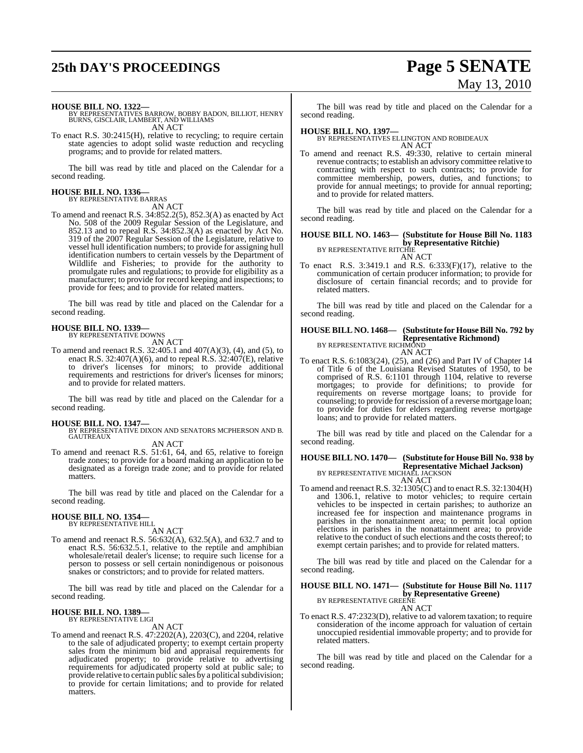**HOUSE BILL NO. 1322—**
BY REPRESENTATIVES BARROW, BOBBY BADON, BILLIOT, HENRY BURNS, GISCLAIR, LAMBERT, AND WILLIAMS
AN ACT

To enact R.S. 30:2415(H), relative to recycling; to require certain state agencies to adopt solid waste reduction and recycling programs; and to provide for related matters.

The bill was read by title and placed on the Calendar for a second reading.

**HOUSE BILL NO. 1336—**
BY REPRESENTATIVE BARRAS
AN ACT

To amend and reenact R.S. 34:852.2(5), 852.3(A) as enacted by Act No. 508 of the 2009 Regular Session of the Legislature, and 852.13 and to repeal R.S. 34:852.3(A) as enacted by Act No. 319 of the 2007 Regular Session of the Legislature, relative to vessel hull identification numbers; to provide for assigning hull identification numbers to certain vessels by the Department of Wildlife and Fisheries; to provide for the authority to promulgate rules and regulations; to provide for eligibility as a manufacturer; to provide for record keeping and inspections; to provide for fees; and to provide for related matters.

The bill was read by title and placed on the Calendar for a second reading.

**HOUSE BILL NO. 1339—**
BY REPRESENTATIVE DOWNS
AN ACT

To amend and reenact R.S. 32:405.1 and 407(A)(3), (4), and (5), to enact R.S. 32:407(A)(6), and to repeal R.S. 32:407(E), relative to driver's licenses for minors; to provide additional requirements and restrictions for driver's licenses for minors; and to provide for related matters.

The bill was read by title and placed on the Calendar for a second reading.

**HOUSE BILL NO. 1347—**
BY REPRESENTATIVE DIXON AND SENATORS MCPHERSON AND B. GAUTREAUX
AN ACT

To amend and reenact R.S. 51:61, 64, and 65, relative to foreign trade zones; to provide for a board making an application to be designated as a foreign trade zone; and to provide for related matters.

The bill was read by title and placed on the Calendar for a second reading.

**HOUSE BILL NO. 1354—**
BY REPRESENTATIVE HILL
AN ACT

To amend and reenact R.S. 56:632(A), 632.5(A), and 632.7 and to enact R.S. 56:632.5.1, relative to the reptile and amphibian wholesale/retail dealer's license; to require such license for a person to possess or sell certain nonindigenous or poisonous snakes or constrictors; and to provide for related matters.

The bill was read by title and placed on the Calendar for a second reading.

**HOUSE BILL NO. 1389—**
BY REPRESENTATIVE LIGI
AN ACT

To amend and reenact R.S. 47:2202(A), 2203(C), and 2204, relative to the sale of adjudicated property; to exempt certain property sales from the minimum bid and appraisal requirements for adjudicated property; to provide relative to advertising requirements for adjudicated property sold at public sale; to provide relative to certain public sales by a political subdivision; to provide for certain limitations; and to provide for related matters.

The bill was read by title and placed on the Calendar for a second reading.

**HOUSE BILL NO. 1397—**
BY REPRESENTATIVES ELLINGTON AND ROBIDEAUX
AN ACT

To amend and reenact R.S. 49:330, relative to certain mineral revenue contracts; to establish an advisory committee relative to contracting with respect to such contracts; to provide for committee membership, powers, duties, and functions; to provide for annual meetings; to provide for annual reporting; and to provide for related matters.

The bill was read by title and placed on the Calendar for a second reading.

**HOUSE BILL NO. 1463— (Substitute for House Bill No. 1183 by Representative Ritchie)**
BY REPRESENTATIVE RITCHIE
AN ACT

To enact R.S. 3:3419.1 and R.S. 6:333(F)(17), relative to the communication of certain producer information; to provide for disclosure of certain financial records; and to provide for related matters.

The bill was read by title and placed on the Calendar for a second reading.

**HOUSE BILL NO. 1468— (Substitute for House Bill No. 792 by Representative Richmond)**
BY REPRESENTATIVE RICHMOND
AN ACT

To enact R.S. 6:1083(24), (25), and (26) and Part IV of Chapter 14 of Title 6 of the Louisiana Revised Statutes of 1950, to be comprised of R.S. 6:1101 through 1104, relative to reverse mortgages; to provide for definitions; to provide for requirements on reverse mortgage loans; to provide for counseling; to provide for rescission of a reverse mortgage loan; to provide for duties for elders regarding reverse mortgage loans; and to provide for related matters.

The bill was read by title and placed on the Calendar for a second reading.

**HOUSE BILL NO. 1470— (Substitute for House Bill No. 938 by Representative Michael Jackson)**
BY REPRESENTATIVE MICHAEL JACKSON
AN ACT

To amend and reenact R.S. 32:1305(C) and to enact R.S. 32:1304(H) and 1306.1, relative to motor vehicles; to require certain vehicles to be inspected in certain parishes; to authorize an increased fee for inspection and maintenance programs in parishes in the nonattainment area; to permit local option elections in parishes in the nonattainment area; to provide relative to the conduct of such elections and the costs thereof; to exempt certain parishes; and to provide for related matters.

The bill was read by title and placed on the Calendar for a second reading.

**HOUSE BILL NO. 1471— (Substitute for House Bill No. 1117 by Representative Greene)**
BY REPRESENTATIVE GREENE
AN ACT

To enact R.S. 47:2323(D), relative to ad valorem taxation; to require consideration of the income approach for valuation of certain unoccupied residential immovable property; and to provide for related matters.

The bill was read by title and placed on the Calendar for a second reading.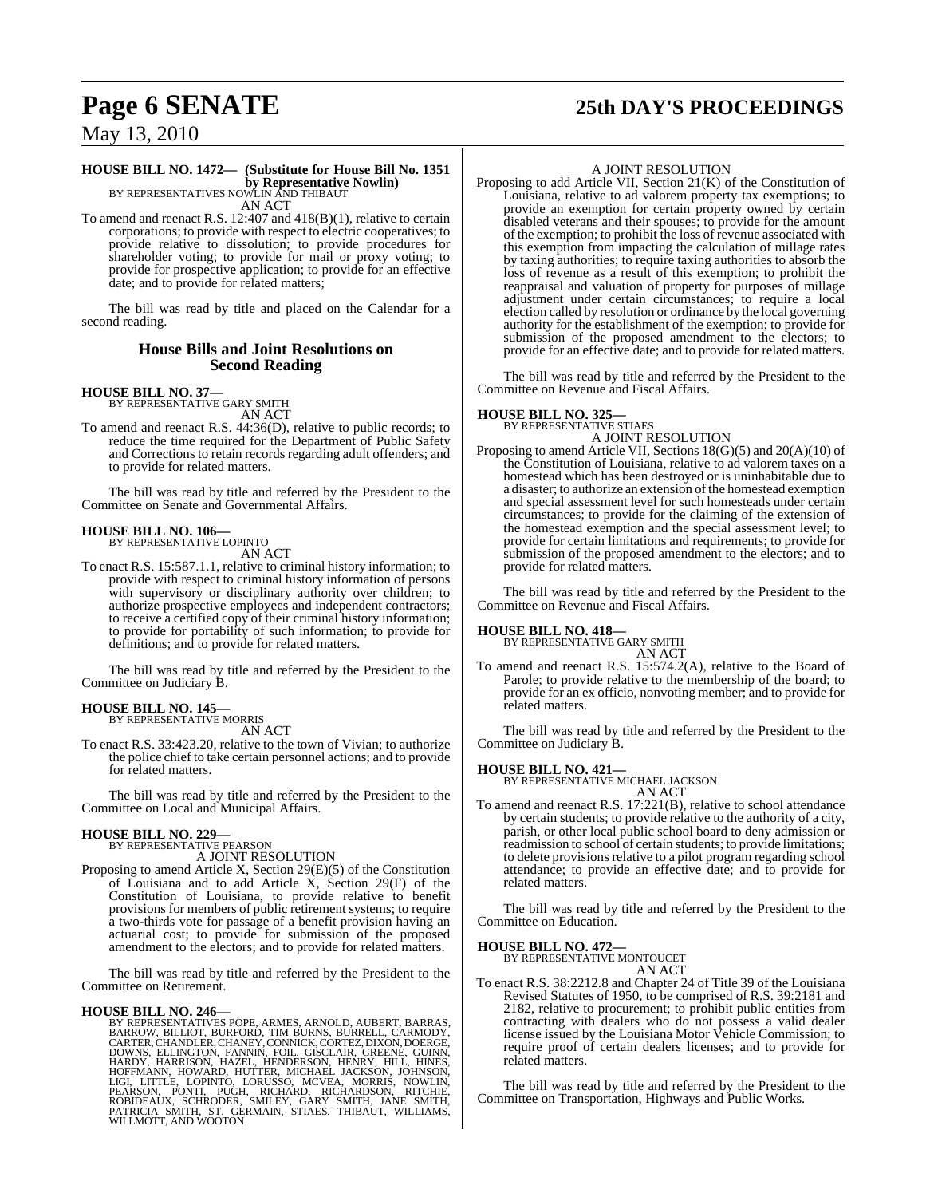**HOUSE BILL NO. 1472— (Substitute for House Bill No. 1351 by Representative Nowlin)**
BY REPRESENTATIVES NOWLIN AND THIBAUT

AN ACT

To amend and reenact R.S. 12:407 and 418(B)(1), relative to certain corporations; to provide with respect to electric cooperatives; to provide relative to dissolution; to provide procedures for shareholder voting; to provide for mail or proxy voting; to provide for prospective application; to provide for an effective date; and to provide for related matters;

The bill was read by title and placed on the Calendar for a second reading.

## House Bills and Joint Resolutions on Second Reading

**HOUSE BILL NO. 37—**
BY REPRESENTATIVE GARY SMITH

AN ACT

To amend and reenact R.S. 44:36(D), relative to public records; to reduce the time required for the Department of Public Safety and Corrections to retain records regarding adult offenders; and to provide for related matters.

The bill was read by title and referred by the President to the Committee on Senate and Governmental Affairs.

**HOUSE BILL NO. 106—**
BY REPRESENTATIVE LOPINTO

AN ACT

To enact R.S. 15:587.1.1, relative to criminal history information; to provide with respect to criminal history information of persons with supervisory or disciplinary authority over children; to authorize prospective employees and independent contractors; to receive a certified copy of their criminal history information; to provide for portability of such information; to provide for definitions; and to provide for related matters.

The bill was read by title and referred by the President to the Committee on Judiciary B.

**HOUSE BILL NO. 145—**
BY REPRESENTATIVE MORRIS

AN ACT

To enact R.S. 33:423.20, relative to the town of Vivian; to authorize the police chief to take certain personnel actions; and to provide for related matters.

The bill was read by title and referred by the President to the Committee on Local and Municipal Affairs.

**HOUSE BILL NO. 229—**
BY REPRESENTATIVE PEARSON

A JOINT RESOLUTION

Proposing to amend Article X, Section 29(E)(5) of the Constitution of Louisiana and to add Article X, Section 29(F) of the Constitution of Louisiana, to provide relative to benefit provisions for members of public retirement systems; to require a two-thirds vote for passage of a benefit provision having an actuarial cost; to provide for submission of the proposed amendment to the electors; and to provide for related matters.

The bill was read by title and referred by the President to the Committee on Retirement.

**HOUSE BILL NO. 246—**
BY REPRESENTATIVES POPE, ARMES, ARNOLD, AUBERT, BARRAS, BARROW, BILLIOT, BURFORD, TIM BURNS, BURRELL, CARMODY, CARTER, CHANDLER, CHANEY, CONNICK, CORTEZ, DIXON, DOERGE, DOWNS, ELLINGTON, FANNIN, FOIL, GISCLAIR, GREENE, GUINN, HARDY, HARRISON, HAZEL, HENDERSON, HENRY, HILL, HINES, HOFFMANN, HOWARD, HUTTER, MICHAEL JACKSON, JOHNSON, LIGI, LITTLE, LOPINTO, LORUSSO, MCVEA, MORRIS, NOWLIN, PEARSON, PONTI, PUGH, RICHARD, RICHARDSON, RITCHIE, ROBIDEAUX, SCHRODER, SMILEY, GARY SMITH, JANE SMITH, PATRICIA SMITH, ST. GERMAIN, STIAES, THIBAUT, WILLIAMS, WILLMOTT, AND WOOTON

A JOINT RESOLUTION

Proposing to add Article VII, Section 21(K) of the Constitution of Louisiana, relative to ad valorem property tax exemptions; to provide an exemption for certain property owned by certain disabled veterans and their spouses; to provide for the amount of the exemption; to prohibit the loss of revenue associated with this exemption from impacting the calculation of millage rates by taxing authorities; to require taxing authorities to absorb the loss of revenue as a result of this exemption; to prohibit the reappraisal and valuation of property for purposes of millage adjustment under certain circumstances; to require a local election called by resolution or ordinance by the local governing authority for the establishment of the exemption; to provide for submission of the proposed amendment to the electors; to provide for an effective date; and to provide for related matters.

The bill was read by title and referred by the President to the Committee on Revenue and Fiscal Affairs.

**HOUSE BILL NO. 325—**
BY REPRESENTATIVE STIAES

A JOINT RESOLUTION

Proposing to amend Article VII, Sections 18(G)(5) and 20(A)(10) of the Constitution of Louisiana, relative to ad valorem taxes on a homestead which has been destroyed or is uninhabitable due to a disaster; to authorize an extension of the homestead exemption and special assessment level for such homesteads under certain circumstances; to provide for the claiming of the extension of the homestead exemption and the special assessment level; to provide for certain limitations and requirements; to provide for submission of the proposed amendment to the electors; and to provide for related matters.

The bill was read by title and referred by the President to the Committee on Revenue and Fiscal Affairs.

**HOUSE BILL NO. 418—**
BY REPRESENTATIVE GARY SMITH

AN ACT

To amend and reenact R.S. 15:574.2(A), relative to the Board of Parole; to provide relative to the membership of the board; to provide for an ex officio, nonvoting member; and to provide for related matters.

The bill was read by title and referred by the President to the Committee on Judiciary B.

**HOUSE BILL NO. 421—**
BY REPRESENTATIVE MICHAEL JACKSON

AN ACT

To amend and reenact R.S. 17:221(B), relative to school attendance by certain students; to provide relative to the authority of a city, parish, or other local public school board to deny admission or readmission to school of certain students; to provide limitations; to delete provisions relative to a pilot program regarding school attendance; to provide an effective date; and to provide for related matters.

The bill was read by title and referred by the President to the Committee on Education.

**HOUSE BILL NO. 472—**
BY REPRESENTATIVE MONTOUCET

AN ACT

To enact R.S. 38:2212.8 and Chapter 24 of Title 39 of the Louisiana Revised Statutes of 1950, to be comprised of R.S. 39:2181 and 2182, relative to procurement; to prohibit public entities from contracting with dealers who do not possess a valid dealer license issued by the Louisiana Motor Vehicle Commission; to require proof of certain dealers licenses; and to provide for related matters.

The bill was read by title and referred by the President to the Committee on Transportation, Highways and Public Works.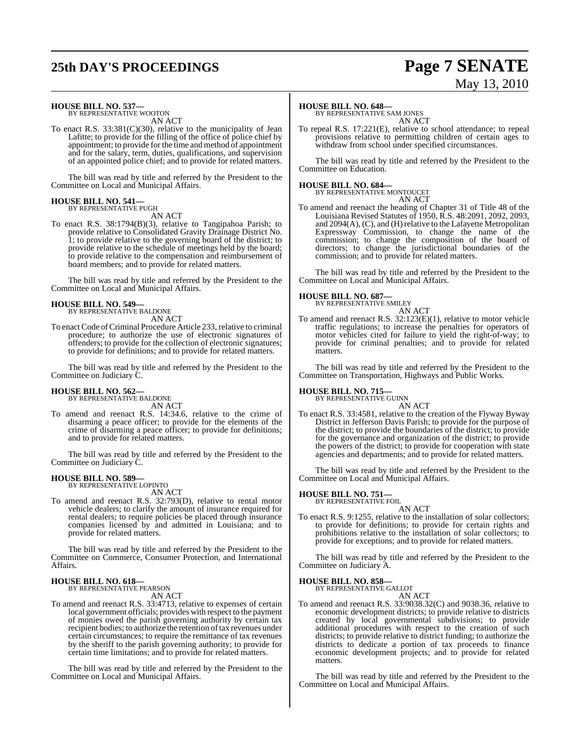**HOUSE BILL NO. 537—**
BY REPRESENTATIVE WOOTON

AN ACT

To enact R.S. 33:381(C)(30), relative to the municipality of Jean Lafitte; to provide for the filling of the office of police chief by appointment; to provide for the time and method of appointment and for the salary, term, duties, qualifications, and supervision of an appointed police chief; and to provide for related matters.

The bill was read by title and referred by the President to the Committee on Local and Municipal Affairs.

**HOUSE BILL NO. 541—**
BY REPRESENTATIVE PUGH

AN ACT

To enact R.S. 38:1794(B)(3), relative to Tangipahoa Parish; to provide relative to Consolidated Gravity Drainage District No. 1; to provide relative to the governing board of the district; to provide relative to the schedule of meetings held by the board; to provide relative to the compensation and reimbursement of board members; and to provide for related matters.

The bill was read by title and referred by the President to the Committee on Local and Municipal Affairs.

**HOUSE BILL NO. 549—**
BY REPRESENTATIVE BALDONE

AN ACT

To enact Code of Criminal Procedure Article 233, relative to criminal procedure; to authorize the use of electronic signatures of offenders; to provide for the collection of electronic signatures; to provide for definitions; and to provide for related matters.

The bill was read by title and referred by the President to the Committee on Judiciary C.

**HOUSE BILL NO. 562—**
BY REPRESENTATIVE BALDONE

AN ACT

To amend and reenact R.S. 14:34.6, relative to the crime of disarming a peace officer; to provide for the elements of the crime of disarming a peace officer; to provide for definitions; and to provide for related matters.

The bill was read by title and referred by the President to the Committee on Judiciary C.

**HOUSE BILL NO. 589—**
BY REPRESENTATIVE LOPINTO

AN ACT

To amend and reenact R.S. 32:793(D), relative to rental motor vehicle dealers; to clarify the amount of insurance required for rental dealers; to require policies be placed through insurance companies licensed by and admitted in Louisiana; and to provide for related matters.

The bill was read by title and referred by the President to the Committee on Commerce, Consumer Protection, and International Affairs.

**HOUSE BILL NO. 618—**
BY REPRESENTATIVE PEARSON

AN ACT

To amend and reenact R.S. 33:4713, relative to expenses of certain local government officials; provides with respect to the payment of monies owed the parish governing authority by certain tax recipient bodies; to authorize the retention of tax revenues under certain circumstances; to require the remittance of tax revenues by the sheriff to the parish governing authority; to provide for certain time limitations; and to provide for related matters.

The bill was read by title and referred by the President to the Committee on Local and Municipal Affairs.

**HOUSE BILL NO. 648—**
BY REPRESENTATIVE SAM JONES

AN ACT

To repeal R.S. 17:221(E), relative to school attendance; to repeal provisions relative to permitting children of certain ages to withdraw from school under specified circumstances.

The bill was read by title and referred by the President to the Committee on Education.

**HOUSE BILL NO. 684—**
BY REPRESENTATIVE MONTOUCET

AN ACT

To amend and reenact the heading of Chapter 31 of Title 48 of the Louisiana Revised Statutes of 1950, R.S. 48:2091, 2092, 2093, and 2094(A), (C), and (H) relative to the Lafayette Metropolitan Expressway Commission, to change the name of the commission; to change the composition of the board of directors; to change the jurisdictional boundaries of the commission; and to provide for related matters.

The bill was read by title and referred by the President to the Committee on Local and Municipal Affairs.

**HOUSE BILL NO. 687—**
BY REPRESENTATIVE SMILEY

AN ACT

To amend and reenact R.S. 32:123(E)(1), relative to motor vehicle traffic regulations; to increase the penalties for operators of motor vehicles cited for failure to yield the right-of-way; to provide for criminal penalties; and to provide for related matters.

The bill was read by title and referred by the President to the Committee on Transportation, Highways and Public Works.

**HOUSE BILL NO. 715—**
BY REPRESENTATIVE GUINN

AN ACT

To enact R.S. 33:4581, relative to the creation of the Flyway Byway District in Jefferson Davis Parish; to provide for the purpose of the district; to provide the boundaries of the district; to provide for the governance and organization of the district; to provide the powers of the district; to provide for cooperation with state agencies and departments; and to provide for related matters.

The bill was read by title and referred by the President to the Committee on Local and Municipal Affairs.

**HOUSE BILL NO. 751—**
BY REPRESENTATIVE FOIL

AN ACT

To enact R.S. 9:1255, relative to the installation of solar collectors; to provide for definitions; to provide for certain rights and prohibitions relative to the installation of solar collectors; to provide for exceptions; and to provide for related matters.

The bill was read by title and referred by the President to the Committee on Judiciary A.

**HOUSE BILL NO. 858—**
BY REPRESENTATIVE GALLOT

AN ACT

To amend and reenact R.S. 33:9038.32(C) and 9038.36, relative to economic development districts; to provide relative to districts created by local governmental subdivisions; to provide additional procedures with respect to the creation of such districts; to provide relative to district funding; to authorize the districts to dedicate a portion of tax proceeds to finance economic development projects; and to provide for related matters.

The bill was read by title and referred by the President to the Committee on Local and Municipal Affairs.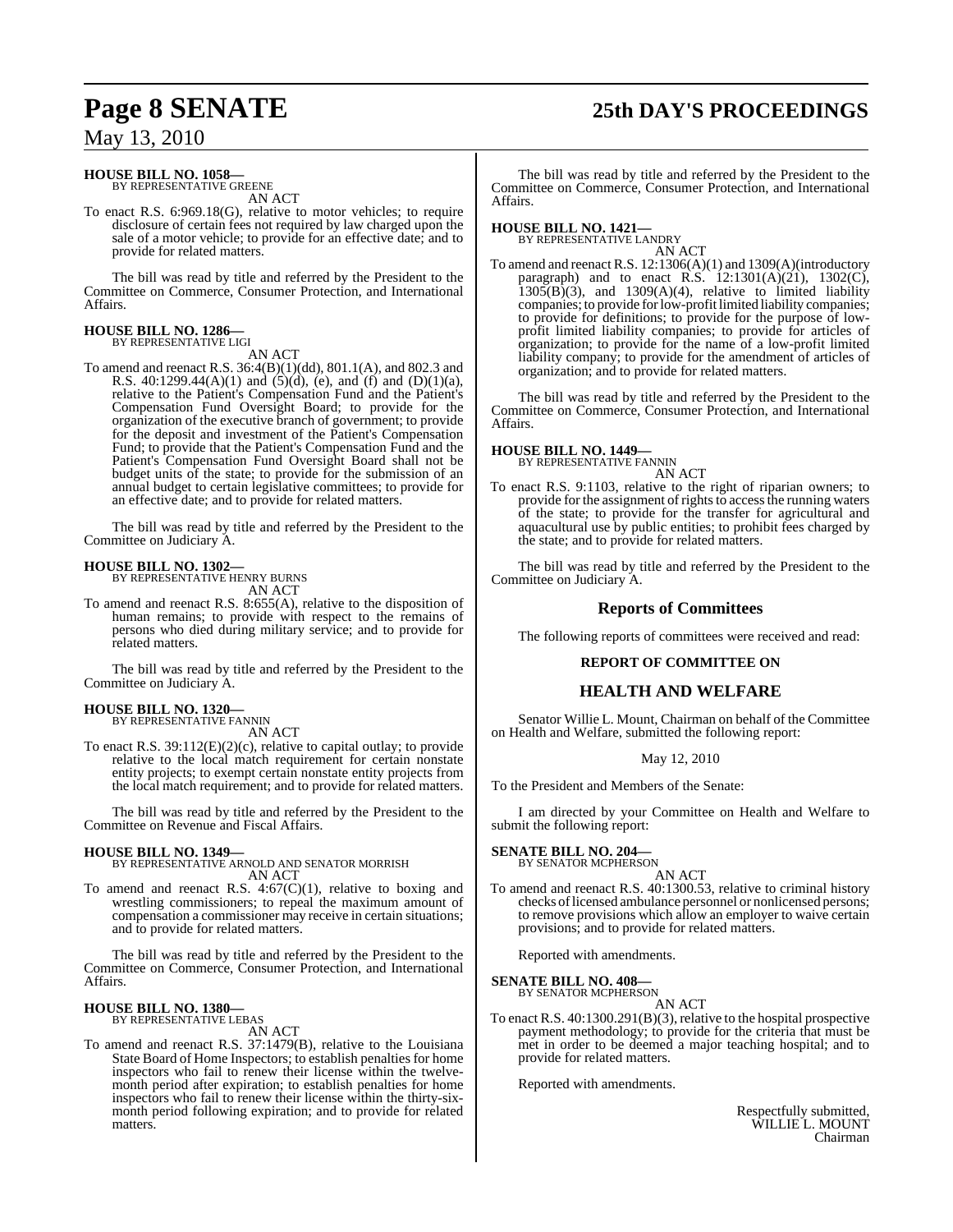**HOUSE BILL NO. 1058—**
BY REPRESENTATIVE GREENE

AN ACT

To enact R.S. 6:969.18(G), relative to motor vehicles; to require disclosure of certain fees not required by law charged upon the sale of a motor vehicle; to provide for an effective date; and to provide for related matters.

The bill was read by title and referred by the President to the Committee on Commerce, Consumer Protection, and International Affairs.

**HOUSE BILL NO. 1286—**
BY REPRESENTATIVE LIGI

AN ACT

To amend and reenact R.S. 36:4(B)(1)(dd), 801.1(A), and 802.3 and R.S. 40:1299.44(A)(1) and (5)(d), (e), and (f) and (D)(1)(a), relative to the Patient's Compensation Fund and the Patient's Compensation Fund Oversight Board; to provide for the organization of the executive branch of government; to provide for the deposit and investment of the Patient's Compensation Fund; to provide that the Patient's Compensation Fund and the Patient's Compensation Fund Oversight Board shall not be budget units of the state; to provide for the submission of an annual budget to certain legislative committees; to provide for an effective date; and to provide for related matters.

The bill was read by title and referred by the President to the Committee on Judiciary A.

**HOUSE BILL NO. 1302—**
BY REPRESENTATIVE HENRY BURNS

AN ACT

To amend and reenact R.S. 8:655(A), relative to the disposition of human remains; to provide with respect to the remains of persons who died during military service; and to provide for related matters.

The bill was read by title and referred by the President to the Committee on Judiciary A.

**HOUSE BILL NO. 1320—**
BY REPRESENTATIVE FANNIN

AN ACT

To enact R.S. 39:112(E)(2)(c), relative to capital outlay; to provide relative to the local match requirement for certain nonstate entity projects; to exempt certain nonstate entity projects from the local match requirement; and to provide for related matters.

The bill was read by title and referred by the President to the Committee on Revenue and Fiscal Affairs.

**HOUSE BILL NO. 1349—**
BY REPRESENTATIVE ARNOLD AND SENATOR MORRISH

AN ACT

To amend and reenact R.S. 4:67(C)(1), relative to boxing and wrestling commissioners; to repeal the maximum amount of compensation a commissioner may receive in certain situations; and to provide for related matters.

The bill was read by title and referred by the President to the Committee on Commerce, Consumer Protection, and International Affairs.

**HOUSE BILL NO. 1380—**
BY REPRESENTATIVE LEBAS

AN ACT

To amend and reenact R.S. 37:1479(B), relative to the Louisiana State Board of Home Inspectors; to establish penalties for home inspectors who fail to renew their license within the twelve-month period after expiration; to establish penalties for home inspectors who fail to renew their license within the thirty-six-month period following expiration; and to provide for related matters.

The bill was read by title and referred by the President to the Committee on Commerce, Consumer Protection, and International Affairs.

**HOUSE BILL NO. 1421—**
BY REPRESENTATIVE LANDRY

AN ACT

To amend and reenact R.S. 12:1306(A)(1) and 1309(A)(introductory paragraph) and to enact R.S. 12:1301(A)(21), 1302(C), 1305(B)(3), and 1309(A)(4), relative to limited liability companies; to provide for low-profit limited liability companies; to provide for definitions; to provide for the purpose of low-profit limited liability companies; to provide for articles of organization; to provide for the name of a low-profit limited liability company; to provide for the amendment of articles of organization; and to provide for related matters.

The bill was read by title and referred by the President to the Committee on Commerce, Consumer Protection, and International Affairs.

**HOUSE BILL NO. 1449—**
BY REPRESENTATIVE FANNIN

AN ACT

To enact R.S. 9:1103, relative to the right of riparian owners; to provide for the assignment of rights to access the running waters of the state; to provide for the transfer for agricultural and aquacultural use by public entities; to prohibit fees charged by the state; and to provide for related matters.

The bill was read by title and referred by the President to the Committee on Judiciary A.

## Reports of Committees

The following reports of committees were received and read:

### REPORT OF COMMITTEE ON

## HEALTH AND WELFARE

Senator Willie L. Mount, Chairman on behalf of the Committee on Health and Welfare, submitted the following report:

May 12, 2010

To the President and Members of the Senate:

I am directed by your Committee on Health and Welfare to submit the following report:

**SENATE BILL NO. 204—**
BY SENATOR MCPHERSON

AN ACT

To amend and reenact R.S. 40:1300.53, relative to criminal history checks of licensed ambulance personnel or nonlicensed persons; to remove provisions which allow an employer to waive certain provisions; and to provide for related matters.

Reported with amendments.

**SENATE BILL NO. 408—**
BY SENATOR MCPHERSON

AN ACT

To enact R.S. 40:1300.291(B)(3), relative to the hospital prospective payment methodology; to provide for the criteria that must be met in order to be deemed a major teaching hospital; and to provide for related matters.

Reported with amendments.

Respectfully submitted,
WILLIE L. MOUNT
Chairman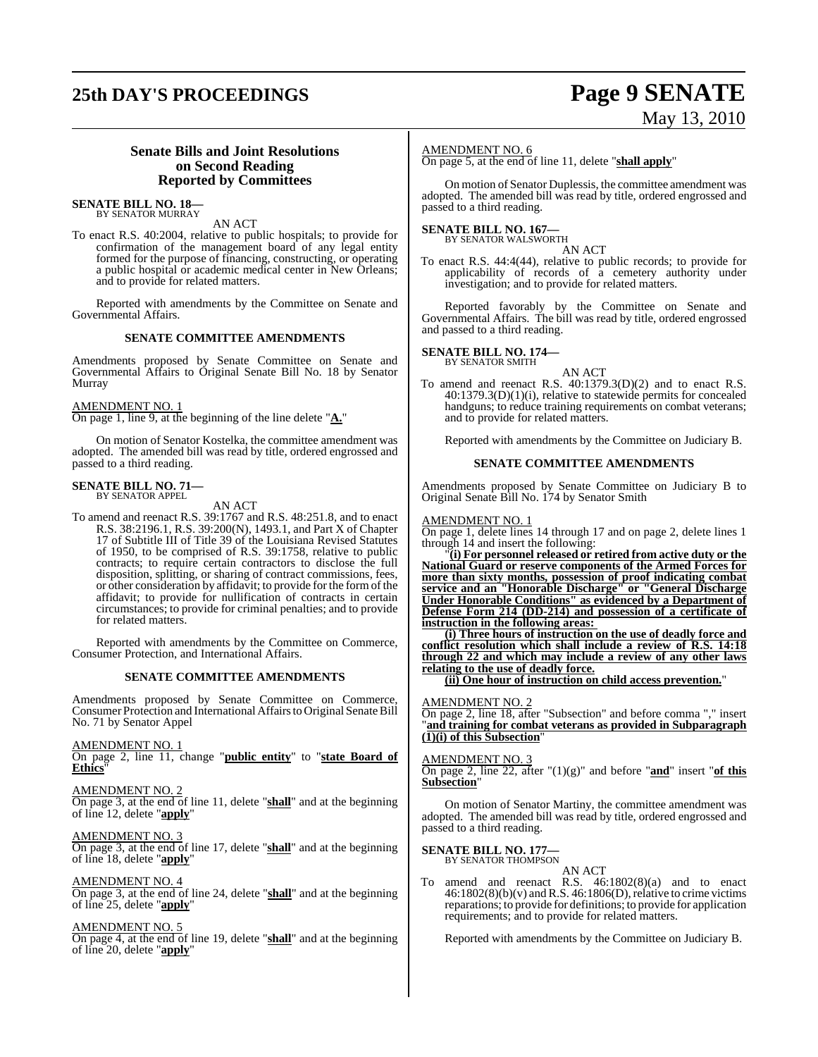### Senate Bills and Joint Resolutions on Second Reading Reported by Committees

**SENATE BILL NO. 18—**
BY SENATOR MURRAY

AN ACT

To enact R.S. 40:2004, relative to public hospitals; to provide for confirmation of the management board of any legal entity formed for the purpose of financing, constructing, or operating a public hospital or academic medical center in New Orleans; and to provide for related matters.

Reported with amendments by the Committee on Senate and Governmental Affairs.

#### SENATE COMMITTEE AMENDMENTS

Amendments proposed by Senate Committee on Senate and Governmental Affairs to Original Senate Bill No. 18 by Senator Murray

AMENDMENT NO. 1
On page 1, line 9, at the beginning of the line delete "**A.**"

On motion of Senator Kostelka, the committee amendment was adopted. The amended bill was read by title, ordered engrossed and passed to a third reading.

**SENATE BILL NO. 71—**
BY SENATOR APPEL

AN ACT

To amend and reenact R.S. 39:1767 and R.S. 48:251.8, and to enact R.S. 38:2196.1, R.S. 39:200(N), 1493.1, and Part X of Chapter 17 of Subtitle III of Title 39 of the Louisiana Revised Statutes of 1950, to be comprised of R.S. 39:1758, relative to public contracts; to require certain contractors to disclose the full disposition, splitting, or sharing of contract commissions, fees, or other consideration by affidavit; to provide for the form of the affidavit; to provide for nullification of contracts in certain circumstances; to provide for criminal penalties; and to provide for related matters.

Reported with amendments by the Committee on Commerce, Consumer Protection, and International Affairs.

#### SENATE COMMITTEE AMENDMENTS

Amendments proposed by Senate Committee on Commerce, Consumer Protection and International Affairs to Original Senate Bill No. 71 by Senator Appel

AMENDMENT NO. 1
On page 2, line 11, change "**public entity**" to "**state Board of Ethics**"

AMENDMENT NO. 2
On page 3, at the end of line 11, delete "**shall**" and at the beginning of line 12, delete "**apply**"

AMENDMENT NO. 3
On page 3, at the end of line 17, delete "**shall**" and at the beginning of line 18, delete "**apply**"

AMENDMENT NO. 4
On page 3, at the end of line 24, delete "**shall**" and at the beginning of line 25, delete "**apply**"

AMENDMENT NO. 5
On page 4, at the end of line 19, delete "**shall**" and at the beginning of line 20, delete "**apply**"

AMENDMENT NO. 6
On page 5, at the end of line 11, delete "**shall apply**"

On motion of Senator Duplessis, the committee amendment was adopted. The amended bill was read by title, ordered engrossed and passed to a third reading.

**SENATE BILL NO. 167—**
BY SENATOR WALSWORTH

AN ACT

To enact R.S. 44:4(44), relative to public records; to provide for applicability of records of a cemetery authority under investigation; and to provide for related matters.

Reported favorably by the Committee on Senate and Governmental Affairs. The bill was read by title, ordered engrossed and passed to a third reading.

**SENATE BILL NO. 174—**
BY SENATOR SMITH

AN ACT

To amend and reenact R.S. 40:1379.3(D)(2) and to enact R.S. 40:1379.3(D)(1)(i), relative to statewide permits for concealed handguns; to reduce training requirements on combat veterans; and to provide for related matters.

Reported with amendments by the Committee on Judiciary B.

#### SENATE COMMITTEE AMENDMENTS

Amendments proposed by Senate Committee on Judiciary B to Original Senate Bill No. 174 by Senator Smith

AMENDMENT NO. 1
On page 1, delete lines 14 through 17 and on page 2, delete lines 1 through 14 and insert the following:

"**(i) For personnel released or retired from active duty or the National Guard or reserve components of the Armed Forces for more than sixty months, possession of proof indicating combat service and an "Honorable Discharge" or "General Discharge Under Honorable Conditions" as evidenced by a Department of Defense Form 214 (DD-214) and possession of a certificate of instruction in the following areas:**

**(i) Three hours of instruction on the use of deadly force and conflict resolution which shall include a review of R.S. 14:18 through 22 and which may include a review of any other laws relating to the use of deadly force.**

**(ii) One hour of instruction on child access prevention.**"

AMENDMENT NO. 2
On page 2, line 18, after "Subsection" and before comma "," insert "**and training for combat veterans as provided in Subparagraph (1)(i) of this Subsection**"

AMENDMENT NO. 3
On page 2, line 22, after "(1)(g)" and before "**and**" insert "**of this Subsection**"

On motion of Senator Martiny, the committee amendment was adopted. The amended bill was read by title, ordered engrossed and passed to a third reading.

**SENATE BILL NO. 177—**
BY SENATOR THOMPSON

AN ACT

To amend and reenact R.S. 46:1802(8)(a) and to enact 46:1802(8)(b)(v) and R.S. 46:1806(D), relative to crime victims reparations; to provide for definitions; to provide for application requirements; and to provide for related matters.

Reported with amendments by the Committee on Judiciary B.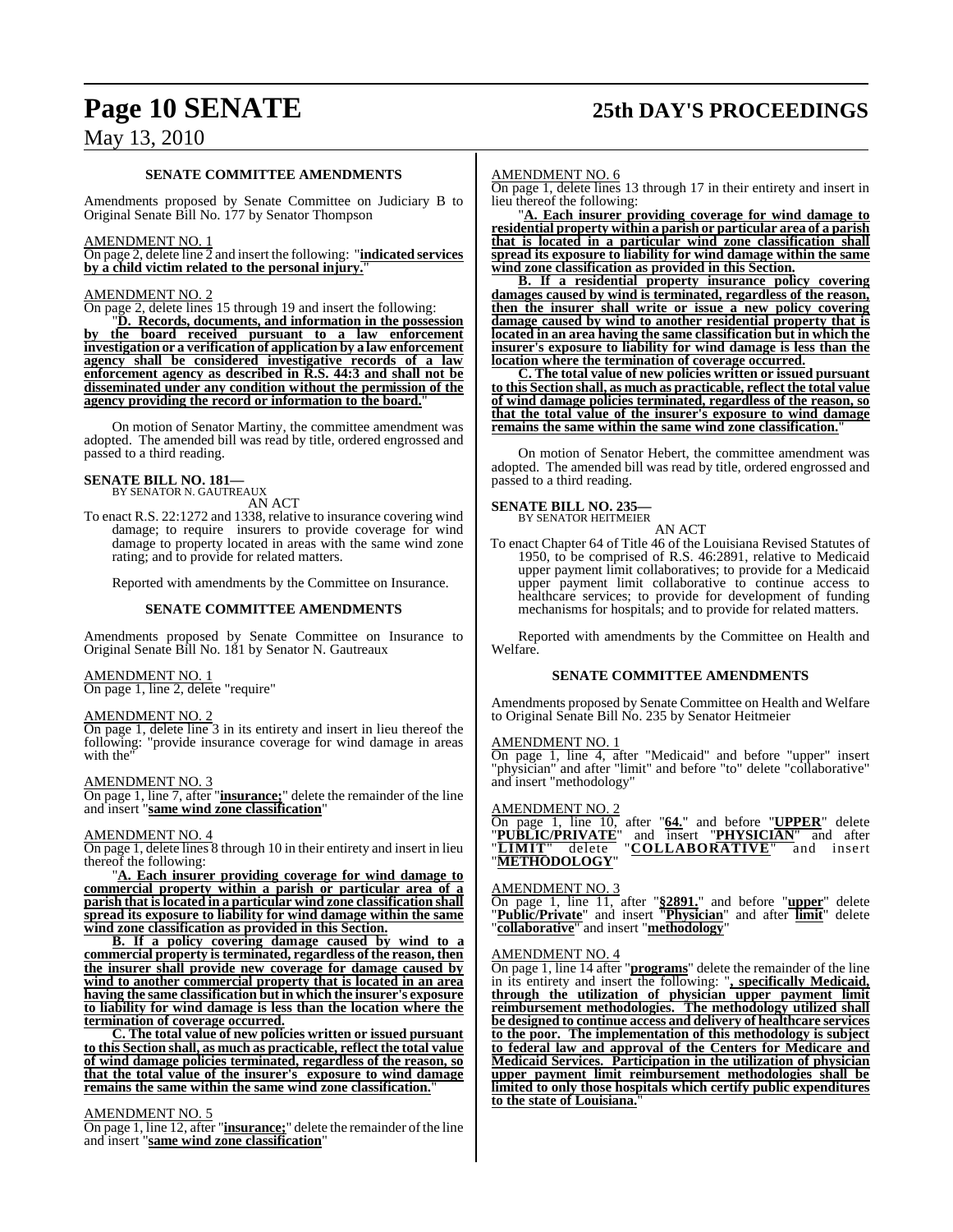**SENATE COMMITTEE AMENDMENTS**

Amendments proposed by Senate Committee on Judiciary B to Original Senate Bill No. 177 by Senator Thompson

AMENDMENT NO. 1

On page 2, delete line 2 and insert the following: "**indicated services by a child victim related to the personal injury.**"

AMENDMENT NO. 2

On page 2, delete lines 15 through 19 and insert the following:

"**D. Records, documents, and information in the possession by the board received pursuant to a law enforcement investigation or a verification of application by a law enforcement agency shall be considered investigative records of a law enforcement agency as described in R.S. 44:3 and shall not be disseminated under any condition without the permission of the agency providing the record or information to the board.**"

On motion of Senator Martiny, the committee amendment was adopted. The amended bill was read by title, ordered engrossed and passed to a third reading.

**SENATE BILL NO. 181—**
BY SENATOR N. GAUTREAUX

AN ACT

To enact R.S. 22:1272 and 1338, relative to insurance covering wind damage; to require insurers to provide coverage for wind damage to property located in areas with the same wind zone rating; and to provide for related matters.

Reported with amendments by the Committee on Insurance.

**SENATE COMMITTEE AMENDMENTS**

Amendments proposed by Senate Committee on Insurance to Original Senate Bill No. 181 by Senator N. Gautreaux

AMENDMENT NO. 1

On page 1, line 2, delete "require"

AMENDMENT NO. 2

On page 1, delete line 3 in its entirety and insert in lieu thereof the following: "provide insurance coverage for wind damage in areas with the"

AMENDMENT NO. 3

On page 1, line 7, after "**insurance;**" delete the remainder of the line and insert "**same wind zone classification**"

AMENDMENT NO. 4

On page 1, delete lines 8 through 10 in their entirety and insert in lieu thereof the following:

"**A. Each insurer providing coverage for wind damage to commercial property within a parish or particular area of a parish that is located in a particular wind zone classification shall spread its exposure to liability for wind damage within the same wind zone classification as provided in this Section.**

**B. If a policy covering damage caused by wind to a commercial property is terminated, regardless of the reason, then the insurer shall provide new coverage for damage caused by wind to another commercial property that is located in an area having the same classification but in which the insurer's exposure to liability for wind damage is less than the location where the termination of coverage occurred.**

**C. The total value of new policies written or issued pursuant to this Section shall, as much as practicable, reflect the total value of wind damage policies terminated, regardless of the reason, so that the total value of the insurer's exposure to wind damage remains the same within the same wind zone classification.**"

AMENDMENT NO. 5

On page 1, line 12, after "**insurance;**" delete the remainder of the line and insert "**same wind zone classification**"

AMENDMENT NO. 6

On page 1, delete lines 13 through 17 in their entirety and insert in lieu thereof the following:

"**A. Each insurer providing coverage for wind damage to residential property within a parish or particular area of a parish that is located in a particular wind zone classification shall spread its exposure to liability for wind damage within the same wind zone classification as provided in this Section.**

**B. If a residential property insurance policy covering damages caused by wind is terminated, regardless of the reason, then the insurer shall write or issue a new policy covering damage caused by wind to another residential property that is located in an area having the same classification but in which the insurer's exposure to liability for wind damage is less than the location where the termination of coverage occurred.**

**C. The total value of new policies written or issued pursuant to this Section shall, as much as practicable, reflect the total value of wind damage policies terminated, regardless of the reason, so that the total value of the insurer's exposure to wind damage remains the same within the same wind zone classification.**"

On motion of Senator Hebert, the committee amendment was adopted. The amended bill was read by title, ordered engrossed and passed to a third reading.

**SENATE BILL NO. 235—**
BY SENATOR HEITMEIER

AN ACT

To enact Chapter 64 of Title 46 of the Louisiana Revised Statutes of 1950, to be comprised of R.S. 46:2891, relative to Medicaid upper payment limit collaboratives; to provide for a Medicaid upper payment limit collaborative to continue access to healthcare services; to provide for development of funding mechanisms for hospitals; and to provide for related matters.

Reported with amendments by the Committee on Health and Welfare.

**SENATE COMMITTEE AMENDMENTS**

Amendments proposed by Senate Committee on Health and Welfare to Original Senate Bill No. 235 by Senator Heitmeier

AMENDMENT NO. 1

On page 1, line 4, after "Medicaid" and before "upper" insert "physician" and after "limit" and before "to" delete "collaborative" and insert "methodology"

AMENDMENT NO. 2

On page 1, line 10, after "**64.**" and before "**UPPER**" delete "**PUBLIC/PRIVATE**" and insert "**PHYSICIAN**" and after "**LIMIT**" delete "**COLLABORATIVE**" and insert "**METHODOLOGY**"

AMENDMENT NO. 3

On page 1, line 11, after "**§2891.**" and before "**upper**" delete "**Public/Private**" and insert "**Physician**" and after "**limit**" delete "**collaborative**" and insert "**methodology**"

AMENDMENT NO. 4

On page 1, line 14 after "**programs**" delete the remainder of the line in its entirety and insert the following: "**, specifically Medicaid, through the utilization of physician upper payment limit reimbursement methodologies. The methodology utilized shall be designed to continue access and delivery of healthcare services to the poor. The implementation of this methodology is subject to federal law and approval of the Centers for Medicare and Medicaid Services. Participation in the utilization of physician upper payment limit reimbursement methodologies shall be limited to only those hospitals which certify public expenditures to the state of Louisiana.**"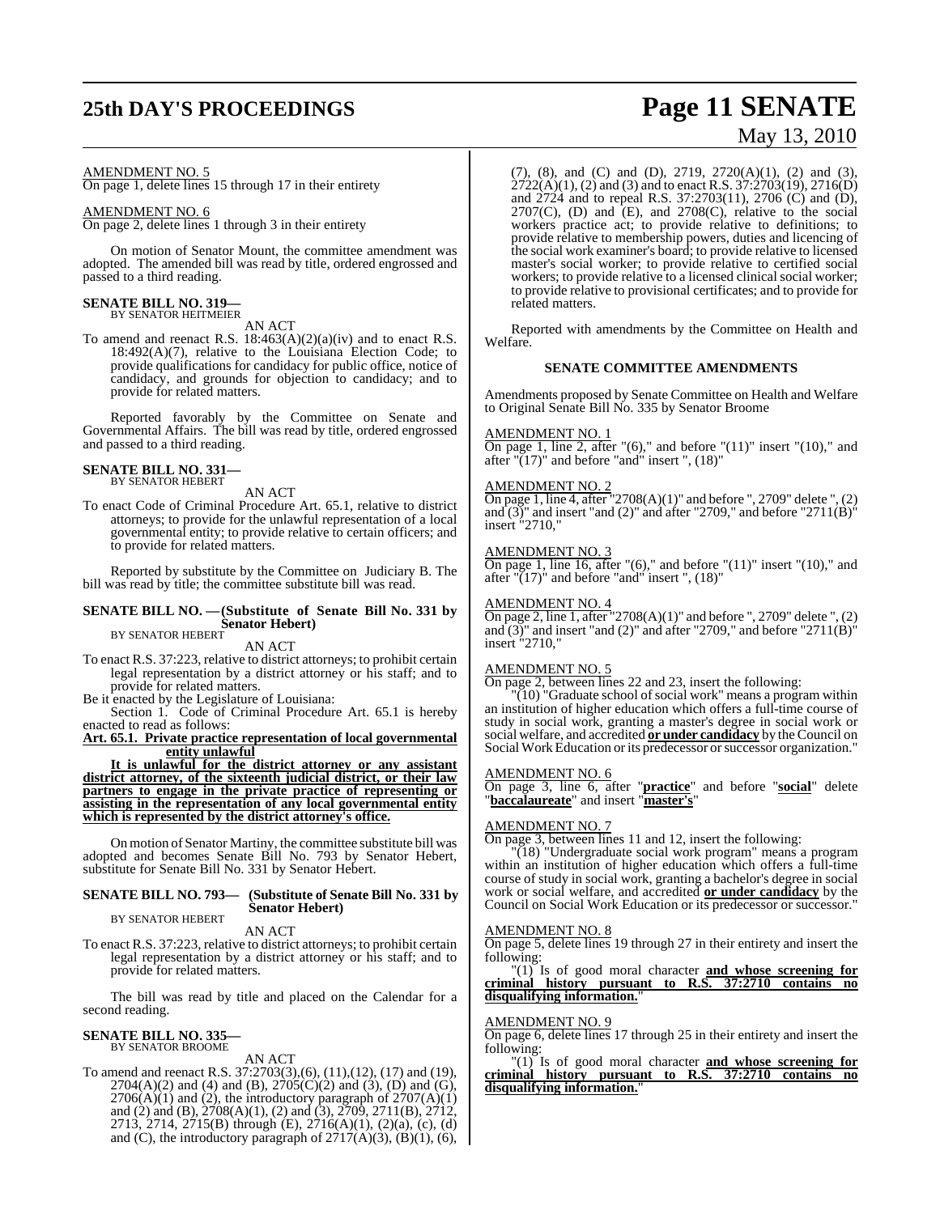AMENDMENT NO. 5

On page 1, delete lines 15 through 17 in their entirety

AMENDMENT NO. 6

On page 2, delete lines 1 through 3 in their entirety

On motion of Senator Mount, the committee amendment was adopted. The amended bill was read by title, ordered engrossed and passed to a third reading.

**SENATE BILL NO. 319—**
BY SENATOR HEITMEIER

AN ACT

To amend and reenact R.S. 18:463(A)(2)(a)(iv) and to enact R.S. 18:492(A)(7), relative to the Louisiana Election Code; to provide qualifications for candidacy for public office, notice of candidacy, and grounds for objection to candidacy; and to provide for related matters.

Reported favorably by the Committee on Senate and Governmental Affairs. The bill was read by title, ordered engrossed and passed to a third reading.

**SENATE BILL NO. 331—**
BY SENATOR HEBERT

AN ACT

To enact Code of Criminal Procedure Art. 65.1, relative to district attorneys; to provide for the unlawful representation of a local governmental entity; to provide relative to certain officers; and to provide for related matters.

Reported by substitute by the Committee on Judiciary B. The bill was read by title; the committee substitute bill was read.

**SENATE BILL NO. —(Substitute of Senate Bill No. 331 by Senator Hebert)**
BY SENATOR HEBERT

AN ACT

To enact R.S. 37:223, relative to district attorneys; to prohibit certain legal representation by a district attorney or his staff; and to provide for related matters.

Be it enacted by the Legislature of Louisiana:

Section 1. Code of Criminal Procedure Art. 65.1 is hereby enacted to read as follows:

**Art. 65.1. Private practice representation of local governmental entity unlawful**

**It is unlawful for the district attorney or any assistant district attorney, of the sixteenth judicial district, or their law partners to engage in the private practice of representing or assisting in the representation of any local governmental entity which is represented by the district attorney's office.**

On motion of Senator Martiny, the committee substitute bill was adopted and becomes Senate Bill No. 793 by Senator Hebert, substitute for Senate Bill No. 331 by Senator Hebert.

**SENATE BILL NO. 793— (Substitute of Senate Bill No. 331 by Senator Hebert)**
BY SENATOR HEBERT

AN ACT

To enact R.S. 37:223, relative to district attorneys; to prohibit certain legal representation by a district attorney or his staff; and to provide for related matters.

The bill was read by title and placed on the Calendar for a second reading.

**SENATE BILL NO. 335—**
BY SENATOR BROOME

AN ACT

To amend and reenact R.S. 37:2703(3),(6), (11),(12), (17) and (19), 2704(A)(2) and (4) and (B), 2705(C)(2) and (3), (D) and (G), 2706(A)(1) and (2), the introductory paragraph of 2707(A)(1) and (2) and (B), 2708(A)(1), (2) and (3), 2709, 2711(B), 2712, 2713, 2714, 2715(B) through (E), 2716(A)(1), (2)(a), (c), (d) and (C), the introductory paragraph of 2717(A)(3), (B)(1), (6), (7), (8), and (C) and (D), 2719, 2720(A)(1), (2) and (3), 2722(A)(1), (2) and (3) and to enact R.S. 37:2703(19), 2716(D) and 2724 and to repeal R.S. 37:2703(11), 2706 (C) and (D), 2707(C), (D) and (E), and 2708(C), relative to the social workers practice act; to provide relative to definitions; to provide relative to membership powers, duties and licencing of the social work examiner's board; to provide relative to licensed master's social worker; to provide relative to certified social workers; to provide relative to a licensed clinical social worker; to provide relative to provisional certificates; and to provide for related matters.

Reported with amendments by the Committee on Health and Welfare.

**SENATE COMMITTEE AMENDMENTS**

Amendments proposed by Senate Committee on Health and Welfare to Original Senate Bill No. 335 by Senator Broome

AMENDMENT NO. 1

On page 1, line 2, after "(6)," and before "(11)" insert "(10)," and after "(17)" and before "and" insert ", (18)"

AMENDMENT NO. 2

On page 1, line 4, after "2708(A)(1)" and before ", 2709" delete ", (2) and (3)" and insert "and (2)" and after "2709," and before "2711(B)" insert "2710,"

AMENDMENT NO. 3

On page 1, line 16, after "(6)," and before "(11)" insert "(10)," and after "(17)" and before "and" insert ", (18)"

AMENDMENT NO. 4

On page 2, line 1, after "2708(A)(1)" and before ", 2709" delete ", (2) and (3)" and insert "and (2)" and after "2709," and before "2711(B)" insert "2710,"

AMENDMENT NO. 5

On page 2, between lines 22 and 23, insert the following:

"(10) "Graduate school of social work" means a program within an institution of higher education which offers a full-time course of study in social work, granting a master's degree in social work or social welfare, and accredited **or under candidacy** by the Council on Social Work Education or its predecessor or successor organization."

AMENDMENT NO. 6

On page 3, line 6, after "**practice**" and before "**social**" delete "**baccalaureate**" and insert "**master's**"

AMENDMENT NO. 7

On page 3, between lines 11 and 12, insert the following:

"(18) "Undergraduate social work program" means a program within an institution of higher education which offers a full-time course of study in social work, granting a bachelor's degree in social work or social welfare, and accredited **or under candidacy** by the Council on Social Work Education or its predecessor or successor."

AMENDMENT NO. 8

On page 5, delete lines 19 through 27 in their entirety and insert the following:

"(1) Is of good moral character **and whose screening for criminal history pursuant to R.S. 37:2710 contains no disqualifying information.**"

AMENDMENT NO. 9

On page 6, delete lines 17 through 25 in their entirety and insert the following:

"(1) Is of good moral character **and whose screening for criminal history pursuant to R.S. 37:2710 contains no disqualifying information.**"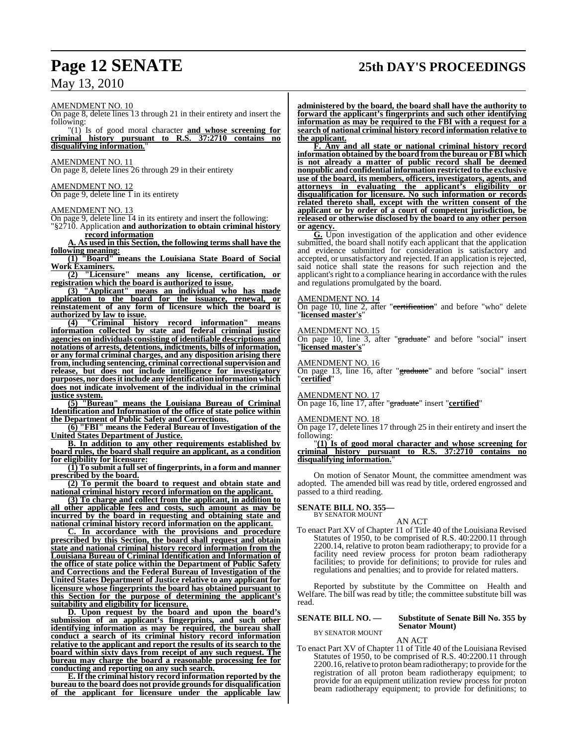AMENDMENT NO. 10

On page 8, delete lines 13 through 21 in their entirety and insert the following:

"(1) Is of good moral character **and whose screening for criminal history pursuant to R.S. 37:2710 contains no disqualifying information.**"

AMENDMENT NO. 11

On page 8, delete lines 26 through 29 in their entirety

AMENDMENT NO. 12

On page 9, delete line 1 in its entirety

AMENDMENT NO. 13

On page 9, delete line 14 in its entirety and insert the following:

"§2710. Application **and authorization to obtain criminal history record information**

**A. As used in this Section, the following terms shall have the following meaning:**

**(1) "Board" means the Louisiana State Board of Social Work Examiners.**

**(2) "Licensure" means any license, certification, or registration which the board is authorized to issue.**

**(3) "Applicant" means an individual who has made application to the board for the issuance, renewal, or reinstatement of any form of licensure which the board is authorized by law to issue.**

**(4) "Criminal history record information" means information collected by state and federal criminal justice agencies on individuals consisting of identifiable descriptions and notations of arrests, detentions, indictments, bills of information, or any formal criminal charges, and any disposition arising there from, including sentencing, criminal correctional supervision and release, but does not include intelligence for investigatory purposes, nor does it include any identification information which does not indicate involvement of the individual in the criminal justice system.**

**(5) "Bureau" means the Louisiana Bureau of Criminal Identification and Information of the office of state police within the Department of Public Safety and Corrections.**

**(6) "FBI" means the Federal Bureau of Investigation of the United States Department of Justice.**

**B. In addition to any other requirements established by board rules, the board shall require an applicant, as a condition for eligibility for licensure:**

**(1) To submit a full set of fingerprints, in a form and manner prescribed by the board.**

**(2) To permit the board to request and obtain state and national criminal history record information on the applicant.**

**(3) To charge and collect from the applicant, in addition to all other applicable fees and costs, such amount as may be incurred by the board in requesting and obtaining state and national criminal history record information on the applicant.**

**C. In accordance with the provisions and procedure prescribed by this Section, the board shall request and obtain state and national criminal history record information from the Louisiana Bureau of Criminal Identification and Information of the office of state police within the Department of Public Safety and Corrections and the Federal Bureau of Investigation of the United States Department of Justice relative to any applicant for licensure whose fingerprints the board has obtained pursuant to this Section for the purpose of determining the applicant's suitability and eligibility for licensure.**

**D. Upon request by the board and upon the board's submission of an applicant's fingerprints, and such other identifying information as may be required, the bureau shall conduct a search of its criminal history record information relative to the applicant and report the results of its search to the board within sixty days from receipt of any such request. The bureau may charge the board a reasonable processing fee for conducting and reporting on any such search.**

**E. If the criminal history record information reported by the bureau to the board does not provide grounds for disqualification of the applicant for licensure under the applicable law administered by the board, the board shall have the authority to forward the applicant's fingerprints and such other identifying information as may be required to the FBI with a request for a search of national criminal history record information relative to the applicant.**

**F. Any and all state or national criminal history record information obtained by the board from the bureau or FBI which is not already a matter of public record shall be deemed nonpublic and confidential information restricted to the exclusive use of the board, its members, officers, investigators, agents, and attorneys in evaluating the applicant's eligibility or disqualification for licensure. No such information or records related thereto shall, except with the written consent of the applicant or by order of a court of competent jurisdiction, be released or otherwise disclosed by the board to any other person or agency.**

**G.** Upon investigation of the application and other evidence submitted, the board shall notify each applicant that the application and evidence submitted for consideration is satisfactory and accepted, or unsatisfactory and rejected. If an application is rejected, said notice shall state the reasons for such rejection and the applicant's right to a compliance hearing in accordance with the rules and regulations promulgated by the board.

AMENDMENT NO. 14

On page 10, line 2, after "~~certification~~" and before "who" delete "**licensed master's**"

AMENDMENT NO. 15

On page 10, line 3, after "~~graduate~~" and before "social" insert "**licensed master's**"

AMENDMENT NO. 16

On page 13, line 16, after "~~graduate~~" and before "social" insert "**certified**"

AMENDMENT NO. 17

On page 16, line 17, after "~~graduate~~" insert "**certified**"

AMENDMENT NO. 18

On page 17, delete lines 17 through 25 in their entirety and insert the following:

"**(1) Is of good moral character and whose screening for criminal history pursuant to R.S. 37:2710 contains no disqualifying information.**"

On motion of Senator Mount, the committee amendment was adopted. The amended bill was read by title, ordered engrossed and passed to a third reading.

**SENATE BILL NO. 355—**
BY SENATOR MOUNT

AN ACT

To enact Part XV of Chapter 11 of Title 40 of the Louisiana Revised Statutes of 1950, to be comprised of R.S. 40:2200.11 through 2200.14, relative to proton beam radiotherapy; to provide for a facility need review process for proton beam radiotherapy facilities; to provide for definitions; to provide for rules and regulations and penalties; and to provide for related matters.

Reported by substitute by the Committee on Health and Welfare. The bill was read by title; the committee substitute bill was read.

**SENATE BILL NO. — Substitute of Senate Bill No. 355 by Senator Mount)**
BY SENATOR MOUNT

AN ACT

To enact Part XV of Chapter 11 of Title 40 of the Louisiana Revised Statutes of 1950, to be comprised of R.S. 40:2200.11 through 2200.16, relative to proton beam radiotherapy; to provide for the registration of all proton beam radiotherapy equipment; to provide for an equipment utilization review process for proton beam radiotherapy equipment; to provide for definitions; to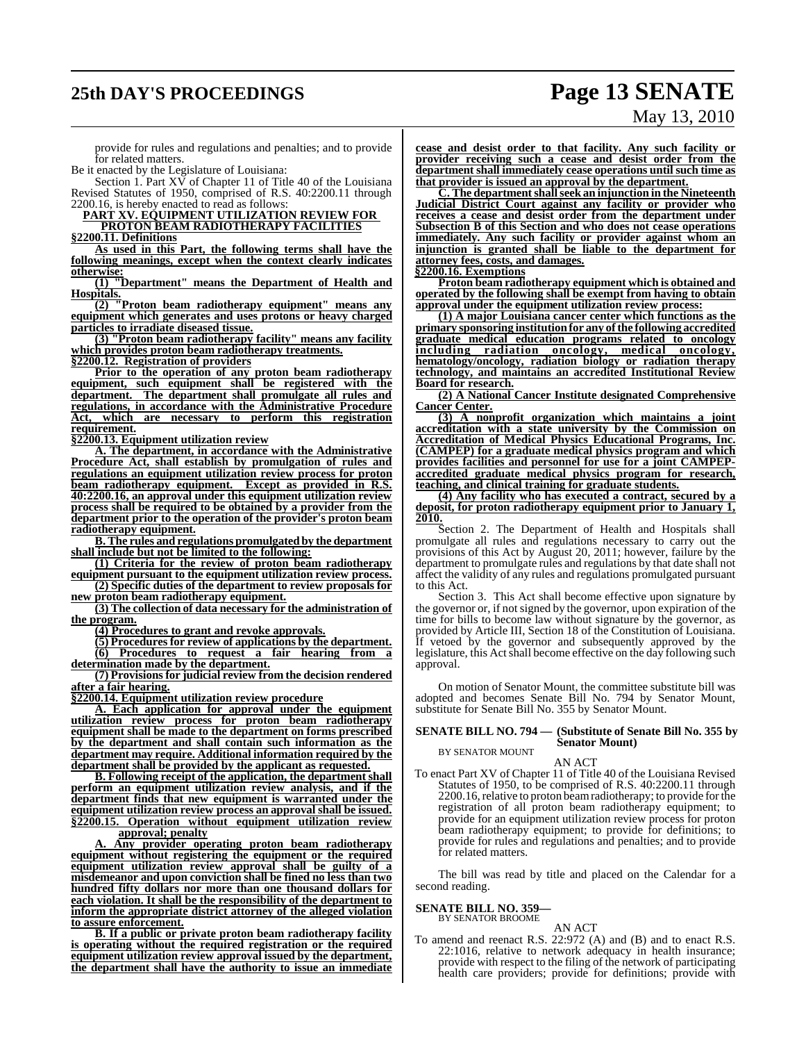provide for rules and regulations and penalties; and to provide for related matters.

Be it enacted by the Legislature of Louisiana:

Section 1. Part XV of Chapter 11 of Title 40 of the Louisiana Revised Statutes of 1950, comprised of R.S. 40:2200.11 through 2200.16, is hereby enacted to read as follows:

**PART XV. EQUIPMENT UTILIZATION REVIEW FOR PROTON BEAM RADIOTHERAPY FACILITIES**

**§2200.11. Definitions**

**As used in this Part, the following terms shall have the following meanings, except when the context clearly indicates otherwise:**

**(1) "Department" means the Department of Health and Hospitals.**

**(2) "Proton beam radiotherapy equipment" means any equipment which generates and uses protons or heavy charged particles to irradiate diseased tissue.**

**(3) "Proton beam radiotherapy facility" means any facility which provides proton beam radiotherapy treatments.**

**§2200.12. Registration of providers**

**Prior to the operation of any proton beam radiotherapy equipment, such equipment shall be registered with the department. The department shall promulgate all rules and regulations, in accordance with the Administrative Procedure Act, which are necessary to perform this registration requirement.**

**§2200.13. Equipment utilization review**

**A. The department, in accordance with the Administrative Procedure Act, shall establish by promulgation of rules and regulations an equipment utilization review process for proton beam radiotherapy equipment. Except as provided in R.S. 40:2200.16, an approval under this equipment utilization review process shall be required to be obtained by a provider from the department prior to the operation of the provider's proton beam radiotherapy equipment.**

**B. The rules and regulations promulgated by the department shall include but not be limited to the following:**

**(1) Criteria for the review of proton beam radiotherapy equipment pursuant to the equipment utilization review process.**

**(2) Specific duties of the department to review proposals for new proton beam radiotherapy equipment.**

**(3) The collection of data necessary for the administration of the program.**

**(4) Procedures to grant and revoke approvals.**

**(5) Procedures for review of applications by the department.**

**(6) Procedures to request a fair hearing from a determination made by the department.**

**(7) Provisions for judicial review from the decision rendered after a fair hearing.**

**§2200.14. Equipment utilization review procedure**

**A. Each application for approval under the equipment utilization review process for proton beam radiotherapy equipment shall be made to the department on forms prescribed by the department and shall contain such information as the department may require. Additional information required by the department shall be provided by the applicant as requested.**

**B. Following receipt of the application, the department shall perform an equipment utilization review analysis, and if the department finds that new equipment is warranted under the equipment utilization review process an approval shall be issued.**

**§2200.15. Operation without equipment utilization review approval; penalty**

**A. Any provider operating proton beam radiotherapy equipment without registering the equipment or the required equipment utilization review approval shall be guilty of a misdemeanor and upon conviction shall be fined no less than two hundred fifty dollars nor more than one thousand dollars for each violation. It shall be the responsibility of the department to inform the appropriate district attorney of the alleged violation to assure enforcement.**

**B. If a public or private proton beam radiotherapy facility is operating without the required registration or the required equipment utilization review approval issued by the department, the department shall have the authority to issue an immediate cease and desist order to that facility. Any such facility or provider receiving such a cease and desist order from the department shall immediately cease operations until such time as that provider is issued an approval by the department.**

**C. The department shall seek an injunction in the Nineteenth Judicial District Court against any facility or provider who receives a cease and desist order from the department under Subsection B of this Section and who does not cease operations immediately. Any such facility or provider against whom an injunction is granted shall be liable to the department for attorney fees, costs, and damages.**

**§2200.16. Exemptions**

**Proton beam radiotherapy equipment which is obtained and operated by the following shall be exempt from having to obtain approval under the equipment utilization review process:**

**(1) A major Louisiana cancer center which functions as the primary sponsoring institution for any of the following accredited graduate medical education programs related to oncology including radiation oncology, medical oncology, hematology/oncology, radiation biology or radiation therapy technology, and maintains an accredited Institutional Review Board for research.**

**(2) A National Cancer Institute designated Comprehensive Cancer Center.**

**(3) A nonprofit organization which maintains a joint accreditation with a state university by the Commission on Accreditation of Medical Physics Educational Programs, Inc. (CAMPEP) for a graduate medical physics program and which provides facilities and personnel for use for a joint CAMPEP-accredited graduate medical physics program for research, teaching, and clinical training for graduate students.**

**(4) Any facility who has executed a contract, secured by a deposit, for proton radiotherapy equipment prior to January 1, 2010.**

Section 2. The Department of Health and Hospitals shall promulgate all rules and regulations necessary to carry out the provisions of this Act by August 20, 2011; however, failure by the department to promulgate rules and regulations by that date shall not affect the validity of any rules and regulations promulgated pursuant to this Act.

Section 3. This Act shall become effective upon signature by the governor or, if not signed by the governor, upon expiration of the time for bills to become law without signature by the governor, as provided by Article III, Section 18 of the Constitution of Louisiana. If vetoed by the governor and subsequently approved by the legislature, this Act shall become effective on the day following such approval.

On motion of Senator Mount, the committee substitute bill was adopted and becomes Senate Bill No. 794 by Senator Mount, substitute for Senate Bill No. 355 by Senator Mount.

**SENATE BILL NO. 794 — (Substitute of Senate Bill No. 355 by Senator Mount)**
BY SENATOR MOUNT

AN ACT

To enact Part XV of Chapter 11 of Title 40 of the Louisiana Revised Statutes of 1950, to be comprised of R.S. 40:2200.11 through 2200.16, relative to proton beam radiotherapy; to provide for the registration of all proton beam radiotherapy equipment; to provide for an equipment utilization review process for proton beam radiotherapy equipment; to provide for definitions; to provide for rules and regulations and penalties; and to provide for related matters.

The bill was read by title and placed on the Calendar for a second reading.

**SENATE BILL NO. 359—**
BY SENATOR BROOME

AN ACT

To amend and reenact R.S. 22:972 (A) and (B) and to enact R.S. 22:1016, relative to network adequacy in health insurance; provide with respect to the filing of the network of participating health care providers; provide for definitions; provide with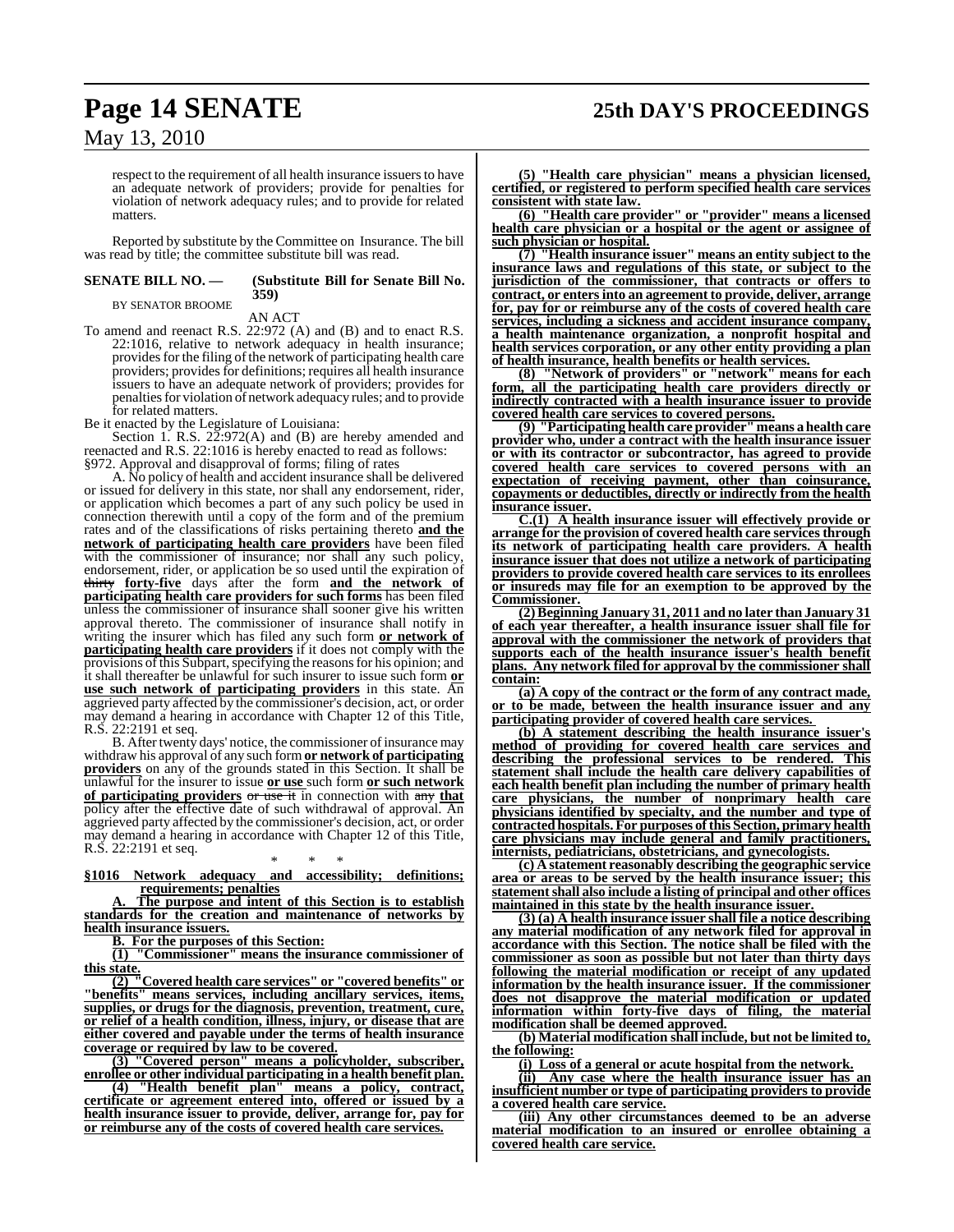respect to the requirement of all health insurance issuers to have an adequate network of providers; provide for penalties for violation of network adequacy rules; and to provide for related matters.

Reported by substitute by the Committee on Insurance. The bill was read by title; the committee substitute bill was read.

**SENATE BILL NO. — (Substitute Bill for Senate Bill No. 359)**

BY SENATOR BROOME

AN ACT

To amend and reenact R.S. 22:972 (A) and (B) and to enact R.S. 22:1016, relative to network adequacy in health insurance; provides for the filing of the network of participating health care providers; provides for definitions; requires all health insurance issuers to have an adequate network of providers; provides for penalties for violation of network adequacy rules; and to provide for related matters.

Be it enacted by the Legislature of Louisiana:

Section 1. R.S. 22:972(A) and (B) are hereby amended and reenacted and R.S. 22:1016 is hereby enacted to read as follows:

§972. Approval and disapproval of forms; filing of rates

A. No policy of health and accident insurance shall be delivered or issued for delivery in this state, nor shall any endorsement, rider, or application which becomes a part of any such policy be used in connection therewith until a copy of the form and of the premium rates and of the classifications of risks pertaining thereto **and the network of participating health care providers** have been filed with the commissioner of insurance; nor shall any such policy, endorsement, rider, or application be so used until the expiration of ~~thirty~~ **forty-five** days after the form **and the network of participating health care providers for such forms** has been filed unless the commissioner of insurance shall sooner give his written approval thereto. The commissioner of insurance shall notify in writing the insurer which has filed any such form **or network of participating health care providers** if it does not comply with the provisions of this Subpart, specifying the reasons for his opinion; and it shall thereafter be unlawful for such insurer to issue such form **or use such network of participating providers** in this state. An aggrieved party affected by the commissioner's decision, act, or order may demand a hearing in accordance with Chapter 12 of this Title, R.S. 22:2191 et seq.

B. After twenty days' notice, the commissioner of insurance may withdraw his approval of any such form **or network of participating providers** on any of the grounds stated in this Section. It shall be unlawful for the insurer to issue **or use** such form **or such network of participating providers** ~~or use it~~ in connection with ~~any~~ **that** policy after the effective date of such withdrawal of approval. An aggrieved party affected by the commissioner's decision, act, or order may demand a hearing in accordance with Chapter 12 of this Title, R.S. 22:2191 et seq.

\* \* \*

**§1016 Network adequacy and accessibility; definitions; requirements; penalties**

**A. The purpose and intent of this Section is to establish standards for the creation and maintenance of networks by health insurance issuers.**

**B. For the purposes of this Section:**

**(1) "Commissioner" means the insurance commissioner of this state.**

**(2) "Covered health care services" or "covered benefits" or "benefits" means services, including ancillary services, items, supplies, or drugs for the diagnosis, prevention, treatment, cure, or relief of a health condition, illness, injury, or disease that are either covered and payable under the terms of health insurance coverage or required by law to be covered.**

**(3) "Covered person" means a policyholder, subscriber, enrollee or other individual participating in a health benefit plan.**

**(4) "Health benefit plan" means a policy, contract, certificate or agreement entered into, offered or issued by a health insurance issuer to provide, deliver, arrange for, pay for or reimburse any of the costs of covered health care services.**

**(5) "Health care physician" means a physician licensed, certified, or registered to perform specified health care services consistent with state law.**

**(6) "Health care provider" or "provider" means a licensed health care physician or a hospital or the agent or assignee of such physician or hospital.**

**(7) "Health insurance issuer" means an entity subject to the insurance laws and regulations of this state, or subject to the jurisdiction of the commissioner, that contracts or offers to contract, or enters into an agreement to provide, deliver, arrange for, pay for or reimburse any of the costs of covered health care services, including a sickness and accident insurance company, a health maintenance organization, a nonprofit hospital and health services corporation, or any other entity providing a plan of health insurance, health benefits or health services.**

**(8) "Network of providers" or "network" means for each form, all the participating health care providers directly or indirectly contracted with a health insurance issuer to provide covered health care services to covered persons.**

**(9) "Participating health care provider" means a health care provider who, under a contract with the health insurance issuer or with its contractor or subcontractor, has agreed to provide covered health care services to covered persons with an expectation of receiving payment, other than coinsurance, copayments or deductibles, directly or indirectly from the health insurance issuer.**

**C.(1) A health insurance issuer will effectively provide or arrange for the provision of covered health care services through its network of participating health care providers. A health insurance issuer that does not utilize a network of participating providers to provide covered health care services to its enrollees or insureds may file for an exemption to be approved by the Commissioner.**

**(2) Beginning January 31, 2011 and no later than January 31 of each year thereafter, a health insurance issuer shall file for approval with the commissioner the network of providers that supports each of the health insurance issuer's health benefit plans. Any network filed for approval by the commissioner shall contain:**

**(a) A copy of the contract or the form of any contract made, or to be made, between the health insurance issuer and any participating provider of covered health care services.**

**(b) A statement describing the health insurance issuer's method of providing for covered health care services and describing the professional services to be rendered. This statement shall include the health care delivery capabilities of each health benefit plan including the number of primary health care physicians, the number of nonprimary health care physicians identified by specialty, and the number and type of contracted hospitals. For purposes of this Section, primary health care physicians may include general and family practitioners, internists, pediatricians, obstetricians, and gynecologists.**

**(c) A statement reasonably describing the geographic service area or areas to be served by the health insurance issuer; this statement shall also include a listing of principal and other offices maintained in this state by the health insurance issuer.**

**(3) (a) A health insurance issuer shall file a notice describing any material modification of any network filed for approval in accordance with this Section. The notice shall be filed with the commissioner as soon as possible but not later than thirty days following the material modification or receipt of any updated information by the health insurance issuer. If the commissioner does not disapprove the material modification or updated information within forty-five days of filing, the material modification shall be deemed approved.**

**(b) Material modification shall include, but not be limited to, the following:**

**(i) Loss of a general or acute hospital from the network.**

**(ii) Any case where the health insurance issuer has an insufficient number or type of participating providers to provide a covered health care service.**

**(iii) Any other circumstances deemed to be an adverse material modification to an insured or enrollee obtaining a covered health care service.**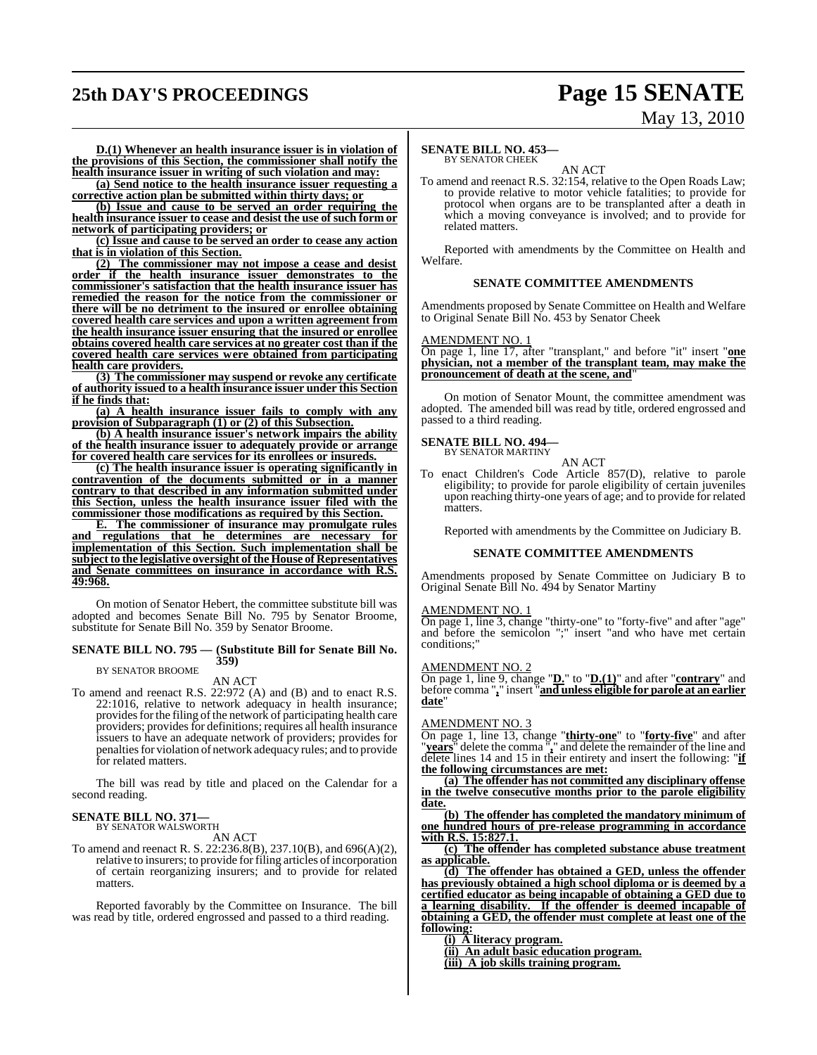**D.(1) Whenever an health insurance issuer is in violation of the provisions of this Section, the commissioner shall notify the health insurance issuer in writing of such violation and may:**

**(a) Send notice to the health insurance issuer requesting a corrective action plan be submitted within thirty days; or**

**(b) Issue and cause to be served an order requiring the health insurance issuer to cease and desist the use of such form or network of participating providers; or**

**(c) Issue and cause to be served an order to cease any action that is in violation of this Section.**

**(2) The commissioner may not impose a cease and desist order if the health insurance issuer demonstrates to the commissioner's satisfaction that the health insurance issuer has remedied the reason for the notice from the commissioner or there will be no detriment to the insured or enrollee obtaining covered health care services and upon a written agreement from the health insurance issuer ensuring that the insured or enrollee obtains covered health care services at no greater cost than if the covered health care services were obtained from participating health care providers.**

**(3) The commissioner may suspend or revoke any certificate of authority issued to a health insurance issuer under this Section if he finds that:**

**(a) A health insurance issuer fails to comply with any provision of Subparagraph (1) or (2) of this Subsection.**

**(b) A health insurance issuer's network impairs the ability of the health insurance issuer to adequately provide or arrange for covered health care services for its enrollees or insureds.**

**(c) The health insurance issuer is operating significantly in contravention of the documents submitted or in a manner contrary to that described in any information submitted under this Section, unless the health insurance issuer filed with the commissioner those modifications as required by this Section.**

**E. The commissioner of insurance may promulgate rules and regulations that he determines are necessary for implementation of this Section. Such implementation shall be subject to the legislative oversight of the House of Representatives and Senate committees on insurance in accordance with R.S. 49:968.**

On motion of Senator Hebert, the committee substitute bill was adopted and becomes Senate Bill No. 795 by Senator Broome, substitute for Senate Bill No. 359 by Senator Broome.

## SENATE BILL NO. 795 — (Substitute Bill for Senate Bill No. 359)

BY SENATOR BROOME

AN ACT

To amend and reenact R.S. 22:972 (A) and (B) and to enact R.S. 22:1016, relative to network adequacy in health insurance; provides for the filing of the network of participating health care providers; provides for definitions; requires all health insurance issuers to have an adequate network of providers; provides for penalties for violation of network adequacy rules; and to provide for related matters.

The bill was read by title and placed on the Calendar for a second reading.

## SENATE BILL NO. 371—

BY SENATOR WALSWORTH

AN ACT

To amend and reenact R. S. 22:236.8(B), 237.10(B), and 696(A)(2), relative to insurers; to provide for filing articles of incorporation of certain reorganizing insurers; and to provide for related matters.

Reported favorably by the Committee on Insurance. The bill was read by title, ordered engrossed and passed to a third reading.

## SENATE BILL NO. 453—

BY SENATOR CHEEK

AN ACT

To amend and reenact R.S. 32:154, relative to the Open Roads Law; to provide relative to motor vehicle fatalities; to provide for protocol when organs are to be transplanted after a death in which a moving conveyance is involved; and to provide for related matters.

Reported with amendments by the Committee on Health and Welfare.

### SENATE COMMITTEE AMENDMENTS

Amendments proposed by Senate Committee on Health and Welfare to Original Senate Bill No. 453 by Senator Cheek

AMENDMENT NO. 1

On page 1, line 17, after "transplant," and before "it" insert "**one physician, not a member of the transplant team, may make the pronouncement of death at the scene, and**"

On motion of Senator Mount, the committee amendment was adopted. The amended bill was read by title, ordered engrossed and passed to a third reading.

## SENATE BILL NO. 494—

BY SENATOR MARTINY

AN ACT

To enact Children's Code Article 857(D), relative to parole eligibility; to provide for parole eligibility of certain juveniles upon reaching thirty-one years of age; and to provide for related matters.

Reported with amendments by the Committee on Judiciary B.

### SENATE COMMITTEE AMENDMENTS

Amendments proposed by Senate Committee on Judiciary B to Original Senate Bill No. 494 by Senator Martiny

AMENDMENT NO. 1

On page 1, line 3, change "thirty-one" to "forty-five" and after "age" and before the semicolon ";" insert "and who have met certain conditions;"

AMENDMENT NO. 2

On page 1, line 9, change "**D.**" to "**D.(1)**" and after "**contrary**" and before comma "**,**" insert "**and unless eligible for parole at an earlier date**"

AMENDMENT NO. 3

On page 1, line 13, change "**thirty-one**" to "**forty-five**" and after "**years**" delete the comma "**,**" and delete the remainder of the line and delete lines 14 and 15 in their entirety and insert the following: "**if the following circumstances are met:**

**(a) The offender has not committed any disciplinary offense in the twelve consecutive months prior to the parole eligibility date.**

**(b) The offender has completed the mandatory minimum of one hundred hours of pre-release programming in accordance with R.S. 15:827.1.**

**(c) The offender has completed substance abuse treatment as applicable.**

**(d) The offender has obtained a GED, unless the offender has previously obtained a high school diploma or is deemed by a certified educator as being incapable of obtaining a GED due to a learning disability. If the offender is deemed incapable of obtaining a GED, the offender must complete at least one of the following:**

**(i) A literacy program.**

**(ii) An adult basic education program.**

**(iii) A job skills training program.**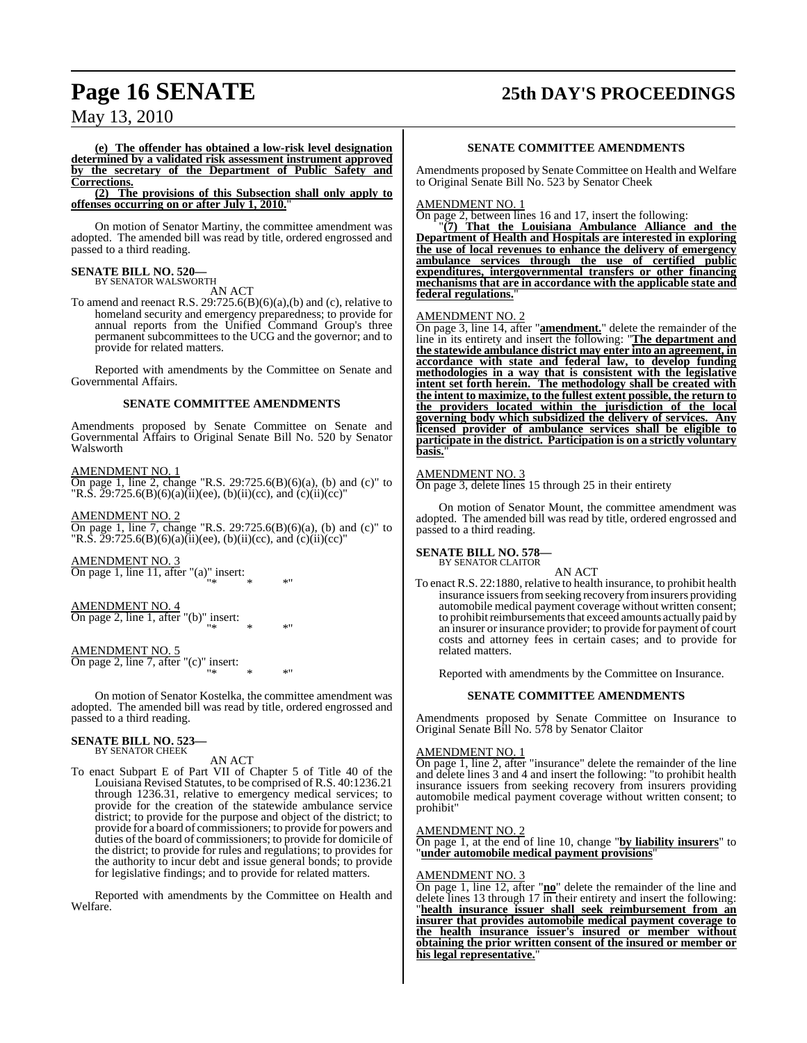**(e) The offender has obtained a low-risk level designation determined by a validated risk assessment instrument approved by the secretary of the Department of Public Safety and Corrections.**

**(2) The provisions of this Subsection shall only apply to offenses occurring on or after July 1, 2010.**"

On motion of Senator Martiny, the committee amendment was adopted. The amended bill was read by title, ordered engrossed and passed to a third reading.

**SENATE BILL NO. 520—**
BY SENATOR WALSWORTH

AN ACT

To amend and reenact R.S. 29:725.6(B)(6)(a),(b) and (c), relative to homeland security and emergency preparedness; to provide for annual reports from the Unified Command Group's three permanent subcommittees to the UCG and the governor; and to provide for related matters.

Reported with amendments by the Committee on Senate and Governmental Affairs.

**SENATE COMMITTEE AMENDMENTS**

Amendments proposed by Senate Committee on Senate and Governmental Affairs to Original Senate Bill No. 520 by Senator Walsworth

AMENDMENT NO. 1
On page 1, line 2, change "R.S. 29:725.6(B)(6)(a), (b) and (c)" to "R.S. 29:725.6(B)(6)(a)(ii)(ee), (b)(ii)(cc), and (c)(ii)(cc)"

AMENDMENT NO. 2
On page 1, line 7, change "R.S. 29:725.6(B)(6)(a), (b) and (c)" to "R.S. 29:725.6(B)(6)(a)(ii)(ee), (b)(ii)(cc), and (c)(ii)(cc)"

AMENDMENT NO. 3
On page 1, line 11, after "(a)" insert:
"* * *"

AMENDMENT NO. 4
On page 2, line 1, after "(b)" insert:
"* * *"

AMENDMENT NO. 5
On page 2, line 7, after "(c)" insert:
"* * *"

On motion of Senator Kostelka, the committee amendment was adopted. The amended bill was read by title, ordered engrossed and passed to a third reading.

**SENATE BILL NO. 523—**
BY SENATOR CHEEK

AN ACT

To enact Subpart E of Part VII of Chapter 5 of Title 40 of the Louisiana Revised Statutes, to be comprised of R.S. 40:1236.21 through 1236.31, relative to emergency medical services; to provide for the creation of the statewide ambulance service district; to provide for the purpose and object of the district; to provide for a board of commissioners; to provide for powers and duties of the board of commissioners; to provide for domicile of the district; to provide for rules and regulations; to provides for the authority to incur debt and issue general bonds; to provide for legislative findings; and to provide for related matters.

Reported with amendments by the Committee on Health and Welfare.

**SENATE COMMITTEE AMENDMENTS**

Amendments proposed by Senate Committee on Health and Welfare to Original Senate Bill No. 523 by Senator Cheek

AMENDMENT NO. 1
On page 2, between lines 16 and 17, insert the following:
"**(7) That the Louisiana Ambulance Alliance and the Department of Health and Hospitals are interested in exploring the use of local revenues to enhance the delivery of emergency ambulance services through the use of certified public expenditures, intergovernmental transfers or other financing mechanisms that are in accordance with the applicable state and federal regulations.**"

AMENDMENT NO. 2
On page 3, line 14, after "**amendment.**" delete the remainder of the line in its entirety and insert the following: "**The department and the statewide ambulance district may enter into an agreement, in accordance with state and federal law, to develop funding methodologies in a way that is consistent with the legislative intent set forth herein. The methodology shall be created with the intent to maximize, to the fullest extent possible, the return to the providers located within the jurisdiction of the local governing body which subsidized the delivery of services. Any licensed provider of ambulance services shall be eligible to participate in the district. Participation is on a strictly voluntary basis.**"

AMENDMENT NO. 3
On page 3, delete lines 15 through 25 in their entirety

On motion of Senator Mount, the committee amendment was adopted. The amended bill was read by title, ordered engrossed and passed to a third reading.

**SENATE BILL NO. 578—**
BY SENATOR CLAITOR

AN ACT

To enact R.S. 22:1880, relative to health insurance, to prohibit health insurance issuers from seeking recovery from insurers providing automobile medical payment coverage without written consent; to prohibit reimbursements that exceed amounts actually paid by an insurer or insurance provider; to provide for payment of court costs and attorney fees in certain cases; and to provide for related matters.

Reported with amendments by the Committee on Insurance.

**SENATE COMMITTEE AMENDMENTS**

Amendments proposed by Senate Committee on Insurance to Original Senate Bill No. 578 by Senator Claitor

AMENDMENT NO. 1
On page 1, line 2, after "insurance" delete the remainder of the line and delete lines 3 and 4 and insert the following: "to prohibit health insurance issuers from seeking recovery from insurers providing automobile medical payment coverage without written consent; to prohibit"

AMENDMENT NO. 2
On page 1, at the end of line 10, change "**by liability insurers**" to "**under automobile medical payment provisions**"

AMENDMENT NO. 3
On page 1, line 12, after "**no**" delete the remainder of the line and delete lines 13 through 17 in their entirety and insert the following: "**health insurance issuer shall seek reimbursement from an insurer that provides automobile medical payment coverage to the health insurance issuer's insured or member without obtaining the prior written consent of the insured or member or his legal representative.**"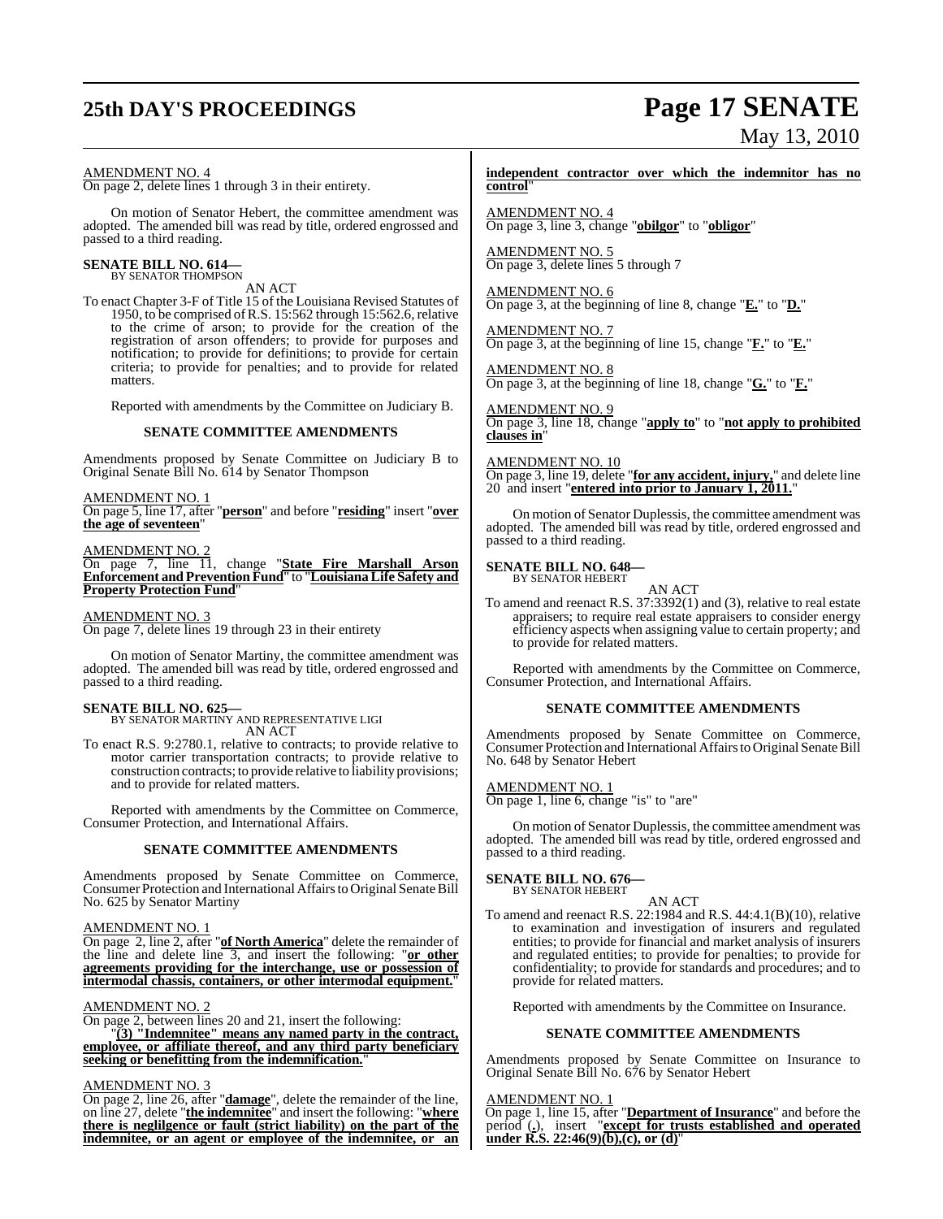AMENDMENT NO. 4
On page 2, delete lines 1 through 3 in their entirety.

On motion of Senator Hebert, the committee amendment was adopted. The amended bill was read by title, ordered engrossed and passed to a third reading.

**SENATE BILL NO. 614—**
BY SENATOR THOMPSON

AN ACT

To enact Chapter 3-F of Title 15 of the Louisiana Revised Statutes of 1950, to be comprised of R.S. 15:562 through 15:562.6, relative to the crime of arson; to provide for the creation of the registration of arson offenders; to provide for purposes and notification; to provide for definitions; to provide for certain criteria; to provide for penalties; and to provide for related matters.

Reported with amendments by the Committee on Judiciary B.

**SENATE COMMITTEE AMENDMENTS**

Amendments proposed by Senate Committee on Judiciary B to Original Senate Bill No. 614 by Senator Thompson

AMENDMENT NO. 1
On page 5, line 17, after "**person**" and before "**residing**" insert "**over the age of seventeen**"

AMENDMENT NO. 2
On page 7, line 11, change "**State Fire Marshall Arson Enforcement and Prevention Fund**" to "**Louisiana Life Safety and Property Protection Fund**"

AMENDMENT NO. 3
On page 7, delete lines 19 through 23 in their entirety

On motion of Senator Martiny, the committee amendment was adopted. The amended bill was read by title, ordered engrossed and passed to a third reading.

**SENATE BILL NO. 625—**
BY SENATOR MARTINY AND REPRESENTATIVE LIGI

AN ACT

To enact R.S. 9:2780.1, relative to contracts; to provide relative to motor carrier transportation contracts; to provide relative to construction contracts; to provide relative to liability provisions; and to provide for related matters.

Reported with amendments by the Committee on Commerce, Consumer Protection, and International Affairs.

**SENATE COMMITTEE AMENDMENTS**

Amendments proposed by Senate Committee on Commerce, Consumer Protection and International Affairs to Original Senate Bill No. 625 by Senator Martiny

AMENDMENT NO. 1
On page 2, line 2, after "**of North America**" delete the remainder of the line and delete line 3, and insert the following: "**or other agreements providing for the interchange, use or possession of intermodal chassis, containers, or other intermodal equipment.**"

AMENDMENT NO. 2
On page 2, between lines 20 and 21, insert the following:
"**(3) "Indemnitee" means any named party in the contract, employee, or affiliate thereof, and any third party beneficiary seeking or benefitting from the indemnification.**"

AMENDMENT NO. 3
On page 2, line 26, after "**damage**", delete the remainder of the line, on line 27, delete "**the indemnitee**" and insert the following: "**where there is neglilgence or fault (strict liability) on the part of the indemnitee, or an agent or employee of the indemnitee, or an independent contractor over which the indemnitor has no control**"

AMENDMENT NO. 4
On page 3, line 3, change "**obilgor**" to "**obligor**"

AMENDMENT NO. 5
On page 3, delete lines 5 through 7

AMENDMENT NO. 6
On page 3, at the beginning of line 8, change "**E.**" to "**D.**"

AMENDMENT NO. 7
On page 3, at the beginning of line 15, change "**F.**" to "**E.**"

AMENDMENT NO. 8
On page 3, at the beginning of line 18, change "**G.**" to "**F.**"

AMENDMENT NO. 9
On page 3, line 18, change "**apply to**" to "**not apply to prohibited clauses in**"

AMENDMENT NO. 10
On page 3, line 19, delete "**for any accident, injury,**" and delete line 20 and insert "**entered into prior to January 1, 2011.**"

On motion of Senator Duplessis, the committee amendment was adopted. The amended bill was read by title, ordered engrossed and passed to a third reading.

**SENATE BILL NO. 648—**
BY SENATOR HEBERT

AN ACT

To amend and reenact R.S. 37:3392(1) and (3), relative to real estate appraisers; to require real estate appraisers to consider energy efficiency aspects when assigning value to certain property; and to provide for related matters.

Reported with amendments by the Committee on Commerce, Consumer Protection, and International Affairs.

**SENATE COMMITTEE AMENDMENTS**

Amendments proposed by Senate Committee on Commerce, Consumer Protection and International Affairs to Original Senate Bill No. 648 by Senator Hebert

AMENDMENT NO. 1
On page 1, line 6, change "is" to "are"

On motion of Senator Duplessis, the committee amendment was adopted. The amended bill was read by title, ordered engrossed and passed to a third reading.

**SENATE BILL NO. 676—**
BY SENATOR HEBERT

AN ACT

To amend and reenact R.S. 22:1984 and R.S. 44:4.1(B)(10), relative to examination and investigation of insurers and regulated entities; to provide for financial and market analysis of insurers and regulated entities; to provide for penalties; to provide for confidentiality; to provide for standards and procedures; and to provide for related matters.

Reported with amendments by the Committee on Insurance.

**SENATE COMMITTEE AMENDMENTS**

Amendments proposed by Senate Committee on Insurance to Original Senate Bill No. 676 by Senator Hebert

AMENDMENT NO. 1
On page 1, line 15, after "**Department of Insurance**" and before the period (**.**), insert "**except for trusts established and operated under R.S. 22:46(9)(b),(c), or (d)**"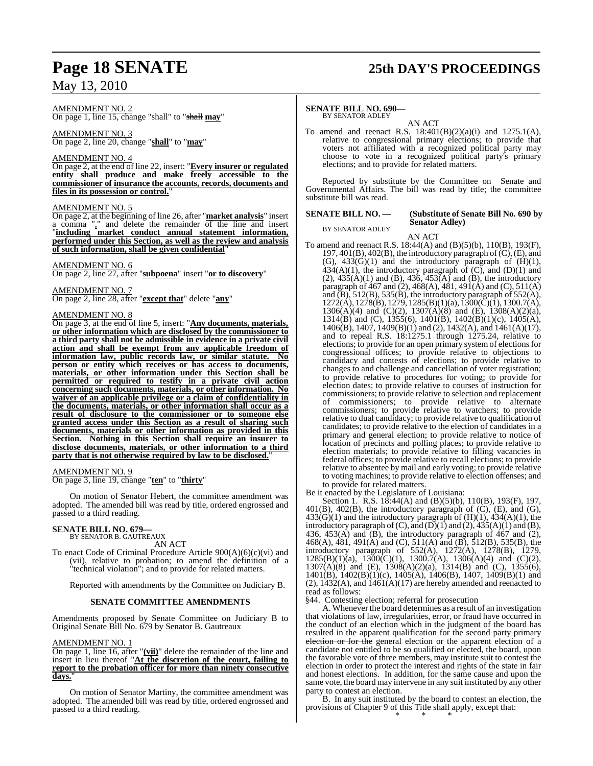AMENDMENT NO. 2

On page 1, line 15, change "shall" to "~~shall~~ **may**"

AMENDMENT NO. 3

On page 2, line 20, change "**shall**" to "**may**"

AMENDMENT NO. 4

On page 2, at the end of line 22, insert: "**Every insurer or regulated entity shall produce and make freely accessible to the commissioner of insurance the accounts, records, documents and files in its possession or control.**"

AMENDMENT NO. 5

On page 2, at the beginning of line 26, after "**market analysis**" insert a comma "**,**" and delete the remainder of the line and insert "**including market conduct annual statement information, performed under this Section, as well as the review and analysis of such information, shall be given confidential**"

AMENDMENT NO. 6

On page 2, line 27, after "**subpoena**" insert "**or to discovery**"

AMENDMENT NO. 7

On page 2, line 28, after "**except that**" delete "**any**"

AMENDMENT NO. 8

On page 3, at the end of line 5, insert: "**Any documents, materials, or other information which are disclosed by the commissioner to a third party shall not be admissible in evidence in a private civil action and shall be exempt from any applicable freedom of information law, public records law, or similar statute. No person or entity which receives or has access to documents, materials, or other information under this Section shall be permitted or required to testify in a private civil action concerning such documents, materials, or other information. No waiver of an applicable privilege or a claim of confidentiality in the documents, materials, or other information shall occur as a result of disclosure to the commissioner or to someone else granted access under this Section as a result of sharing such documents, materials or other information as provided in this Section. Nothing in this Section shall require an insurer to disclose documents, materials, or other information to a third party that is not otherwise required by law to be disclosed.**"

AMENDMENT NO. 9

On page 3, line 19, change "**ten**" to "**thirty**"

On motion of Senator Hebert, the committee amendment was adopted. The amended bill was read by title, ordered engrossed and passed to a third reading.

**SENATE BILL NO. 679—**
BY SENATOR B. GAUTREAUX

AN ACT

To enact Code of Criminal Procedure Article 900(A)(6)(c)(vi) and (vii), relative to probation; to amend the definition of a "technical violation"; and to provide for related matters.

Reported with amendments by the Committee on Judiciary B.

**SENATE COMMITTEE AMENDMENTS**

Amendments proposed by Senate Committee on Judiciary B to Original Senate Bill No. 679 by Senator B. Gautreaux

AMENDMENT NO. 1

On page 1, line 16, after "**(vii)**" delete the remainder of the line and insert in lieu thereof "**At the discretion of the court, failing to report to the probation officer for more than ninety consecutive days.**"

On motion of Senator Martiny, the committee amendment was adopted. The amended bill was read by title, ordered engrossed and passed to a third reading.

**SENATE BILL NO. 690—**
BY SENATOR ADLEY

AN ACT

To amend and reenact R.S. 18:401(B)(2)(a)(i) and 1275.1(A), relative to congressional primary elections; to provide that voters not affiliated with a recognized political party may choose to vote in a recognized political party's primary elections; and to provide for related matters.

Reported by substitute by the Committee on Senate and Governmental Affairs. The bill was read by title; the committee substitute bill was read.

**SENATE BILL NO. — (Substitute of Senate Bill No. 690 by Senator Adley)**
BY SENATOR ADLEY

AN ACT

To amend and reenact R.S. 18:44(A) and (B)(5)(b), 110(B), 193(F), 197, 401(B), 402(B), the introductory paragraph of (C), (E), and (G), 433(G)(1) and the introductory paragraph of (H)(1), 434(A)(1), the introductory paragraph of (C), and (D)(1) and (2), 435(A)(1) and (B), 436, 453(A) and (B), the introductory paragraph of 467 and (2), 468(A), 481, 491(A) and (C), 511(A) and (B), 512(B), 535(B), the introductory paragraph of 552(A), 1272(A), 1278(B), 1279, 1285(B)(1)(a), 1300(C)(1), 1300.7(A), 1306(A)(4) and (C)(2), 1307(A)(8) and (E), 1308(A)(2)(a), 1314(B) and (C), 1355(6), 1401(B), 1402(B)(1)(c), 1405(A), 1406(B), 1407, 1409(B)(1) and (2), 1432(A), and 1461(A)(17), and to repeal R.S. 18:1275.1 through 1275.24, relative to elections; to provide for an open primary system of elections for congressional offices; to provide relative to objections to candidacy and contests of elections; to provide relative to changes to and challenge and cancellation of voter registration; to provide relative to procedures for voting; to provide for election dates; to provide relative to courses of instruction for commissioners; to provide relative to selection and replacement of commissioners; to provide relative to alternate commissioners; to provide relative to watchers; to provide relative to dual candidacy; to provide relative to qualification of candidates; to provide relative to the election of candidates in a primary and general election; to provide relative to notice of location of precincts and polling places; to provide relative to election materials; to provide relative to filling vacancies in federal offices; to provide relative to recall elections; to provide relative to absentee by mail and early voting; to provide relative to voting machines; to provide relative to election offenses; and to provide for related matters.

Be it enacted by the Legislature of Louisiana:

Section 1. R.S. 18:44(A) and (B)(5)(b), 110(B), 193(F), 197, 401(B), 402(B), the introductory paragraph of (C), (E), and (G), 433(G)(1) and the introductory paragraph of (H)(1), 434(A)(1), the introductory paragraph of (C), and (D)(1) and (2), 435(A)(1) and (B), 436, 453(A) and (B), the introductory paragraph of 467 and (2), 468(A), 481, 491(A) and (C), 511(A) and (B), 512(B), 535(B), the introductory paragraph of 552(A), 1272(A), 1278(B), 1279, 1285(B)(1)(a), 1300(C)(1), 1300.7(A), 1306(A)(4) and (C)(2), 1307(A)(8) and (E), 1308(A)(2)(a), 1314(B) and (C), 1355(6), 1401(B), 1402(B)(1)(c), 1405(A), 1406(B), 1407, 1409(B)(1) and (2), 1432(A), and 1461(A)(17) are hereby amended and reenacted to read as follows:

§44. Contesting election; referral for prosecution

A. Whenever the board determines as a result of an investigation that violations of law, irregularities, error, or fraud have occurred in the conduct of an election which in the judgment of the board has resulted in the apparent qualification for the ~~second party primary election or for the~~ general election or the apparent election of a candidate not entitled to be so qualified or elected, the board, upon the favorable vote of three members, may institute suit to contest the election in order to protect the interest and rights of the state in fair and honest elections. In addition, for the same cause and upon the same vote, the board may intervene in any suit instituted by any other party to contest an election.

B. In any suit instituted by the board to contest an election, the provisions of Chapter 9 of this Title shall apply, except that:

\* \* \*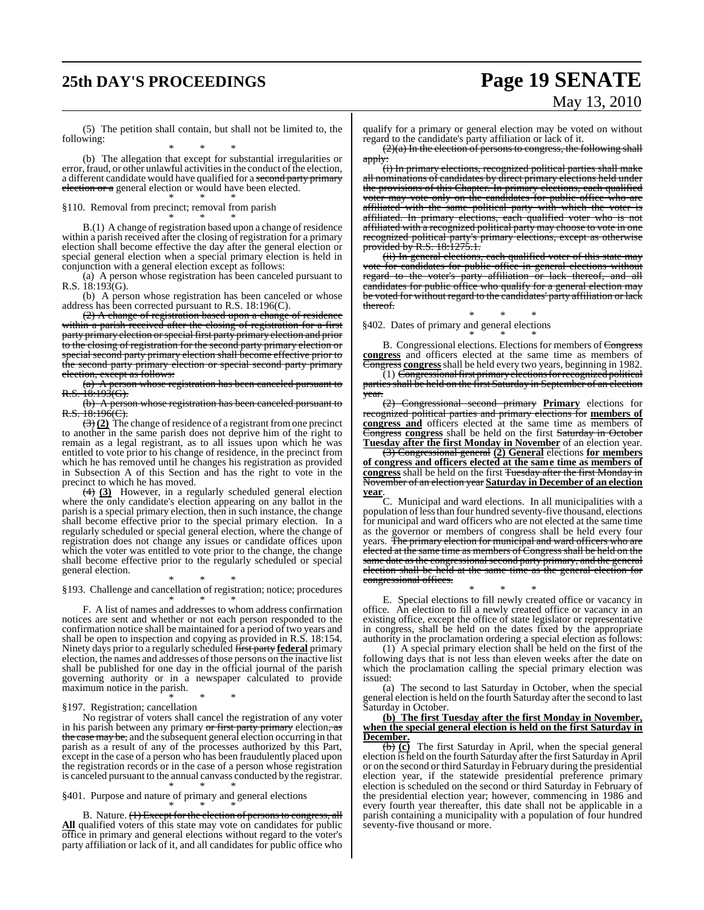(5) The petition shall contain, but shall not be limited to, the following:

\* \* \*

(b) The allegation that except for substantial irregularities or error, fraud, or other unlawful activities in the conduct of the election, a different candidate would have qualified for a ~~second party primary election or a~~ general election or would have been elected.

\* \* \*

§110. Removal from precinct; removal from parish

\* \* \*

B.(1) A change of registration based upon a change of residence within a parish received after the closing of registration for a primary election shall become effective the day after the general election or special general election when a special primary election is held in conjunction with a general election except as follows:

(a) A person whose registration has been canceled pursuant to R.S. 18:193(G).

(b) A person whose registration has been canceled or whose address has been corrected pursuant to R.S. 18:196(C).

~~(2) A change of registration based upon a change of residence within a parish received after the closing of registration for a first party primary election or special first party primary election and prior to the closing of registration for the second party primary election or special second party primary election shall become effective prior to the second party primary election or special second party primary election, except as follows:~~

~~(a) A person whose registration has been canceled pursuant to R.S. 18:193(G).~~

~~(b) A person whose registration has been canceled pursuant to R.S. 18:196(C).~~

~~(3)~~ **(2)** The change of residence of a registrant from one precinct to another in the same parish does not deprive him of the right to remain as a legal registrant, as to all issues upon which he was entitled to vote prior to his change of residence, in the precinct from which he has removed until he changes his registration as provided in Subsection A of this Section and has the right to vote in the precinct to which he has moved.

~~(4)~~ **(3)** However, in a regularly scheduled general election where the only candidate's election appearing on any ballot in the parish is a special primary election, then in such instance, the change shall become effective prior to the special primary election. In a regularly scheduled or special general election, where the change of registration does not change any issues or candidate offices upon which the voter was entitled to vote prior to the change, the change shall become effective prior to the regularly scheduled or special general election.

\* \* \*

§193. Challenge and cancellation of registration; notice; procedures

\* \* \*

F. A list of names and addresses to whom address confirmation notices are sent and whether or not each person responded to the confirmation notice shall be maintained for a period of two years and shall be open to inspection and copying as provided in R.S. 18:154. Ninety days prior to a regularly scheduled ~~first party~~ **federal** primary election, the names and addresses of those persons on the inactive list shall be published for one day in the official journal of the parish governing authority or in a newspaper calculated to provide maximum notice in the parish.

\* \* \*

§197. Registration; cancellation

No registrar of voters shall cancel the registration of any voter in his parish between any primary ~~or first party primary~~ election~~, as the case may be,~~ and the subsequent general election occurring in that parish as a result of any of the processes authorized by this Part, except in the case of a person who has been fraudulently placed upon the registration records or in the case of a person whose registration is canceled pursuant to the annual canvass conducted by the registrar.

\* \* \*

§401. Purpose and nature of primary and general elections

\* \* \*

B. Nature. ~~(1) Except for the election of persons to congress, all~~ **All** qualified voters of this state may vote on candidates for public office in primary and general elections without regard to the voter's party affiliation or lack of it, and all candidates for public office who qualify for a primary or general election may be voted on without regard to the candidate's party affiliation or lack of it.

~~(2)(a) In the election of persons to congress, the following shall apply:~~

~~(i) In primary elections, recognized political parties shall make all nominations of candidates by direct primary elections held under the provisions of this Chapter. In primary elections, each qualified voter may vote only on the candidates for public office who are affiliated with the same political party with which the voter is affiliated. In primary elections, each qualified voter who is not affiliated with a recognized political party may choose to vote in one recognized political party's primary elections, except as otherwise provided by R.S. 18:1275.1.~~

~~(ii) In general elections, each qualified voter of this state may vote for candidates for public office in general elections without regard to the voter's party affiliation or lack thereof, and all candidates for public office who qualify for a general election may be voted for without regard to the candidates' party affiliation or lack thereof.~~

\* \* \*

§402. Dates of primary and general elections

\* \* \*

B. Congressional elections. Elections for members of ~~Congress~~ **congress** and officers elected at the same time as members of ~~Congress~~ **congress** shall be held every two years, beginning in 1982.

(1) ~~Congressional first primary elections for recognized political parties shall be held on the first Saturday in September of an election year.~~

~~(2) Congressional second primary~~ **Primary** elections for ~~recognized political parties and primary elections for~~ **members of congress and** officers elected at the same time as members of ~~Congress~~ **congress** shall be held on the first ~~Saturday in October~~ **Tuesday after the first Monday in November** of an election year.

~~(3) Congressional general~~ **(2) General** elections **for members of congress and officers elected at the same time as members of congress** shall be held on the first ~~Tuesday after the first Monday in November of an election year~~ **Saturday in December of an election year**.

C. Municipal and ward elections. In all municipalities with a population of less than four hundred seventy-five thousand, elections for municipal and ward officers who are not elected at the same time as the governor or members of congress shall be held every four years. ~~The primary election for municipal and ward officers who are elected at the same time as members of Congress shall be held on the same date as the congressional second party primary, and the general election shall be held at the same time as the general election for congressional offices.~~

\* \* \*

E. Special elections to fill newly created office or vacancy in office. An election to fill a newly created office or vacancy in an existing office, except the office of state legislator or representative in congress, shall be held on the dates fixed by the appropriate authority in the proclamation ordering a special election as follows:

(1) A special primary election shall be held on the first of the following days that is not less than eleven weeks after the date on which the proclamation calling the special primary election was issued:

(a) The second to last Saturday in October, when the special general election is held on the fourth Saturday after the second to last Saturday in October.

**(b) The first Tuesday after the first Monday in November, when the special general election is held on the first Saturday in December.**

~~(b)~~ **(c)** The first Saturday in April, when the special general election is held on the fourth Saturday after the first Saturday in April or on the second or third Saturday in February during the presidential election year, if the statewide presidential preference primary election is scheduled on the second or third Saturday in February of the presidential election year; however, commencing in 1986 and every fourth year thereafter, this date shall not be applicable in a parish containing a municipality with a population of four hundred seventy-five thousand or more.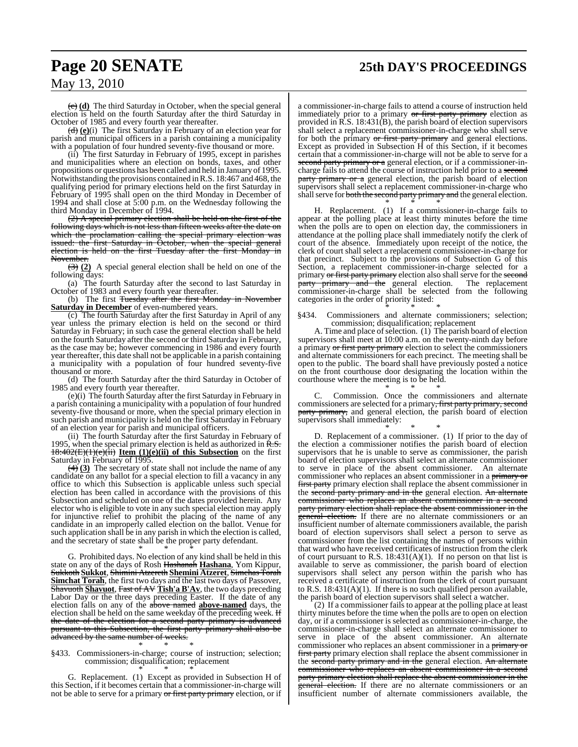(c) **(d)** The third Saturday in October, when the special general election is held on the fourth Saturday after the third Saturday in October of 1985 and every fourth year thereafter.

(d) **(e)**(i) The first Saturday in February of an election year for parish and municipal officers in a parish containing a municipality with a population of four hundred seventy-five thousand or more.

(ii) The first Saturday in February of 1995, except in parishes and municipalities where an election on bonds, taxes, and other propositions or questions has been called and held in January of 1995. Notwithstanding the provisions contained in R.S. 18:467 and 468, the qualifying period for primary elections held on the first Saturday in February of 1995 shall open on the third Monday in December of 1994 and shall close at 5:00 p.m. on the Wednesday following the third Monday in December of 1994.

~~(2) A special primary election shall be held on the first of the following days which is not less than fifteen weeks after the date on which the proclamation calling the special primary election was issued: the first Saturday in October, when the special general election is held on the first Tuesday after the first Monday in November.~~

~~(3)~~ **(2)** A special general election shall be held on one of the following days:

(a) The fourth Saturday after the second to last Saturday in October of 1983 and every fourth year thereafter.

(b) The first ~~Tuesday after the first Monday in November~~ **Saturday in December** of even-numbered years.

(c) The fourth Saturday after the first Saturday in April of any year unless the primary election is held on the second or third Saturday in February; in such case the general election shall be held on the fourth Saturday after the second or third Saturday in February, as the case may be; however commencing in 1986 and every fourth year thereafter, this date shall not be applicable in a parish containing a municipality with a population of four hundred seventy-five thousand or more.

(d) The fourth Saturday after the third Saturday in October of 1985 and every fourth year thereafter.

(e)(i) The fourth Saturday after the first Saturday in February in a parish containing a municipality with a population of four hundred seventy-five thousand or more, when the special primary election in such parish and municipality is held on the first Saturday in February of an election year for parish and municipal officers.

(ii) The fourth Saturday after the first Saturday in February of 1995, when the special primary election is held as authorized in ~~R.S. 18:402(E)(1)(e)(ii)~~ **Item (1)(e)(ii) of this Subsection** on the first Saturday in February of 1995.

~~(4)~~ **(3)** The secretary of state shall not include the name of any candidate on any ballot for a special election to fill a vacancy in any office to which this Subsection is applicable unless such special election has been called in accordance with the provisions of this Subsection and scheduled on one of the dates provided herein. Any elector who is eligible to vote in any such special election may apply for injunctive relief to prohibit the placing of the name of any candidate in an improperly called election on the ballot. Venue for such application shall be in any parish in which the election is called, and the secretary of state shall be the proper party defendant.

\* \* \*

G. Prohibited days. No election of any kind shall be held in this state on any of the days of Rosh ~~Hashanah~~ **Hashana**, Yom Kippur, ~~Sukkoth~~ **Sukkot**, ~~Shimini Atzereth~~ **Shemini Atzeret**, ~~Simchas Torah~~ **Simchat Torah**, the first two days and the last two days of Passover, ~~Shavuoth~~ **Shavuot**, ~~Fast of AV~~ **Tish'a B'Av**, the two days preceding Labor Day or the three days preceding Easter. If the date of any election falls on any of the ~~above named~~ **above-named** days, the election shall be held on the same weekday of the preceding week. ~~If the date of the election for a second party primary is advanced pursuant to this Subsection, the first party primary shall also be advanced by the same number of weeks.~~

\* \* \*

§433. Commissioners-in-charge; course of instruction; selection; commission; disqualification; replacement

\* \* \*

G. Replacement. (1) Except as provided in Subsection H of this Section, if it becomes certain that a commissioner-in-charge will not be able to serve for a primary ~~or first party primary~~ election, or if a commissioner-in-charge fails to attend a course of instruction held immediately prior to a primary ~~or first party primary~~ election as provided in R.S. 18:431(B), the parish board of election supervisors shall select a replacement commissioner-in-charge who shall serve for both the primary ~~or first party primary~~ and general elections. Except as provided in Subsection H of this Section, if it becomes certain that a commissioner-in-charge will not be able to serve for a ~~second party primary or a~~ general election, or if a commissioner-in-charge fails to attend the course of instruction held prior to a ~~second party primary or a~~ general election, the parish board of election supervisors shall select a replacement commissioner-in-charge who shall serve for ~~both the second party primary and~~ the general election.

\* \* \*

H. Replacement. (1) If a commissioner-in-charge fails to appear at the polling place at least thirty minutes before the time when the polls are to open on election day, the commissioners in attendance at the polling place shall immediately notify the clerk of court of the absence. Immediately upon receipt of the notice, the clerk of court shall select a replacement commissioner-in-charge for that precinct. Subject to the provisions of Subsection G of this Section, a replacement commissioner-in-charge selected for a primary ~~or first party primary~~ election also shall serve for the ~~second party primary and the~~ general election. The replacement commissioner-in-charge shall be selected from the following categories in the order of priority listed:

\* \* \*

§434. Commissioners and alternate commissioners; selection; commission; disqualification; replacement

A. Time and place of selection. (1) The parish board of election supervisors shall meet at 10:00 a.m. on the twenty-ninth day before a primary ~~or first party primary~~ election to select the commissioners and alternate commissioners for each precinct. The meeting shall be open to the public. The board shall have previously posted a notice on the front courthouse door designating the location within the courthouse where the meeting is to be held.

\* \* \*

C. Commission. Once the commissioners and alternate commissioners are selected for a primary~~, first party primary, second party primary,~~ and general election, the parish board of election supervisors shall immediately:

\* \* \*

D. Replacement of a commissioner. (1) If prior to the day of the election a commissioner notifies the parish board of election supervisors that he is unable to serve as commissioner, the parish board of election supervisors shall select an alternate commissioner to serve in place of the absent commissioner. An alternate commissioner who replaces an absent commissioner in a ~~primary or first party~~ primary election shall replace the absent commissioner in the ~~second party primary and in the~~ general election. ~~An alternate commissioner who replaces an absent commissioner in a second party primary election shall replace the absent commissioner in the general election.~~ If there are no alternate commissioners or an insufficient number of alternate commissioners available, the parish board of election supervisors shall select a person to serve as commissioner from the list containing the names of persons within that ward who have received certificates of instruction from the clerk of court pursuant to R.S. 18:431(A)(1). If no person on that list is available to serve as commissioner, the parish board of election supervisors shall select any person within the parish who has received a certificate of instruction from the clerk of court pursuant to R.S. 18:431(A)(1). If there is no such qualified person available, the parish board of election supervisors shall select a watcher.

(2) If a commissioner fails to appear at the polling place at least thirty minutes before the time when the polls are to open on election day, or if a commissioner is selected as commissioner-in-charge, the commissioner-in-charge shall select an alternate commissioner to serve in place of the absent commissioner. An alternate commissioner who replaces an absent commissioner in a ~~primary or first party~~ primary election shall replace the absent commissioner in the ~~second party primary and in the~~ general election. ~~An alternate commissioner who replaces an absent commissioner in a second party primary election shall replace the absent commissioner in the general election.~~ If there are no alternate commissioners or an insufficient number of alternate commissioners available, the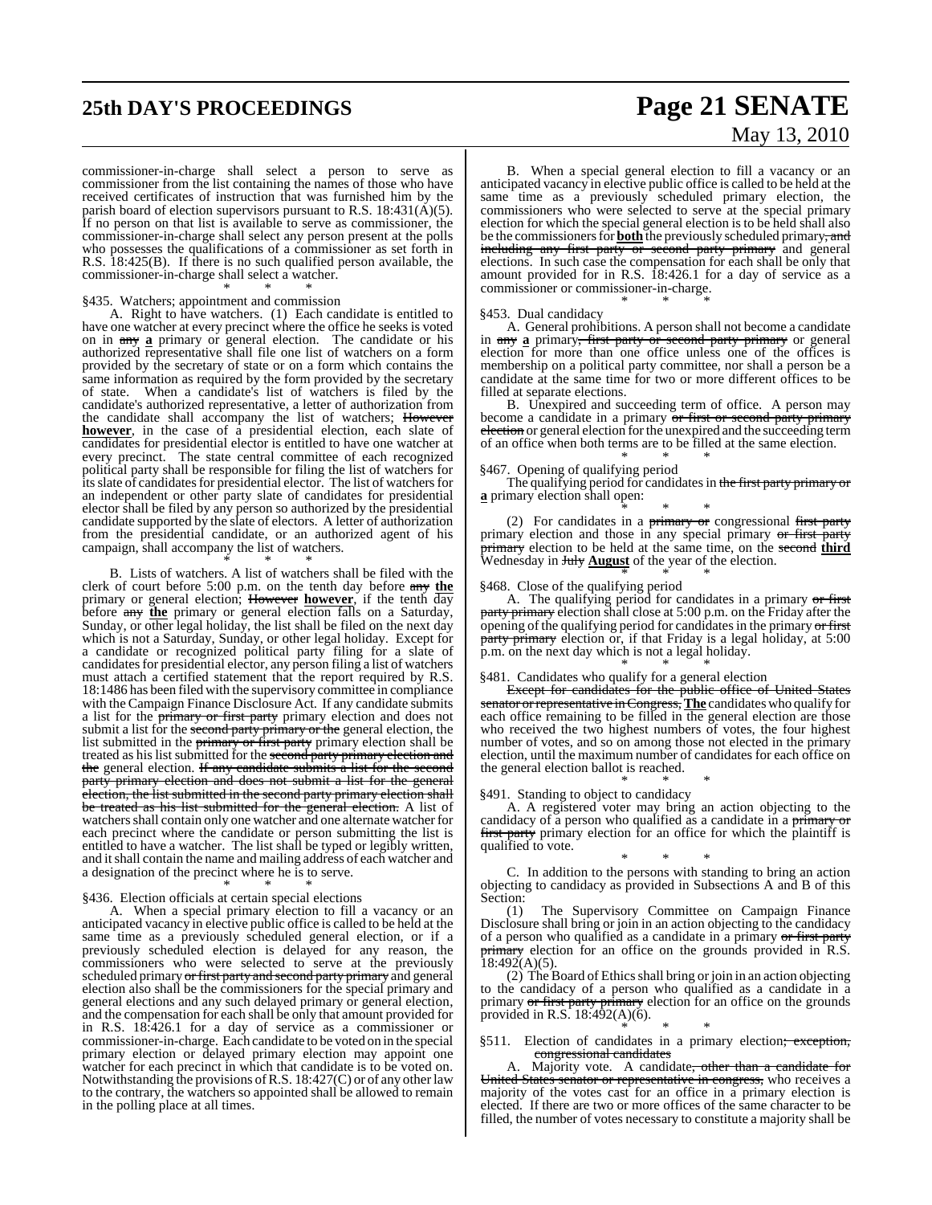commissioner-in-charge shall select a person to serve as commissioner from the list containing the names of those who have received certificates of instruction that was furnished him by the parish board of election supervisors pursuant to R.S. 18:431(A)(5). If no person on that list is available to serve as commissioner, the commissioner-in-charge shall select any person present at the polls who possesses the qualifications of a commissioner as set forth in R.S. 18:425(B). If there is no such qualified person available, the commissioner-in-charge shall select a watcher.

\* \* \*

§435. Watchers; appointment and commission

A. Right to have watchers. (1) Each candidate is entitled to have one watcher at every precinct where the office he seeks is voted on in ~~any~~ **a** primary or general election. The candidate or his authorized representative shall file one list of watchers on a form provided by the secretary of state or on a form which contains the same information as required by the form provided by the secretary of state. When a candidate's list of watchers is filed by the candidate's authorized representative, a letter of authorization from the candidate shall accompany the list of watchers; ~~However~~ **however**, in the case of a presidential election, each slate of candidates for presidential elector is entitled to have one watcher at every precinct. The state central committee of each recognized political party shall be responsible for filing the list of watchers for its slate of candidates for presidential elector. The list of watchers for an independent or other party slate of candidates for presidential elector shall be filed by any person so authorized by the presidential candidate supported by the slate of electors. A letter of authorization from the presidential candidate, or an authorized agent of his campaign, shall accompany the list of watchers.

\* \* \*

B. Lists of watchers. A list of watchers shall be filed with the clerk of court before 5:00 p.m. on the tenth day before ~~any~~ **the** primary or general election; ~~However~~ **however**, if the tenth day before ~~any~~ **the** primary or general election falls on a Saturday, Sunday, or other legal holiday, the list shall be filed on the next day which is not a Saturday, Sunday, or other legal holiday. Except for a candidate or recognized political party filing for a slate of candidates for presidential elector, any person filing a list of watchers must attach a certified statement that the report required by R.S. 18:1486 has been filed with the supervisory committee in compliance with the Campaign Finance Disclosure Act. If any candidate submits a list for the ~~primary or first party~~ primary election and does not submit a list for the ~~second party primary or the~~ general election, the list submitted in the ~~primary or first party~~ primary election shall be treated as his list submitted for the ~~second party primary election and the~~ general election. ~~If any candidate submits a list for the second party primary election and does not submit a list for the general election, the list submitted in the second party primary election shall be treated as his list submitted for the general election.~~ A list of watchers shall contain only one watcher and one alternate watcher for each precinct where the candidate or person submitting the list is entitled to have a watcher. The list shall be typed or legibly written, and it shall contain the name and mailing address of each watcher and a designation of the precinct where he is to serve.

\* \* \*

§436. Election officials at certain special elections

A. When a special primary election to fill a vacancy or an anticipated vacancy in elective public office is called to be held at the same time as a previously scheduled general election, or if a previously scheduled election is delayed for any reason, the commissioners who were selected to serve at the previously scheduled primary ~~or first party and second party primary~~ and general election also shall be the commissioners for the special primary and general elections and any such delayed primary or general election, and the compensation for each shall be only that amount provided for in R.S. 18:426.1 for a day of service as a commissioner or commissioner-in-charge. Each candidate to be voted on in the special primary election or delayed primary election may appoint one watcher for each precinct in which that candidate is to be voted on. Notwithstanding the provisions of R.S. 18:427(C) or of any other law to the contrary, the watchers so appointed shall be allowed to remain in the polling place at all times.

B. When a special general election to fill a vacancy or an anticipated vacancy in elective public office is called to be held at the same time as a previously scheduled primary election, the commissioners who were selected to serve at the special primary election for which the special general election is to be held shall also be the commissioners for **both** the previously scheduled primary~~, and including any first party or second party primary~~ and general elections. In such case the compensation for each shall be only that amount provided for in R.S. 18:426.1 for a day of service as a commissioner or commissioner-in-charge.

\* \* \*

§453. Dual candidacy

A. General prohibitions. A person shall not become a candidate in ~~any~~ **a** primary~~, first party or second party primary~~ or general election for more than one office unless one of the offices is membership on a political party committee, nor shall a person be a candidate at the same time for two or more different offices to be filled at separate elections.

B. Unexpired and succeeding term of office. A person may become a candidate in a primary ~~or first or second party primary election~~ or general election for the unexpired and the succeeding term of an office when both terms are to be filled at the same election.

\* \* \*

§467. Opening of qualifying period

The qualifying period for candidates in ~~the first party primary or~~ **a** primary election shall open:

\* \* \*

(2) For candidates in a ~~primary or~~ congressional ~~first party~~ primary election and those in any special primary ~~or first party primary~~ election to be held at the same time, on the ~~second~~ **third** Wednesday in ~~July~~ **August** of the year of the election.

\* \* \*

§468. Close of the qualifying period

A. The qualifying period for candidates in a primary ~~or first party primary~~ election shall close at 5:00 p.m. on the Friday after the opening of the qualifying period for candidates in the primary ~~or first party primary~~ election or, if that Friday is a legal holiday, at 5:00 p.m. on the next day which is not a legal holiday.

\* \* \*

§481. Candidates who qualify for a general election

~~Except for candidates for the public office of United States senator or representative in Congress,~~ **The** candidates who qualify for each office remaining to be filled in the general election are those who received the two highest numbers of votes, the four highest number of votes, and so on among those not elected in the primary election, until the maximum number of candidates for each office on the general election ballot is reached.

\* \* \*

§491. Standing to object to candidacy

A. A registered voter may bring an action objecting to the candidacy of a person who qualified as a candidate in a ~~primary or first party~~ primary election for an office for which the plaintiff is qualified to vote.

\* \* \*

C. In addition to the persons with standing to bring an action objecting to candidacy as provided in Subsections A and B of this Section:

(1) The Supervisory Committee on Campaign Finance Disclosure shall bring or join in an action objecting to the candidacy of a person who qualified as a candidate in a primary ~~or first party primary~~ election for an office on the grounds provided in R.S. 18:492(A)(5).

(2) The Board of Ethics shall bring or join in an action objecting to the candidacy of a person who qualified as a candidate in a primary ~~or first party primary~~ election for an office on the grounds provided in R.S. 18:492(A)(6).

\* \* \*

§511. Election of candidates in a primary election~~; exception, congressional candidates~~

A. Majority vote. A candidate~~, other than a candidate for United States senator or representative in congress,~~ who receives a majority of the votes cast for an office in a primary election is elected. If there are two or more offices of the same character to be filled, the number of votes necessary to constitute a majority shall be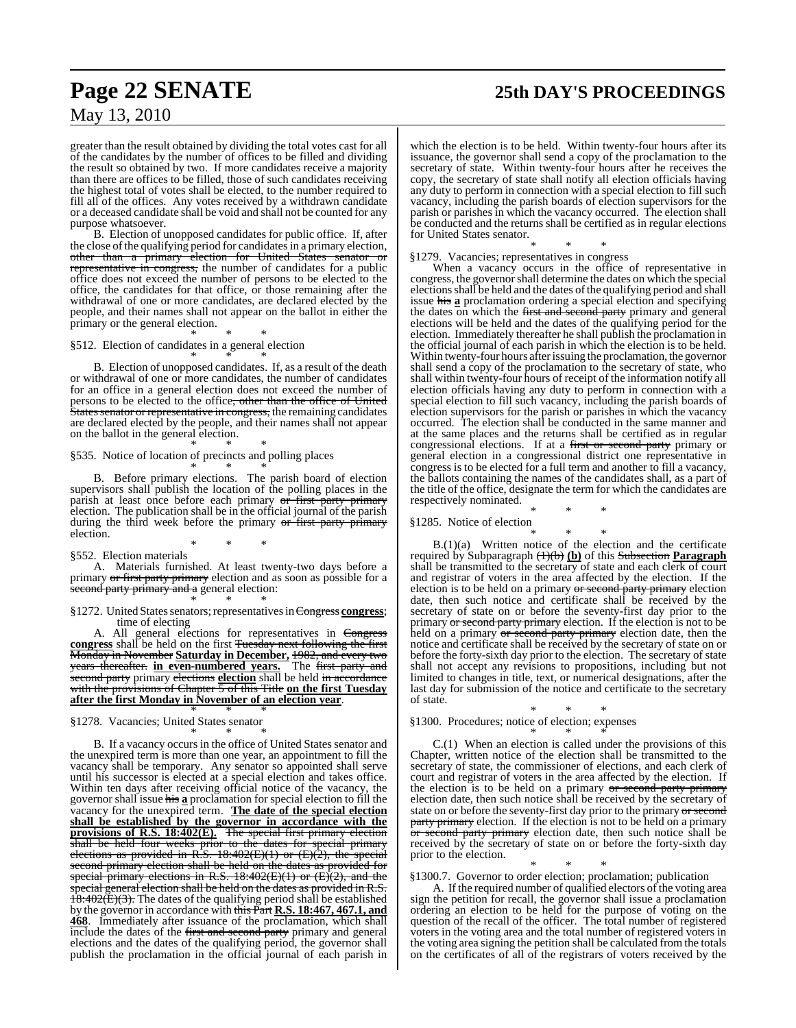greater than the result obtained by dividing the total votes cast for all of the candidates by the number of offices to be filled and dividing the result so obtained by two. If more candidates receive a majority than there are offices to be filled, those of such candidates receiving the highest total of votes shall be elected, to the number required to fill all of the offices. Any votes received by a withdrawn candidate or a deceased candidate shall be void and shall not be counted for any purpose whatsoever.

B. Election of unopposed candidates for public office. If, after the close of the qualifying period for candidates in a primary election, ~~other than a primary election for United States senator or representative in congress,~~ the number of candidates for a public office does not exceed the number of persons to be elected to the office, the candidates for that office, or those remaining after the withdrawal of one or more candidates, are declared elected by the people, and their names shall not appear on the ballot in either the primary or the general election.

\* \* \*

§512. Election of candidates in a general election

\* \* \*

B. Election of unopposed candidates. If, as a result of the death or withdrawal of one or more candidates, the number of candidates for an office in a general election does not exceed the number of persons to be elected to the office~~, other than the office of United States senator or representative in congress,~~ the remaining candidates are declared elected by the people, and their names shall not appear on the ballot in the general election.

\* \* \*

§535. Notice of location of precincts and polling places

\* \* \*

B. Before primary elections. The parish board of election supervisors shall publish the location of the polling places in the parish at least once before each primary ~~or first party primary~~ election. The publication shall be in the official journal of the parish during the third week before the primary ~~or first party primary~~ election.

\* \* \*

§552. Election materials

A. Materials furnished. At least twenty-two days before a primary ~~or first party primary~~ election and as soon as possible for a ~~second party primary and a~~ general election:

\* \* \*

§1272. United States senators; representatives in ~~Congress~~ **congress**; time of electing

A. All general elections for representatives in ~~Congress~~ **congress** shall be held on the first ~~Tuesday next following the first Monday in November~~ **Saturday in December,** ~~1982, and every two years thereafter.~~ **in even-numbered years.** The ~~first party and second party~~ primary ~~elections~~ **election** shall be held ~~in accordance with the provisions of Chapter 5 of this Title~~ **on the first Tuesday after the first Monday in November of an election year**.

\* \* \*

§1278. Vacancies; United States senator

\* \* \*

B. If a vacancy occurs in the office of United States senator and the unexpired term is more than one year, an appointment to fill the vacancy shall be temporary. Any senator so appointed shall serve until his successor is elected at a special election and takes office. Within ten days after receiving official notice of the vacancy, the governor shall issue ~~his~~ **a** proclamation for special election to fill the vacancy for the unexpired term. **The date of the special election shall be established by the governor in accordance with the provisions of R.S. 18:402(E).** ~~The special first primary election shall be held four weeks prior to the dates for special primary elections as provided in R.S. 18:402(E)(1) or (E)(2), the special second primary election shall be held on the dates as provided for special primary elections in R.S. 18:402(E)(1) or (E)(2), and the special general election shall be held on the dates as provided in R.S. 18:402(E)(3).~~ The dates of the qualifying period shall be established by the governor in accordance with ~~this Part~~ **R.S. 18:467, 467.1, and 468**. Immediately after issuance of the proclamation, which shall include the dates of the ~~first and second party~~ primary and general elections and the dates of the qualifying period, the governor shall publish the proclamation in the official journal of each parish in which the election is to be held. Within twenty-four hours after its issuance, the governor shall send a copy of the proclamation to the secretary of state. Within twenty-four hours after he receives the copy, the secretary of state shall notify all election officials having any duty to perform in connection with a special election to fill such vacancy, including the parish boards of election supervisors for the parish or parishes in which the vacancy occurred. The election shall be conducted and the returns shall be certified as in regular elections for United States senator.

\* \* \*

§1279. Vacancies; representatives in congress

When a vacancy occurs in the office of representative in congress, the governor shall determine the dates on which the special elections shall be held and the dates of the qualifying period and shall issue ~~his~~ **a** proclamation ordering a special election and specifying the dates on which the ~~first and second party~~ primary and general elections will be held and the dates of the qualifying period for the election. Immediately thereafter he shall publish the proclamation in the official journal of each parish in which the election is to be held. Within twenty-four hours after issuing the proclamation, the governor shall send a copy of the proclamation to the secretary of state, who shall within twenty-four hours of receipt of the information notify all election officials having any duty to perform in connection with a special election to fill such vacancy, including the parish boards of election supervisors for the parish or parishes in which the vacancy occurred. The election shall be conducted in the same manner and at the same places and the returns shall be certified as in regular congressional elections. If at a ~~first or second party~~ primary or general election in a congressional district one representative in congress is to be elected for a full term and another to fill a vacancy, the ballots containing the names of the candidates shall, as a part of the title of the office, designate the term for which the candidates are respectively nominated.

\* \* \*

§1285. Notice of election

\* \* \*

B.(1)(a) Written notice of the election and the certificate required by Subparagraph ~~(1)(b)~~ **(b)** of this ~~Subsection~~ **Paragraph** shall be transmitted to the secretary of state and each clerk of court and registrar of voters in the area affected by the election. If the election is to be held on a primary ~~or second party primary~~ election date, then such notice and certificate shall be received by the secretary of state on or before the seventy-first day prior to the primary ~~or second party primary~~ election. If the election is not to be held on a primary ~~or second party primary~~ election date, then the notice and certificate shall be received by the secretary of state on or before the forty-sixth day prior to the election. The secretary of state shall not accept any revisions to propositions, including but not limited to changes in title, text, or numerical designations, after the last day for submission of the notice and certificate to the secretary of state.

\* \* \*

§1300. Procedures; notice of election; expenses

\* \* \*

C.(1) When an election is called under the provisions of this Chapter, written notice of the election shall be transmitted to the secretary of state, the commissioner of elections, and each clerk of court and registrar of voters in the area affected by the election. If the election is to be held on a primary ~~or second party primary~~ election date, then such notice shall be received by the secretary of state on or before the seventy-first day prior to the primary ~~or second party primary~~ election. If the election is not to be held on a primary ~~or second party primary~~ election date, then such notice shall be received by the secretary of state on or before the forty-sixth day prior to the election.

\* \* \*

§1300.7. Governor to order election; proclamation; publication

A. If the required number of qualified electors of the voting area sign the petition for recall, the governor shall issue a proclamation ordering an election to be held for the purpose of voting on the question of the recall of the officer. The total number of registered voters in the voting area and the total number of registered voters in the voting area signing the petition shall be calculated from the totals on the certificates of all of the registrars of voters received by the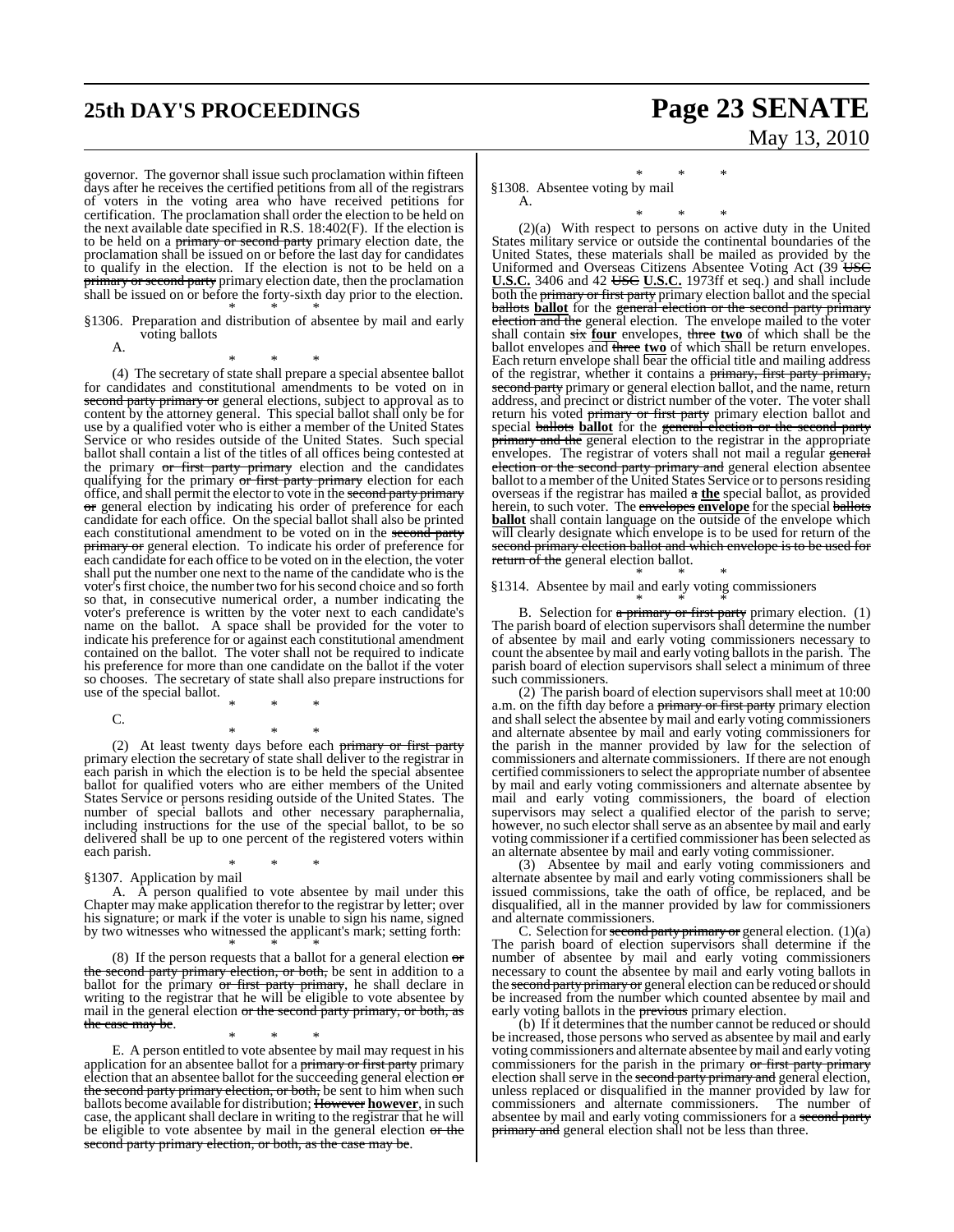governor. The governor shall issue such proclamation within fifteen days after he receives the certified petitions from all of the registrars of voters in the voting area who have received petitions for certification. The proclamation shall order the election to be held on the next available date specified in R.S. 18:402(F). If the election is to be held on a ~~primary or second party~~ primary election date, the proclamation shall be issued on or before the last day for candidates to qualify in the election. If the election is not to be held on a ~~primary or second party~~ primary election date, then the proclamation shall be issued on or before the forty-sixth day prior to the election.

\* \* \*

§1306. Preparation and distribution of absentee by mail and early voting ballots

A.

\* \* \*

(4) The secretary of state shall prepare a special absentee ballot for candidates and constitutional amendments to be voted on in ~~second party primary or~~ general elections, subject to approval as to content by the attorney general. This special ballot shall only be for use by a qualified voter who is either a member of the United States Service or who resides outside of the United States. Such special ballot shall contain a list of the titles of all offices being contested at the primary ~~or first party primary~~ election and the candidates qualifying for the primary ~~or first party primary~~ election for each office, and shall permit the elector to vote in the ~~second party primary or~~ general election by indicating his order of preference for each candidate for each office. On the special ballot shall also be printed each constitutional amendment to be voted on in the ~~second party primary or~~ general election. To indicate his order of preference for each candidate for each office to be voted on in the election, the voter shall put the number one next to the name of the candidate who is the voter's first choice, the number two for his second choice and so forth so that, in consecutive numerical order, a number indicating the voter's preference is written by the voter next to each candidate's name on the ballot. A space shall be provided for the voter to indicate his preference for or against each constitutional amendment contained on the ballot. The voter shall not be required to indicate his preference for more than one candidate on the ballot if the voter so chooses. The secretary of state shall also prepare instructions for use of the special ballot.

\* \* \*

C.

\* \* \*

(2) At least twenty days before each ~~primary or first party~~ primary election the secretary of state shall deliver to the registrar in each parish in which the election is to be held the special absentee ballot for qualified voters who are either members of the United States Service or persons residing outside of the United States. The number of special ballots and other necessary paraphernalia, including instructions for the use of the special ballot, to be so delivered shall be up to one percent of the registered voters within each parish.

\* \* \*

§1307. Application by mail

A. A person qualified to vote absentee by mail under this Chapter may make application therefor to the registrar by letter; over his signature; or mark if the voter is unable to sign his name, signed by two witnesses who witnessed the applicant's mark; setting forth:

\* \* \*

(8) If the person requests that a ballot for a general election ~~or the second party primary election, or both,~~ be sent in addition to a ballot for the primary ~~or first party primary~~, he shall declare in writing to the registrar that he will be eligible to vote absentee by mail in the general election ~~or the second party primary, or both, as the case may be~~.

\* \* \*

E. A person entitled to vote absentee by mail may request in his application for an absentee ballot for a ~~primary or first party~~ primary election that an absentee ballot for the succeeding general election ~~or the second party primary election, or both,~~ be sent to him when such ballots become available for distribution; ~~However~~ **however**, in such case, the applicant shall declare in writing to the registrar that he will be eligible to vote absentee by mail in the general election ~~or the second party primary election, or both, as the case may be~~.

\* \* \*

§1308. Absentee voting by mail

A.

\* \* \*

(2)(a) With respect to persons on active duty in the United States military service or outside the continental boundaries of the United States, these materials shall be mailed as provided by the Uniformed and Overseas Citizens Absentee Voting Act (39 ~~USC~~ **U.S.C.** 3406 and 42 ~~USC~~ **U.S.C.** 1973ff et seq.) and shall include both the ~~primary or first party~~ primary election ballot and the special ~~ballots~~ **ballot** for the ~~general election or the second party primary election and the~~ general election. The envelope mailed to the voter shall contain ~~six~~ **four** envelopes, ~~three~~ **two** of which shall be the ballot envelopes and ~~three~~ **two** of which shall be return envelopes. Each return envelope shall bear the official title and mailing address of the registrar, whether it contains a ~~primary, first party primary, second party~~ primary or general election ballot, and the name, return address, and precinct or district number of the voter. The voter shall return his voted ~~primary or first party~~ primary election ballot and special ~~ballots~~ **ballot** for the ~~general election or the second party primary and the~~ general election to the registrar in the appropriate envelopes. The registrar of voters shall not mail a regular ~~general election or the second party primary and~~ general election absentee ballot to a member of the United States Service or to persons residing overseas if the registrar has mailed ~~a~~ **the** special ballot, as provided herein, to such voter. The ~~envelopes~~ **envelope** for the special ~~ballots~~ **ballot** shall contain language on the outside of the envelope which will clearly designate which envelope is to be used for return of the ~~second primary election ballot and which envelope is to be used for return of the~~ general election ballot.

\* \* \*

§1314. Absentee by mail and early voting commissioners

\* \* \*

B. Selection for ~~a primary or first party~~ primary election. (1) The parish board of election supervisors shall determine the number of absentee by mail and early voting commissioners necessary to count the absentee by mail and early voting ballots in the parish. The parish board of election supervisors shall select a minimum of three such commissioners.

(2) The parish board of election supervisors shall meet at 10:00 a.m. on the fifth day before a ~~primary or first party~~ primary election and shall select the absentee by mail and early voting commissioners and alternate absentee by mail and early voting commissioners for the parish in the manner provided by law for the selection of commissioners and alternate commissioners. If there are not enough certified commissioners to select the appropriate number of absentee by mail and early voting commissioners and alternate absentee by mail and early voting commissioners, the board of election supervisors may select a qualified elector of the parish to serve; however, no such elector shall serve as an absentee by mail and early voting commissioner if a certified commissioner has been selected as an alternate absentee by mail and early voting commissioner.

(3) Absentee by mail and early voting commissioners and alternate absentee by mail and early voting commissioners shall be issued commissions, take the oath of office, be replaced, and be disqualified, all in the manner provided by law for commissioners and alternate commissioners.

C. Selection for ~~second party primary or~~ general election. (1)(a) The parish board of election supervisors shall determine if the number of absentee by mail and early voting commissioners necessary to count the absentee by mail and early voting ballots in the ~~second party primary or~~ general election can be reduced or should be increased from the number which counted absentee by mail and early voting ballots in the ~~previous~~ primary election.

(b) If it determines that the number cannot be reduced or should be increased, those persons who served as absentee by mail and early voting commissioners and alternate absentee by mail and early voting commissioners for the parish in the primary ~~or first party primary~~ election shall serve in the ~~second party primary and~~ general election, unless replaced or disqualified in the manner provided by law for commissioners and alternate commissioners. The number of absentee by mail and early voting commissioners for a ~~second party primary and~~ general election shall not be less than three.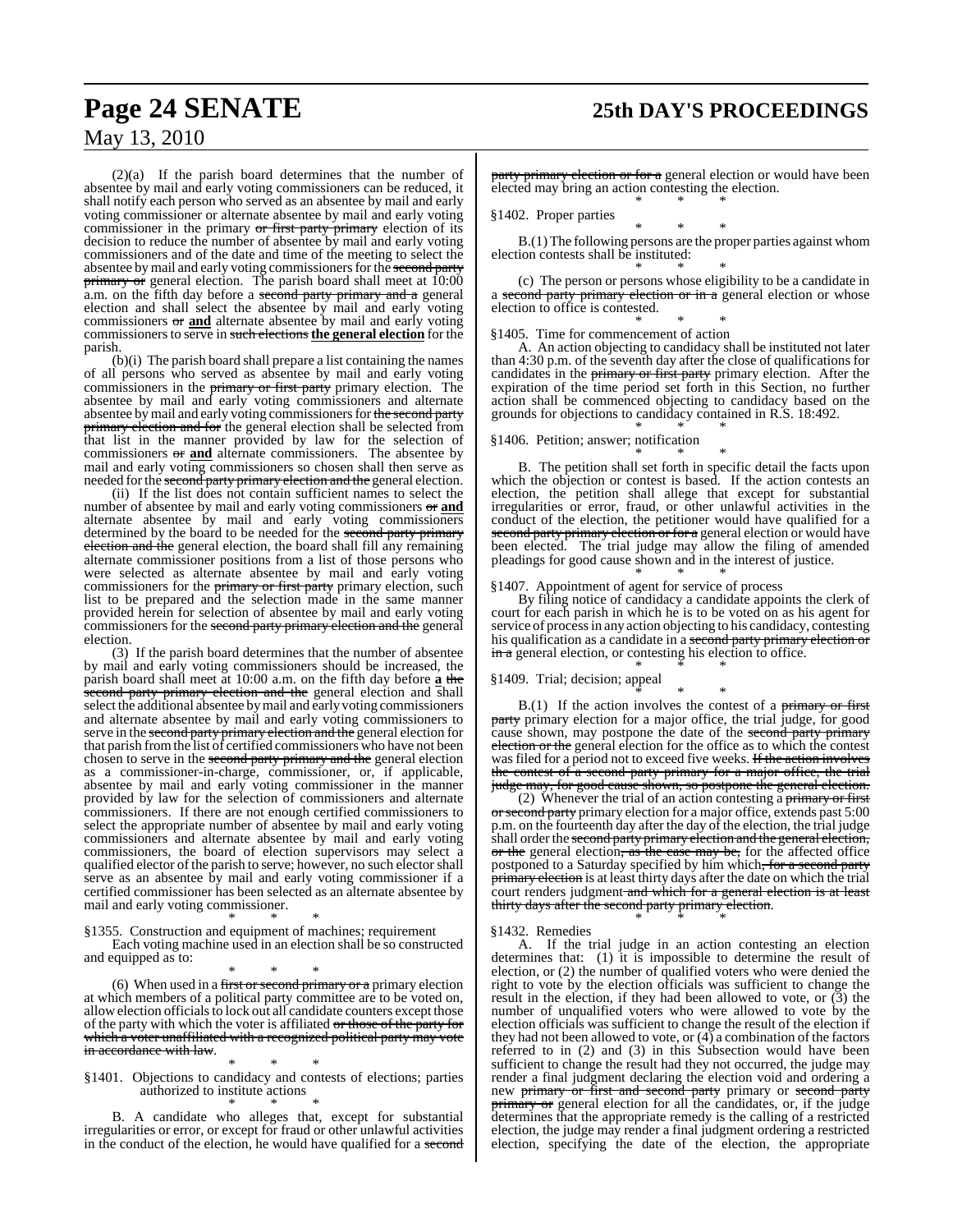(2)(a) If the parish board determines that the number of absentee by mail and early voting commissioners can be reduced, it shall notify each person who served as an absentee by mail and early voting commissioner or alternate absentee by mail and early voting commissioner in the primary ~~or first party primary~~ election of its decision to reduce the number of absentee by mail and early voting commissioners and of the date and time of the meeting to select the absentee by mail and early voting commissioners for the ~~second party primary or~~ general election. The parish board shall meet at 10:00 a.m. on the fifth day before a ~~second party primary and a~~ general election and shall select the absentee by mail and early voting commissioners ~~or~~ **and** alternate absentee by mail and early voting commissioners to serve in ~~such elections~~ **the general election** for the parish.

(b)(i) The parish board shall prepare a list containing the names of all persons who served as absentee by mail and early voting commissioners in the ~~primary or first party~~ primary election. The absentee by mail and early voting commissioners and alternate absentee by mail and early voting commissioners for ~~the second party primary election and for~~ the general election shall be selected from that list in the manner provided by law for the selection of commissioners ~~or~~ **and** alternate commissioners. The absentee by mail and early voting commissioners so chosen shall then serve as needed for the ~~second party primary election and the~~ general election.

(ii) If the list does not contain sufficient names to select the number of absentee by mail and early voting commissioners ~~or~~ **and** alternate absentee by mail and early voting commissioners determined by the board to be needed for the ~~second party primary election and the~~ general election, the board shall fill any remaining alternate commissioner positions from a list of those persons who were selected as alternate absentee by mail and early voting commissioners for the ~~primary or first party~~ primary election, such list to be prepared and the selection made in the same manner provided herein for selection of absentee by mail and early voting commissioners for the ~~second party primary election and the~~ general election.

(3) If the parish board determines that the number of absentee by mail and early voting commissioners should be increased, the parish board shall meet at 10:00 a.m. on the fifth day before **a** ~~the second party primary election and the~~ general election and shall select the additional absentee by mail and early voting commissioners and alternate absentee by mail and early voting commissioners to serve in the ~~second party primary election and the~~ general election for that parish from the list of certified commissioners who have not been chosen to serve in the ~~second party primary and the~~ general election as a commissioner-in-charge, commissioner, or, if applicable, absentee by mail and early voting commissioner in the manner provided by law for the selection of commissioners and alternate commissioners. If there are not enough certified commissioners to select the appropriate number of absentee by mail and early voting commissioners and alternate absentee by mail and early voting commissioners, the board of election supervisors may select a qualified elector of the parish to serve; however, no such elector shall serve as an absentee by mail and early voting commissioner if a certified commissioner has been selected as an alternate absentee by mail and early voting commissioner.

\* \* \*

§1355. Construction and equipment of machines; requirement

Each voting machine used in an election shall be so constructed and equipped as to:

\* \* \*

(6) When used in a ~~first or second primary or a~~ primary election at which members of a political party committee are to be voted on, allow election officials to lock out all candidate counters except those of the party with which the voter is affiliated ~~or those of the party for which a voter unaffiliated with a recognized political party may vote in accordance with law~~.

\* \* \*

§1401. Objections to candidacy and contests of elections; parties authorized to institute actions

\* \* \*

B. A candidate who alleges that, except for substantial irregularities or error, or except for fraud or other unlawful activities in the conduct of the election, he would have qualified for a ~~second party primary election or for a~~ general election or would have been elected may bring an action contesting the election.

\* \* \*

§1402. Proper parties

\* \* \*

B.(1) The following persons are the proper parties against whom election contests shall be instituted:

\* \* \*

(c) The person or persons whose eligibility to be a candidate in a ~~second party primary election or in a~~ general election or whose election to office is contested.

\* \* \*

§1405. Time for commencement of action

A. An action objecting to candidacy shall be instituted not later than 4:30 p.m. of the seventh day after the close of qualifications for candidates in the ~~primary or first party~~ primary election. After the expiration of the time period set forth in this Section, no further action shall be commenced objecting to candidacy based on the grounds for objections to candidacy contained in R.S. 18:492.

\* \* \*

§1406. Petition; answer; notification

\* \* \*

B. The petition shall set forth in specific detail the facts upon which the objection or contest is based. If the action contests an election, the petition shall allege that except for substantial irregularities or error, or fraud, or other unlawful activities in the conduct of the election, the petitioner would have qualified for a ~~second party primary election or for a~~ general election or would have been elected. The trial judge may allow the filing of amended pleadings for good cause shown and in the interest of justice.

\* \* \*

§1407. Appointment of agent for service of process

By filing notice of candidacy a candidate appoints the clerk of court for each parish in which he is to be voted on as his agent for service of process in any action objecting to his candidacy, contesting his qualification as a candidate in a ~~second party primary election or in a~~ general election, or contesting his election to office.

\* \* \*

§1409. Trial; decision; appeal

\* \* \*

B.(1) If the action involves the contest of a ~~primary or first party~~ primary election for a major office, the trial judge, for good cause shown, may postpone the date of the ~~second party primary election or the~~ general election for the office as to which the contest was filed for a period not to exceed five weeks. ~~If the action involves the contest of a second party primary for a major office, the trial judge may, for good cause shown, so postpone the general election.~~

(2) Whenever the trial of an action contesting a ~~primary or first or second party~~ primary election for a major office, extends past 5:00 p.m. on the fourteenth day after the day of the election, the trial judge shall order the ~~second party primary election and the general election, or the~~ general election~~, as the case may be,~~ for the affected office postponed to a Saturday specified by him which~~, for a second party primary election~~ is at least thirty days after the date on which the trial court renders judgment ~~and which for a general election is at least thirty days after the second party primary election~~.

\* \* \*

§1432. Remedies

A. If the trial judge in an action contesting an election determines that: (1) it is impossible to determine the result of election, or (2) the number of qualified voters who were denied the right to vote by the election officials was sufficient to change the result in the election, if they had been allowed to vote, or (3) the number of unqualified voters who were allowed to vote by the election officials was sufficient to change the result of the election if they had not been allowed to vote, or (4) a combination of the factors referred to in (2) and (3) in this Subsection would have been sufficient to change the result had they not occurred, the judge may render a final judgment declaring the election void and ordering a new ~~primary or first and second party~~ primary or ~~second party primary or~~ general election for all the candidates, or, if the judge determines that the appropriate remedy is the calling of a restricted election, the judge may render a final judgment ordering a restricted election, specifying the date of the election, the appropriate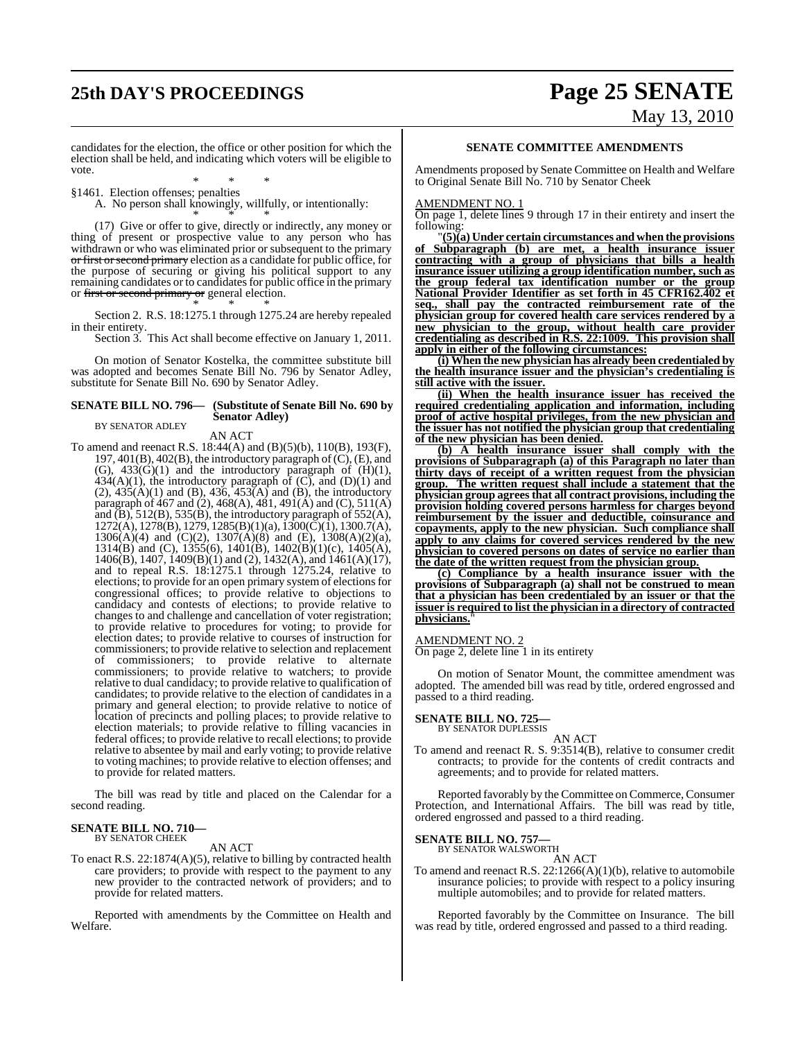candidates for the election, the office or other position for which the election shall be held, and indicating which voters will be eligible to vote.

\* \* \*

§1461. Election offenses; penalties

A. No person shall knowingly, willfully, or intentionally:

\* \* \*

(17) Give or offer to give, directly or indirectly, any money or thing of present or prospective value to any person who has withdrawn or who was eliminated prior or subsequent to the primary ~~or first or second primary~~ election as a candidate for public office, for the purpose of securing or giving his political support to any remaining candidates or to candidates for public office in the primary or ~~first or second primary or~~ general election.

\* \* \*

Section 2. R.S. 18:1275.1 through 1275.24 are hereby repealed in their entirety.

Section 3. This Act shall become effective on January 1, 2011.

On motion of Senator Kostelka, the committee substitute bill was adopted and becomes Senate Bill No. 796 by Senator Adley, substitute for Senate Bill No. 690 by Senator Adley.

**SENATE BILL NO. 796— (Substitute of Senate Bill No. 690 by Senator Adley)**
BY SENATOR ADLEY

AN ACT

To amend and reenact R.S. 18:44(A) and (B)(5)(b), 110(B), 193(F), 197, 401(B), 402(B), the introductory paragraph of (C), (E), and (G), 433(G)(1) and the introductory paragraph of (H)(1), 434(A)(1), the introductory paragraph of (C), and (D)(1) and (2), 435(A)(1) and (B), 436, 453(A) and (B), the introductory paragraph of 467 and (2), 468(A), 481, 491(A) and (C), 511(A) and (B), 512(B), 535(B), the introductory paragraph of 552(A), 1272(A), 1278(B), 1279, 1285(B)(1)(a), 1300(C)(1), 1300.7(A), 1306(A)(4) and (C)(2), 1307(A)(8) and (E), 1308(A)(2)(a), 1314(B) and (C), 1355(6), 1401(B), 1402(B)(1)(c), 1405(A), 1406(B), 1407, 1409(B)(1) and (2), 1432(A), and 1461(A)(17), and to repeal R.S. 18:1275.1 through 1275.24, relative to elections; to provide for an open primary system of elections for congressional offices; to provide relative to objections to candidacy and contests of elections; to provide relative to changes to and challenge and cancellation of voter registration; to provide relative to procedures for voting; to provide for election dates; to provide relative to courses of instruction for commissioners; to provide relative to selection and replacement of commissioners; to provide relative to alternate commissioners; to provide relative to watchers; to provide relative to dual candidacy; to provide relative to qualification of candidates; to provide relative to the election of candidates in a primary and general election; to provide relative to notice of location of precincts and polling places; to provide relative to election materials; to provide relative to filling vacancies in federal offices; to provide relative to recall elections; to provide relative to absentee by mail and early voting; to provide relative to voting machines; to provide relative to election offenses; and to provide for related matters.

The bill was read by title and placed on the Calendar for a second reading.

**SENATE BILL NO. 710—**
BY SENATOR CHEEK

AN ACT

To enact R.S. 22:1874(A)(5), relative to billing by contracted health care providers; to provide with respect to the payment to any new provider to the contracted network of providers; and to provide for related matters.

Reported with amendments by the Committee on Health and Welfare.

**SENATE COMMITTEE AMENDMENTS**

Amendments proposed by Senate Committee on Health and Welfare to Original Senate Bill No. 710 by Senator Cheek

AMENDMENT NO. 1

On page 1, delete lines 9 through 17 in their entirety and insert the following:

"**(5)(a) Under certain circumstances and when the provisions of Subparagraph (b) are met, a health insurance issuer contracting with a group of physicians that bills a health insurance issuer utilizing a group identification number, such as the group federal tax identification number or the group National Provider Identifier as set forth in 45 CFR162.402 et seq., shall pay the contracted reimbursement rate of the physician group for covered health care services rendered by a new physician to the group, without health care provider credentialing as described in R.S. 22:1009. This provision shall apply in either of the following circumstances:**

**(i) When the new physician has already been credentialed by the health insurance issuer and the physician's credentialing is still active with the issuer.**

**(ii) When the health insurance issuer has received the required credentialing application and information, including proof of active hospital privileges, from the new physician and the issuer has not notified the physician group that credentialing of the new physician has been denied.**

**(b) A health insurance issuer shall comply with the provisions of Subparagraph (a) of this Paragraph no later than thirty days of receipt of a written request from the physician group. The written request shall include a statement that the physician group agrees that all contract provisions, including the provision holding covered persons harmless for charges beyond reimbursement by the issuer and deductible, coinsurance and copayments, apply to the new physician. Such compliance shall apply to any claims for covered services rendered by the new physician to covered persons on dates of service no earlier than the date of the written request from the physician group.**

**(c) Compliance by a health insurance issuer with the provisions of Subparagraph (a) shall not be construed to mean that a physician has been credentialed by an issuer or that the issuer is required to list the physician in a directory of contracted physicians.**"

AMENDMENT NO. 2

On page 2, delete line 1 in its entirety

On motion of Senator Mount, the committee amendment was adopted. The amended bill was read by title, ordered engrossed and passed to a third reading.

**SENATE BILL NO. 725—**
BY SENATOR DUPLESSIS

AN ACT

To amend and reenact R. S. 9:3514(B), relative to consumer credit contracts; to provide for the contents of credit contracts and agreements; and to provide for related matters.

Reported favorably by the Committee on Commerce, Consumer Protection, and International Affairs. The bill was read by title, ordered engrossed and passed to a third reading.

**SENATE BILL NO. 757—**
BY SENATOR WALSWORTH

AN ACT

To amend and reenact R.S. 22:1266(A)(1)(b), relative to automobile insurance policies; to provide with respect to a policy insuring multiple automobiles; and to provide for related matters.

Reported favorably by the Committee on Insurance. The bill was read by title, ordered engrossed and passed to a third reading.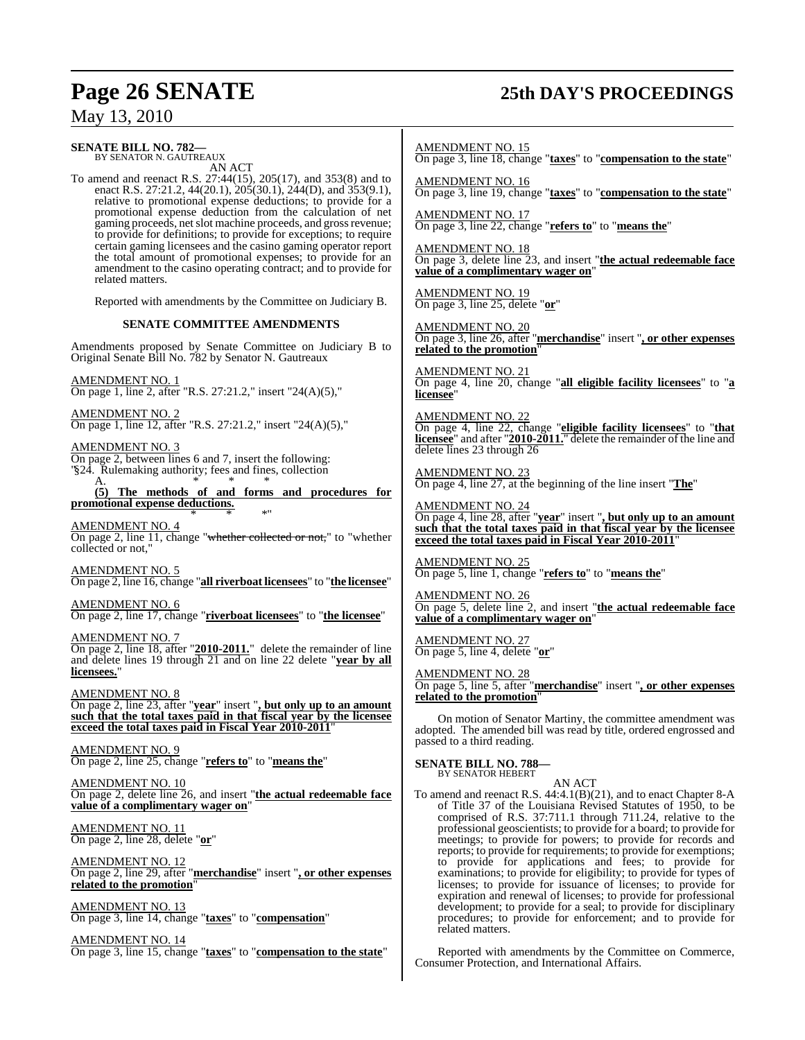**SENATE BILL NO. 782—**
BY SENATOR N. GAUTREAUX

AN ACT

To amend and reenact R.S. 27:44(15), 205(17), and 353(8) and to enact R.S. 27:21.2, 44(20.1), 205(30.1), 244(D), and 353(9.1), relative to promotional expense deductions; to provide for a promotional expense deduction from the calculation of net gaming proceeds, net slot machine proceeds, and gross revenue; to provide for definitions; to provide for exceptions; to require certain gaming licensees and the casino gaming operator report the total amount of promotional expenses; to provide for an amendment to the casino operating contract; and to provide for related matters.

Reported with amendments by the Committee on Judiciary B.

**SENATE COMMITTEE AMENDMENTS**

Amendments proposed by Senate Committee on Judiciary B to Original Senate Bill No. 782 by Senator N. Gautreaux

AMENDMENT NO. 1
On page 1, line 2, after "R.S. 27:21.2," insert "24(A)(5),"

AMENDMENT NO. 2
On page 1, line 12, after "R.S. 27:21.2," insert "24(A)(5),"

AMENDMENT NO. 3
On page 2, between lines 6 and 7, insert the following:
"§24. Rulemaking authority; fees and fines, collection
A. * * *
**(5) The methods of and forms and procedures for promotional expense deductions.**
* * *"

AMENDMENT NO. 4
On page 2, line 11, change "~~whether collected or not,~~" to "whether collected or not,"

AMENDMENT NO. 5
On page 2, line 16, change "**all riverboat licensees**" to "**the licensee**"

AMENDMENT NO. 6
On page 2, line 17, change "**riverboat licensees**" to "**the licensee**"

AMENDMENT NO. 7
On page 2, line 18, after "**2010-2011.**" delete the remainder of line and delete lines 19 through 21 and on line 22 delete "**year by all licensees.**"

AMENDMENT NO. 8
On page 2, line 23, after "**year**" insert "**, but only up to an amount such that the total taxes paid in that fiscal year by the licensee exceed the total taxes paid in Fiscal Year 2010-2011**"

AMENDMENT NO. 9
On page 2, line 25, change "**refers to**" to "**means the**"

AMENDMENT NO. 10
On page 2, delete line 26, and insert "**the actual redeemable face value of a complimentary wager on**"

AMENDMENT NO. 11
On page 2, line 28, delete "**or**"

AMENDMENT NO. 12
On page 2, line 29, after "**merchandise**" insert "**, or other expenses related to the promotion**"

AMENDMENT NO. 13
On page 3, line 14, change "**taxes**" to "**compensation**"

AMENDMENT NO. 14
On page 3, line 15, change "**taxes**" to "**compensation to the state**"

AMENDMENT NO. 15
On page 3, line 18, change "**taxes**" to "**compensation to the state**"

AMENDMENT NO. 16
On page 3, line 19, change "**taxes**" to "**compensation to the state**"

AMENDMENT NO. 17
On page 3, line 22, change "**refers to**" to "**means the**"

AMENDMENT NO. 18
On page 3, delete line 23, and insert "**the actual redeemable face value of a complimentary wager on**"

AMENDMENT NO. 19
On page 3, line 25, delete "**or**"

AMENDMENT NO. 20
On page 3, line 26, after "**merchandise**" insert "**, or other expenses related to the promotion**"

AMENDMENT NO. 21
On page 4, line 20, change "**all eligible facility licensees**" to "**a licensee**"

AMENDMENT NO. 22
On page 4, line 22, change "**eligible facility licensees**" to "**that licensee**" and after "**2010-2011.**" delete the remainder of the line and delete lines 23 through 26

AMENDMENT NO. 23
On page 4, line 27, at the beginning of the line insert "**The**"

AMENDMENT NO. 24
On page 4, line 28, after "**year**" insert "**, but only up to an amount such that the total taxes paid in that fiscal year by the licensee exceed the total taxes paid in Fiscal Year 2010-2011**"

AMENDMENT NO. 25
On page 5, line 1, change "**refers to**" to "**means the**"

AMENDMENT NO. 26
On page 5, delete line 2, and insert "**the actual redeemable face value of a complimentary wager on**"

AMENDMENT NO. 27
On page 5, line 4, delete "**or**"

AMENDMENT NO. 28
On page 5, line 5, after "**merchandise**" insert "**, or other expenses related to the promotion**"

On motion of Senator Martiny, the committee amendment was adopted. The amended bill was read by title, ordered engrossed and passed to a third reading.

**SENATE BILL NO. 788—**
BY SENATOR HEBERT

AN ACT

To amend and reenact R.S. 44:4.1(B)(21), and to enact Chapter 8-A of Title 37 of the Louisiana Revised Statutes of 1950, to be comprised of R.S. 37:711.1 through 711.24, relative to the professional geoscientists; to provide for a board; to provide for meetings; to provide for powers; to provide for records and reports; to provide for requirements; to provide for exemptions; to provide for applications and fees; to provide for examinations; to provide for eligibility; to provide for types of licenses; to provide for issuance of licenses; to provide for expiration and renewal of licenses; to provide for professional development; to provide for a seal; to provide for disciplinary procedures; to provide for enforcement; and to provide for related matters.

Reported with amendments by the Committee on Commerce, Consumer Protection, and International Affairs.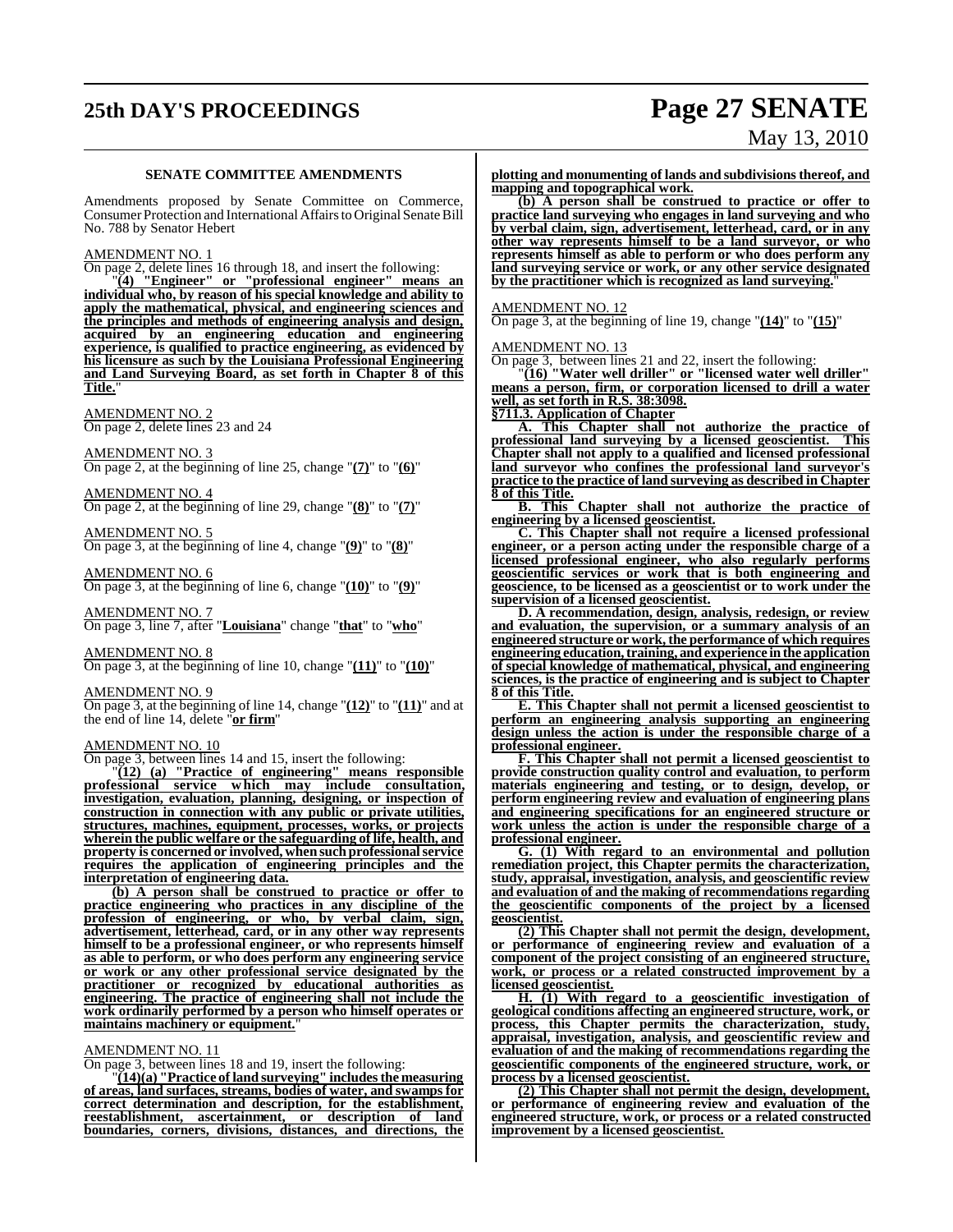## SENATE COMMITTEE AMENDMENTS

Amendments proposed by Senate Committee on Commerce, Consumer Protection and International Affairs to Original Senate Bill No. 788 by Senator Hebert

AMENDMENT NO. 1

On page 2, delete lines 16 through 18, and insert the following:

"**(4) "Engineer" or "professional engineer" means an individual who, by reason of his special knowledge and ability to apply the mathematical, physical, and engineering sciences and the principles and methods of engineering analysis and design, acquired by an engineering education and engineering experience, is qualified to practice engineering, as evidenced by his licensure as such by the Louisiana Professional Engineering and Land Surveying Board, as set forth in Chapter 8 of this Title.**"

AMENDMENT NO. 2

On page 2, delete lines 23 and 24

AMENDMENT NO. 3

On page 2, at the beginning of line 25, change "**(7)**" to "**(6)**"

AMENDMENT NO. 4

On page 2, at the beginning of line 29, change "**(8)**" to "**(7)**"

AMENDMENT NO. 5

On page 3, at the beginning of line 4, change "**(9)**" to "**(8)**"

AMENDMENT NO. 6

On page 3, at the beginning of line 6, change "**(10)**" to "**(9)**"

AMENDMENT NO. 7

On page 3, line 7, after "**Louisiana**" change "**that**" to "**who**"

AMENDMENT NO. 8

On page 3, at the beginning of line 10, change "**(11)**" to "**(10)**"

AMENDMENT NO. 9

On page 3, at the beginning of line 14, change "**(12)**" to "**(11)**" and at the end of line 14, delete "**or firm**"

AMENDMENT NO. 10

On page 3, between lines 14 and 15, insert the following:

"**(12) (a) "Practice of engineering" means responsible professional service which may include consultation, investigation, evaluation, planning, designing, or inspection of construction in connection with any public or private utilities, structures, machines, equipment, processes, works, or projects wherein the public welfare or the safeguarding of life, health, and property is concerned or involved, when such professional service requires the application of engineering principles and the interpretation of engineering data.**

**(b) A person shall be construed to practice or offer to practice engineering who practices in any discipline of the profession of engineering, or who, by verbal claim, sign, advertisement, letterhead, card, or in any other way represents himself to be a professional engineer, or who represents himself as able to perform, or who does perform any engineering service or work or any other professional service designated by the practitioner or recognized by educational authorities as engineering. The practice of engineering shall not include the work ordinarily performed by a person who himself operates or maintains machinery or equipment.**"

AMENDMENT NO. 11

On page 3, between lines 18 and 19, insert the following:

"**(14)(a) "Practice of land surveying" includes the measuring of areas, land surfaces, streams, bodies of water, and swamps for correct determination and description, for the establishment, reestablishment, ascertainment, or description of land boundaries, corners, divisions, distances, and directions, the plotting and monumenting of lands and subdivisions thereof, and mapping and topographical work.**

**(b) A person shall be construed to practice or offer to practice land surveying who engages in land surveying and who by verbal claim, sign, advertisement, letterhead, card, or in any other way represents himself to be a land surveyor, or who represents himself as able to perform or who does perform any land surveying service or work, or any other service designated by the practitioner which is recognized as land surveying.**"

AMENDMENT NO. 12

On page 3, at the beginning of line 19, change "**(14)**" to "**(15)**"

AMENDMENT NO. 13

On page 3, between lines 21 and 22, insert the following:

"**(16) "Water well driller" or "licensed water well driller" means a person, firm, or corporation licensed to drill a water well, as set forth in R.S. 38:3098.**

**§711.3. Application of Chapter**

**A. This Chapter shall not authorize the practice of professional land surveying by a licensed geoscientist. This Chapter shall not apply to a qualified and licensed professional land surveyor who confines the professional land surveyor's practice to the practice of land surveying as described in Chapter 8 of this Title.**

**B. This Chapter shall not authorize the practice of engineering by a licensed geoscientist.**

**C. This Chapter shall not require a licensed professional engineer, or a person acting under the responsible charge of a licensed professional engineer, who also regularly performs geoscientific services or work that is both engineering and geoscience, to be licensed as a geoscientist or to work under the supervision of a licensed geoscientist.**

**D. A recommendation, design, analysis, redesign, or review and evaluation, the supervision, or a summary analysis of an engineered structure or work, the performance of which requires engineering education, training, and experience in the application of special knowledge of mathematical, physical, and engineering sciences, is the practice of engineering and is subject to Chapter 8 of this Title.**

**E. This Chapter shall not permit a licensed geoscientist to perform an engineering analysis supporting an engineering design unless the action is under the responsible charge of a professional engineer.**

**F. This Chapter shall not permit a licensed geoscientist to provide construction quality control and evaluation, to perform materials engineering and testing, or to design, develop, or perform engineering review and evaluation of engineering plans and engineering specifications for an engineered structure or work unless the action is under the responsible charge of a professional engineer.**

**G. (1) With regard to an environmental and pollution remediation project, this Chapter permits the characterization, study, appraisal, investigation, analysis, and geoscientific review and evaluation of and the making of recommendations regarding the geoscientific components of the project by a licensed geoscientist.**

**(2) This Chapter shall not permit the design, development, or performance of engineering review and evaluation of a component of the project consisting of an engineered structure, work, or process or a related constructed improvement by a licensed geoscientist.**

**H. (1) With regard to a geoscientific investigation of geological conditions affecting an engineered structure, work, or process, this Chapter permits the characterization, study, appraisal, investigation, analysis, and geoscientific review and evaluation of and the making of recommendations regarding the geoscientific components of the engineered structure, work, or process by a licensed geoscientist.**

**(2) This Chapter shall not permit the design, development, or performance of engineering review and evaluation of the engineered structure, work, or process or a related constructed improvement by a licensed geoscientist.**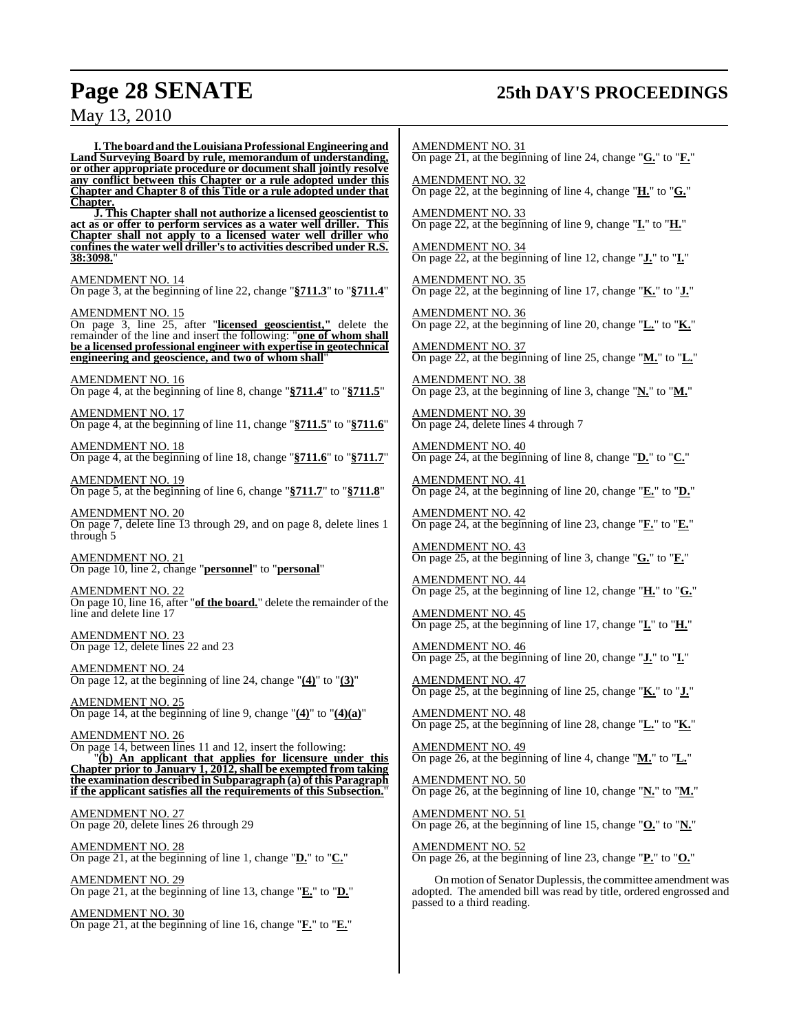**I. The board and the Louisiana Professional Engineering and Land Surveying Board by rule, memorandum of understanding, or other appropriate procedure or document shall jointly resolve any conflict between this Chapter or a rule adopted under this Chapter and Chapter 8 of this Title or a rule adopted under that Chapter.**

**J. This Chapter shall not authorize a licensed geoscientist to act as or offer to perform services as a water well driller. This Chapter shall not apply to a licensed water well driller who confines the water well driller's to activities described under R.S. 38:3098.**"

AMENDMENT NO. 14
On page 3, at the beginning of line 22, change "**§711.3**" to "**§711.4**"

AMENDMENT NO. 15
On page 3, line 25, after "**licensed geoscientist,**" delete the remainder of the line and insert the following: "**one of whom shall be a licensed professional engineer with expertise in geotechnical engineering and geoscience, and two of whom shall**"

AMENDMENT NO. 16
On page 4, at the beginning of line 8, change "**§711.4**" to "**§711.5**"

AMENDMENT NO. 17
On page 4, at the beginning of line 11, change "**§711.5**" to "**§711.6**"

AMENDMENT NO. 18
On page 4, at the beginning of line 18, change "**§711.6**" to "**§711.7**"

AMENDMENT NO. 19
On page 5, at the beginning of line 6, change "**§711.7**" to "**§711.8**"

AMENDMENT NO. 20
On page 7, delete line 13 through 29, and on page 8, delete lines 1 through 5

AMENDMENT NO. 21
On page 10, line 2, change "**personnel**" to "**personal**"

AMENDMENT NO. 22
On page 10, line 16, after "**of the board.**" delete the remainder of the line and delete line 17

AMENDMENT NO. 23
On page 12, delete lines 22 and 23

AMENDMENT NO. 24
On page 12, at the beginning of line 24, change "**(4)**" to "**(3)**"

AMENDMENT NO. 25
On page 14, at the beginning of line 9, change "**(4)**" to "**(4)(a)**"

AMENDMENT NO. 26
On page 14, between lines 11 and 12, insert the following:

"**(b) An applicant that applies for licensure under this Chapter prior to January 1, 2012, shall be exempted from taking the examination described in Subparagraph (a) of this Paragraph if the applicant satisfies all the requirements of this Subsection.**"

AMENDMENT NO. 27
On page 20, delete lines 26 through 29

AMENDMENT NO. 28
On page 21, at the beginning of line 1, change "**D.**" to "**C.**"

AMENDMENT NO. 29
On page 21, at the beginning of line 13, change "**E.**" to "**D.**"

AMENDMENT NO. 30
On page 21, at the beginning of line 16, change "**F.**" to "**E.**"

AMENDMENT NO. 31
On page 21, at the beginning of line 24, change "**G.**" to "**F.**"

AMENDMENT NO. 32
On page 22, at the beginning of line 4, change "**H.**" to "**G.**"

AMENDMENT NO. 33
On page 22, at the beginning of line 9, change "**I.**" to "**H.**"

AMENDMENT NO. 34
On page 22, at the beginning of line 12, change "**J.**" to "**I.**"

AMENDMENT NO. 35
On page 22, at the beginning of line 17, change "**K.**" to "**J.**"

AMENDMENT NO. 36
On page 22, at the beginning of line 20, change "**L.**" to "**K.**"

AMENDMENT NO. 37
On page 22, at the beginning of line 25, change "**M.**" to "**L.**"

AMENDMENT NO. 38
On page 23, at the beginning of line 3, change "**N.**" to "**M.**"

AMENDMENT NO. 39
On page 24, delete lines 4 through 7

AMENDMENT NO. 40
On page 24, at the beginning of line 8, change "**D.**" to "**C.**"

AMENDMENT NO. 41
On page 24, at the beginning of line 20, change "**E.**" to "**D.**"

AMENDMENT NO. 42
On page 24, at the beginning of line 23, change "**F.**" to "**E.**"

AMENDMENT NO. 43
On page 25, at the beginning of line 3, change "**G.**" to "**F.**"

AMENDMENT NO. 44
On page 25, at the beginning of line 12, change "**H.**" to "**G.**"

AMENDMENT NO. 45
On page 25, at the beginning of line 17, change "**I.**" to "**H.**"

AMENDMENT NO. 46
On page 25, at the beginning of line 20, change "**J.**" to "**I.**"

AMENDMENT NO. 47
On page 25, at the beginning of line 25, change "**K.**" to "**J.**"

AMENDMENT NO. 48
On page 25, at the beginning of line 28, change "**L.**" to "**K.**"

AMENDMENT NO. 49
On page 26, at the beginning of line 4, change "**M.**" to "**L.**"

AMENDMENT NO. 50
On page 26, at the beginning of line 10, change "**N.**" to "**M.**"

AMENDMENT NO. 51
On page 26, at the beginning of line 15, change "**O.**" to "**N.**"

AMENDMENT NO. 52
On page 26, at the beginning of line 23, change "**P.**" to "**O.**"

On motion of Senator Duplessis, the committee amendment was adopted. The amended bill was read by title, ordered engrossed and passed to a third reading.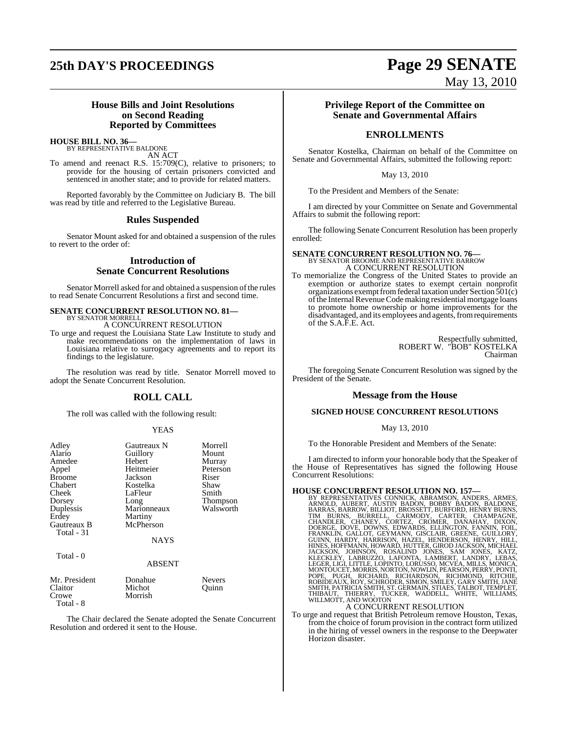## House Bills and Joint Resolutions on Second Reading Reported by Committees

**HOUSE BILL NO. 36—**
BY REPRESENTATIVE BALDONE
AN ACT

To amend and reenact R.S. 15:709(C), relative to prisoners; to provide for the housing of certain prisoners convicted and sentenced in another state; and to provide for related matters.

Reported favorably by the Committee on Judiciary B. The bill was read by title and referred to the Legislative Bureau.

## Rules Suspended

Senator Mount asked for and obtained a suspension of the rules to revert to the order of:

## Introduction of Senate Concurrent Resolutions

Senator Morrell asked for and obtained a suspension of the rules to read Senate Concurrent Resolutions a first and second time.

**SENATE CONCURRENT RESOLUTION NO. 81—**
BY SENATOR MORRELL
A CONCURRENT RESOLUTION

To urge and request the Louisiana State Law Institute to study and make recommendations on the implementation of laws in Louisiana relative to surrogacy agreements and to report its findings to the legislature.

The resolution was read by title. Senator Morrell moved to adopt the Senate Concurrent Resolution.

## ROLL CALL

The roll was called with the following result:

YEAS

| | | |
|---|---|---|
| Adley | Gautreaux N | Morrell |
| Alario | Guillory | Mount |
| Amedee | Hebert | Murray |
| Appel | Heitmeier | Peterson |
| Broome | Jackson | Riser |
| Chabert | Kostelka | Shaw |
| Cheek | LaFleur | Smith |
| Dorsey | Long | Thompson |
| Duplessis | Marionneaux | Walsworth |
| Erdey | Martiny | |
| Gautreaux B | McPherson | |
| Total - 31 | | |

NAYS

Total - 0

ABSENT

| | | |
|---|---|---|
| Mr. President | Donahue | Nevers |
| Claitor | Michot | Quinn |
| Crowe | Morrish | |
| Total - 8 | | |

The Chair declared the Senate adopted the Senate Concurrent Resolution and ordered it sent to the House.

## Privilege Report of the Committee on Senate and Governmental Affairs

## ENROLLMENTS

Senator Kostelka, Chairman on behalf of the Committee on Senate and Governmental Affairs, submitted the following report:

May 13, 2010

To the President and Members of the Senate:

I am directed by your Committee on Senate and Governmental Affairs to submit the following report:

The following Senate Concurrent Resolution has been properly enrolled:

**SENATE CONCURRENT RESOLUTION NO. 76—**
BY SENATOR BROOME AND REPRESENTATIVE BARROW
A CONCURRENT RESOLUTION

To memorialize the Congress of the United States to provide an exemption or authorize states to exempt certain nonprofit organizations exempt from federal taxation under Section 501(c) of the Internal Revenue Code making residential mortgage loans to promote home ownership or home improvements for the disadvantaged, and its employees and agents, from requirements of the S.A.F.E. Act.

Respectfully submitted,
ROBERT W. "BOB" KOSTELKA
Chairman

The foregoing Senate Concurrent Resolution was signed by the President of the Senate.

## Message from the House

### SIGNED HOUSE CONCURRENT RESOLUTIONS

May 13, 2010

To the Honorable President and Members of the Senate:

I am directed to inform your honorable body that the Speaker of the House of Representatives has signed the following House Concurrent Resolutions:

**HOUSE CONCURRENT RESOLUTION NO. 157—**
BY REPRESENTATIVES CONNICK, ABRAMSON, ANDERS, ARMES, ARNOLD, AUBERT, AUSTIN BADON, BOBBY BADON, BALDONE, BARRAS, BARROW, BILLIOT, BROSSETT, BURFORD, HENRY BURNS, TIM BURNS, BURRELL, CARMODY, CARTER, CHAMPAGNE, CHANDLER, CHANEY, CORTEZ, CROMER, DANAHAY, DIXON, DOERGE, DOVE, DOWNS, EDWARDS, ELLINGTON, FANNIN, FOIL, FRANKLIN, GALLOT, GEYMANN, GISCLAIR, GREENE, GUILLORY, GUINN, HARDY, HARRISON, HAZEL, HENDERSON, HENRY, HILL, HINES, HOFFMANN, HOWARD, HUTTER, GIROD JACKSON, MICHAEL JACKSON, JOHNSON, ROSALIND JONES, SAM JONES, KATZ, KLECKLEY, LABRUZZO, LAFONTA, LAMBERT, LANDRY, LEBAS, LEGER, LIGI, LITTLE, LOPINTO, LORUSSO, MCVEA, MILLS, MONICA, MONTOUCET, MORRIS, NORTON, NOWLIN, PEARSON, PERRY, PONTI, POPE, PUGH, RICHARD, RICHARDSON, RICHMOND, RITCHIE, ROBIDEAUX, ROY, SCHRODER, SIMON, SMILEY, GARY SMITH, JANE SMITH, PATRICIA SMITH, ST. GERMAIN, STIAES, TALBOT, TEMPLET, THIBAUT, THIERRY, TUCKER, WADDELL, WHITE, WILLIAMS, WILLMOTT, AND WOOTON
A CONCURRENT RESOLUTION

To urge and request that British Petroleum remove Houston, Texas, from the choice of forum provision in the contract form utilized in the hiring of vessel owners in the response to the Deepwater Horizon disaster.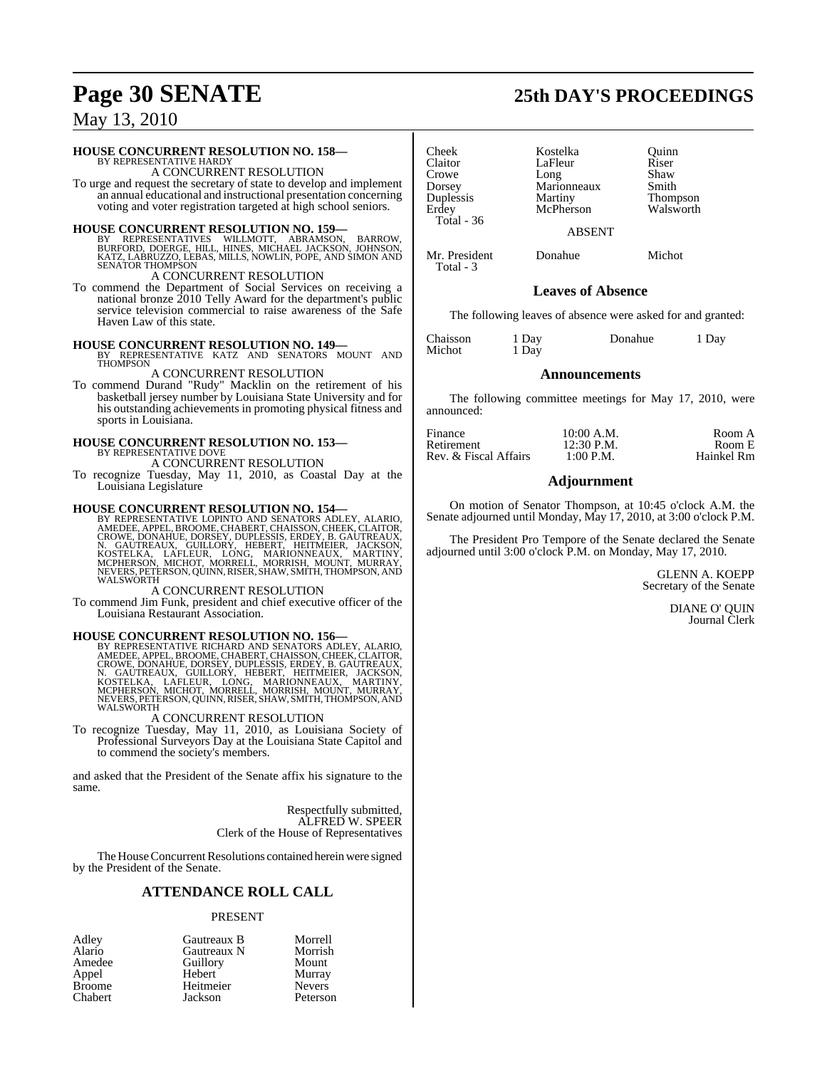**HOUSE CONCURRENT RESOLUTION NO. 158—**
BY REPRESENTATIVE HARDY

A CONCURRENT RESOLUTION

To urge and request the secretary of state to develop and implement an annual educational and instructional presentation concerning voting and voter registration targeted at high school seniors.

**HOUSE CONCURRENT RESOLUTION NO. 159—**
BY REPRESENTATIVES WILLMOTT, ABRAMSON, BARROW, BURFORD, DOERGE, HILL, HINES, MICHAEL JACKSON, JOHNSON, KATZ, LABRUZZO, LEBAS, MILLS, NOWLIN, POPE, AND SIMON AND SENATOR THOMPSON

A CONCURRENT RESOLUTION

To commend the Department of Social Services on receiving a national bronze 2010 Telly Award for the department's public service television commercial to raise awareness of the Safe Haven Law of this state.

**HOUSE CONCURRENT RESOLUTION NO. 149—**
BY REPRESENTATIVE KATZ AND SENATORS MOUNT AND THOMPSON

A CONCURRENT RESOLUTION

To commend Durand "Rudy" Macklin on the retirement of his basketball jersey number by Louisiana State University and for his outstanding achievements in promoting physical fitness and sports in Louisiana.

**HOUSE CONCURRENT RESOLUTION NO. 153—**
BY REPRESENTATIVE DOVE

A CONCURRENT RESOLUTION

To recognize Tuesday, May 11, 2010, as Coastal Day at the Louisiana Legislature

**HOUSE CONCURRENT RESOLUTION NO. 154—**
BY REPRESENTATIVE LOPINTO AND SENATORS ADLEY, ALARIO, AMEDEE, APPEL, BROOME, CHABERT, CHAISSON, CHEEK, CLAITOR, CROWE, DONAHUE, DORSEY, DUPLESSIS, ERDEY, B. GAUTREAUX, N. GAUTREAUX, GUILLORY, HEBERT, HEITMEIER, JACKSON, KOSTELKA, LAFLEUR, LONG, MARIONNEAUX, MARTINY, MCPHERSON, MICHOT, MORRELL, MORRISH, MOUNT, MURRAY, NEVERS, PETERSON, QUINN, RISER, SHAW, SMITH, THOMPSON, AND WALSWORTH

A CONCURRENT RESOLUTION

To commend Jim Funk, president and chief executive officer of the Louisiana Restaurant Association.

**HOUSE CONCURRENT RESOLUTION NO. 156—**
BY REPRESENTATIVE RICHARD AND SENATORS ADLEY, ALARIO, AMEDEE, APPEL, BROOME, CHABERT, CHAISSON, CHEEK, CLAITOR, CROWE, DONAHUE, DORSEY, DUPLESSIS, ERDEY, B. GAUTREAUX, N. GAUTREAUX, GUILLORY, HEBERT, HEITMEIER, JACKSON, KOSTELKA, LAFLEUR, LONG, MARIONNEAUX, MARTINY, MCPHERSON, MICHOT, MORRELL, MORRISH, MOUNT, MURRAY, NEVERS, PETERSON, QUINN, RISER, SHAW, SMITH, THOMPSON, AND WALSWORTH

A CONCURRENT RESOLUTION

To recognize Tuesday, May 11, 2010, as Louisiana Society of Professional Surveyors Day at the Louisiana State Capitol and to commend the society's members.

and asked that the President of the Senate affix his signature to the same.

Respectfully submitted,
ALFRED W. SPEER
Clerk of the House of Representatives

The House Concurrent Resolutions contained herein were signed by the President of the Senate.

## ATTENDANCE ROLL CALL

PRESENT

| | | |
|---|---|---|
| Adley | Gautreaux B | Morrell |
| Alario | Gautreaux N | Morrish |
| Amedee | Guillory | Mount |
| Appel | Hebert | Murray |
| Broome | Heitmeier | Nevers |
| Chabert | Jackson | Peterson |
| Cheek | Kostelka | Quinn |
| Claitor | LaFleur | Riser |
| Crowe | Long | Shaw |
| Dorsey | Marionneaux | Smith |
| Duplessis | Martiny | Thompson |
| Erdey | McPherson | Walsworth |

Total - 36

ABSENT

| | | |
|---|---|---|
| Mr. President | Donahue | Michot |

Total - 3

## Leaves of Absence

The following leaves of absence were asked for and granted:

| | | | |
|---|---|---|---|
| Chaisson | 1 Day | Donahue | 1 Day |
| Michot | 1 Day | | |

## Announcements

The following committee meetings for May 17, 2010, were announced:

| | | |
|---|---|---|
| Finance | 10:00 A.M. | Room A |
| Retirement | 12:30 P.M. | Room E |
| Rev. & Fiscal Affairs | 1:00 P.M. | Hainkel Rm |

## Adjournment

On motion of Senator Thompson, at 10:45 o'clock A.M. the Senate adjourned until Monday, May 17, 2010, at 3:00 o'clock P.M.

The President Pro Tempore of the Senate declared the Senate adjourned until 3:00 o'clock P.M. on Monday, May 17, 2010.

GLENN A. KOEPP
Secretary of the Senate

DIANE O' QUIN
Journal Clerk